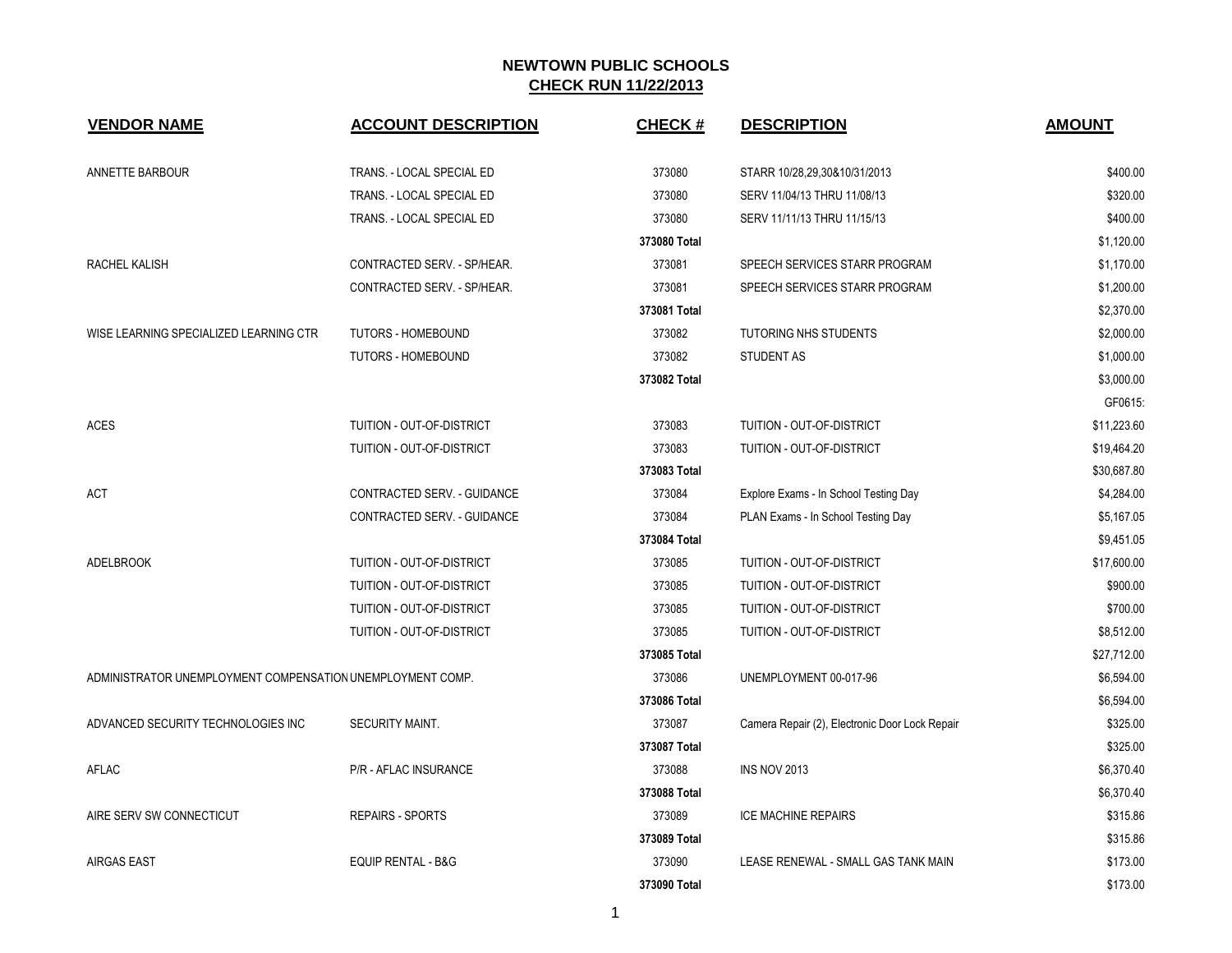# NEWTOWN PUBLIC SCHOOLS
## CHECK RUN 11/22/2013

| VENDOR NAME | ACCOUNT DESCRIPTION | CHECK # | DESCRIPTION | AMOUNT |
|---|---|---|---|---|
| ANNETTE BARBOUR | TRANS. - LOCAL SPECIAL ED | 373080 | STARR 10/28,29,30&10/31/2013 | $400.00 |
| | TRANS. - LOCAL SPECIAL ED | 373080 | SERV 11/04/13 THRU 11/08/13 | $320.00 |
| | TRANS. - LOCAL SPECIAL ED | 373080 | SERV 11/11/13 THRU 11/15/13 | $400.00 |
| | | **373080 Total** | | $1,120.00 |
| RACHEL KALISH | CONTRACTED SERV. - SP/HEAR. | 373081 | SPEECH SERVICES STARR PROGRAM | $1,170.00 |
| | CONTRACTED SERV. - SP/HEAR. | 373081 | SPEECH SERVICES STARR PROGRAM | $1,200.00 |
| | | **373081 Total** | | $2,370.00 |
| WISE LEARNING SPECIALIZED LEARNING CTR | TUTORS - HOMEBOUND | 373082 | TUTORING NHS STUDENTS | $2,000.00 |
| | TUTORS - HOMEBOUND | 373082 | STUDENT AS | $1,000.00 |
| | | **373082 Total** | | $3,000.00 |
| | | | | GF0615: |
| ACES | TUITION - OUT-OF-DISTRICT | 373083 | TUITION - OUT-OF-DISTRICT | $11,223.60 |
| | TUITION - OUT-OF-DISTRICT | 373083 | TUITION - OUT-OF-DISTRICT | $19,464.20 |
| | | **373083 Total** | | $30,687.80 |
| ACT | CONTRACTED SERV. - GUIDANCE | 373084 | Explore Exams - In School Testing Day | $4,284.00 |
| | CONTRACTED SERV. - GUIDANCE | 373084 | PLAN Exams - In School Testing Day | $5,167.05 |
| | | **373084 Total** | | $9,451.05 |
| ADELBROOK | TUITION - OUT-OF-DISTRICT | 373085 | TUITION - OUT-OF-DISTRICT | $17,600.00 |
| | TUITION - OUT-OF-DISTRICT | 373085 | TUITION - OUT-OF-DISTRICT | $900.00 |
| | TUITION - OUT-OF-DISTRICT | 373085 | TUITION - OUT-OF-DISTRICT | $700.00 |
| | TUITION - OUT-OF-DISTRICT | 373085 | TUITION - OUT-OF-DISTRICT | $8,512.00 |
| | | **373085 Total** | | $27,712.00 |
| ADMINISTRATOR UNEMPLOYMENT COMPENSATION | UNEMPLOYMENT COMP. | 373086 | UNEMPLOYMENT 00-017-96 | $6,594.00 |
| | | **373086 Total** | | $6,594.00 |
| ADVANCED SECURITY TECHNOLOGIES INC | SECURITY MAINT. | 373087 | Camera Repair (2), Electronic Door Lock Repair | $325.00 |
| | | **373087 Total** | | $325.00 |
| AFLAC | P/R - AFLAC INSURANCE | 373088 | INS NOV 2013 | $6,370.40 |
| | | **373088 Total** | | $6,370.40 |
| AIRE SERV SW CONNECTICUT | REPAIRS - SPORTS | 373089 | ICE MACHINE REPAIRS | $315.86 |
| | | **373089 Total** | | $315.86 |
| AIRGAS EAST | EQUIP RENTAL - B&G | 373090 | LEASE RENEWAL - SMALL GAS TANK MAIN | $173.00 |
| | | **373090 Total** | | $173.00 |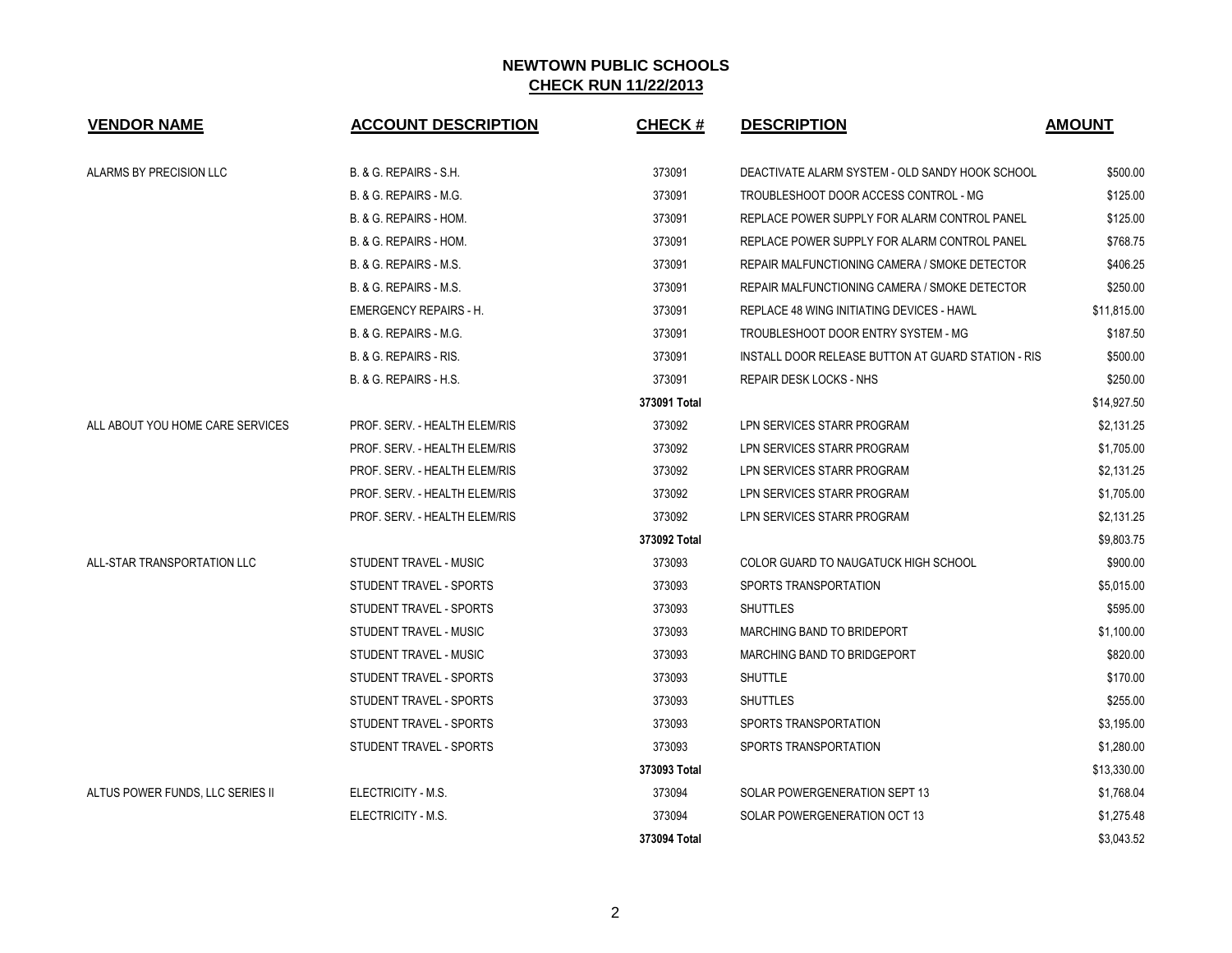## NEWTOWN PUBLIC SCHOOLS

## CHECK RUN 11/22/2013

| VENDOR NAME | ACCOUNT DESCRIPTION | CHECK # | DESCRIPTION | AMOUNT |
|---|---|---|---|---|
| ALARMS BY PRECISION LLC | B. & G. REPAIRS - S.H. | 373091 | DEACTIVATE ALARM SYSTEM - OLD SANDY HOOK SCHOOL | $500.00 |
| | B. & G. REPAIRS - M.G. | 373091 | TROUBLESHOOT DOOR ACCESS CONTROL - MG | $125.00 |
| | B. & G. REPAIRS - HOM. | 373091 | REPLACE POWER SUPPLY FOR ALARM CONTROL PANEL | $125.00 |
| | B. & G. REPAIRS - HOM. | 373091 | REPLACE POWER SUPPLY FOR ALARM CONTROL PANEL | $768.75 |
| | B. & G. REPAIRS - M.S. | 373091 | REPAIR MALFUNCTIONING CAMERA / SMOKE DETECTOR | $406.25 |
| | B. & G. REPAIRS - M.S. | 373091 | REPAIR MALFUNCTIONING CAMERA / SMOKE DETECTOR | $250.00 |
| | EMERGENCY REPAIRS - H. | 373091 | REPLACE 48 WING INITIATING DEVICES - HAWL | $11,815.00 |
| | B. & G. REPAIRS - M.G. | 373091 | TROUBLESHOOT DOOR ENTRY SYSTEM - MG | $187.50 |
| | B. & G. REPAIRS - RIS. | 373091 | INSTALL DOOR RELEASE BUTTON AT GUARD STATION - RIS | $500.00 |
| | B. & G. REPAIRS - H.S. | 373091 | REPAIR DESK LOCKS - NHS | $250.00 |
| | | **373091 Total** | | $14,927.50 |
| ALL ABOUT YOU HOME CARE SERVICES | PROF. SERV. - HEALTH ELEM/RIS | 373092 | LPN SERVICES STARR PROGRAM | $2,131.25 |
| | PROF. SERV. - HEALTH ELEM/RIS | 373092 | LPN SERVICES STARR PROGRAM | $1,705.00 |
| | PROF. SERV. - HEALTH ELEM/RIS | 373092 | LPN SERVICES STARR PROGRAM | $2,131.25 |
| | PROF. SERV. - HEALTH ELEM/RIS | 373092 | LPN SERVICES STARR PROGRAM | $1,705.00 |
| | PROF. SERV. - HEALTH ELEM/RIS | 373092 | LPN SERVICES STARR PROGRAM | $2,131.25 |
| | | **373092 Total** | | $9,803.75 |
| ALL-STAR TRANSPORTATION LLC | STUDENT TRAVEL - MUSIC | 373093 | COLOR GUARD TO NAUGATUCK HIGH SCHOOL | $900.00 |
| | STUDENT TRAVEL - SPORTS | 373093 | SPORTS TRANSPORTATION | $5,015.00 |
| | STUDENT TRAVEL - SPORTS | 373093 | SHUTTLES | $595.00 |
| | STUDENT TRAVEL - MUSIC | 373093 | MARCHING BAND TO BRIDEPORT | $1,100.00 |
| | STUDENT TRAVEL - MUSIC | 373093 | MARCHING BAND TO BRIDGEPORT | $820.00 |
| | STUDENT TRAVEL - SPORTS | 373093 | SHUTTLE | $170.00 |
| | STUDENT TRAVEL - SPORTS | 373093 | SHUTTLES | $255.00 |
| | STUDENT TRAVEL - SPORTS | 373093 | SPORTS TRANSPORTATION | $3,195.00 |
| | STUDENT TRAVEL - SPORTS | 373093 | SPORTS TRANSPORTATION | $1,280.00 |
| | | **373093 Total** | | $13,330.00 |
| ALTUS POWER FUNDS, LLC SERIES II | ELECTRICITY - M.S. | 373094 | SOLAR POWERGENERATION SEPT 13 | $1,768.04 |
| | ELECTRICITY - M.S. | 373094 | SOLAR POWERGENERATION OCT 13 | $1,275.48 |
| | | **373094 Total** | | $3,043.52 |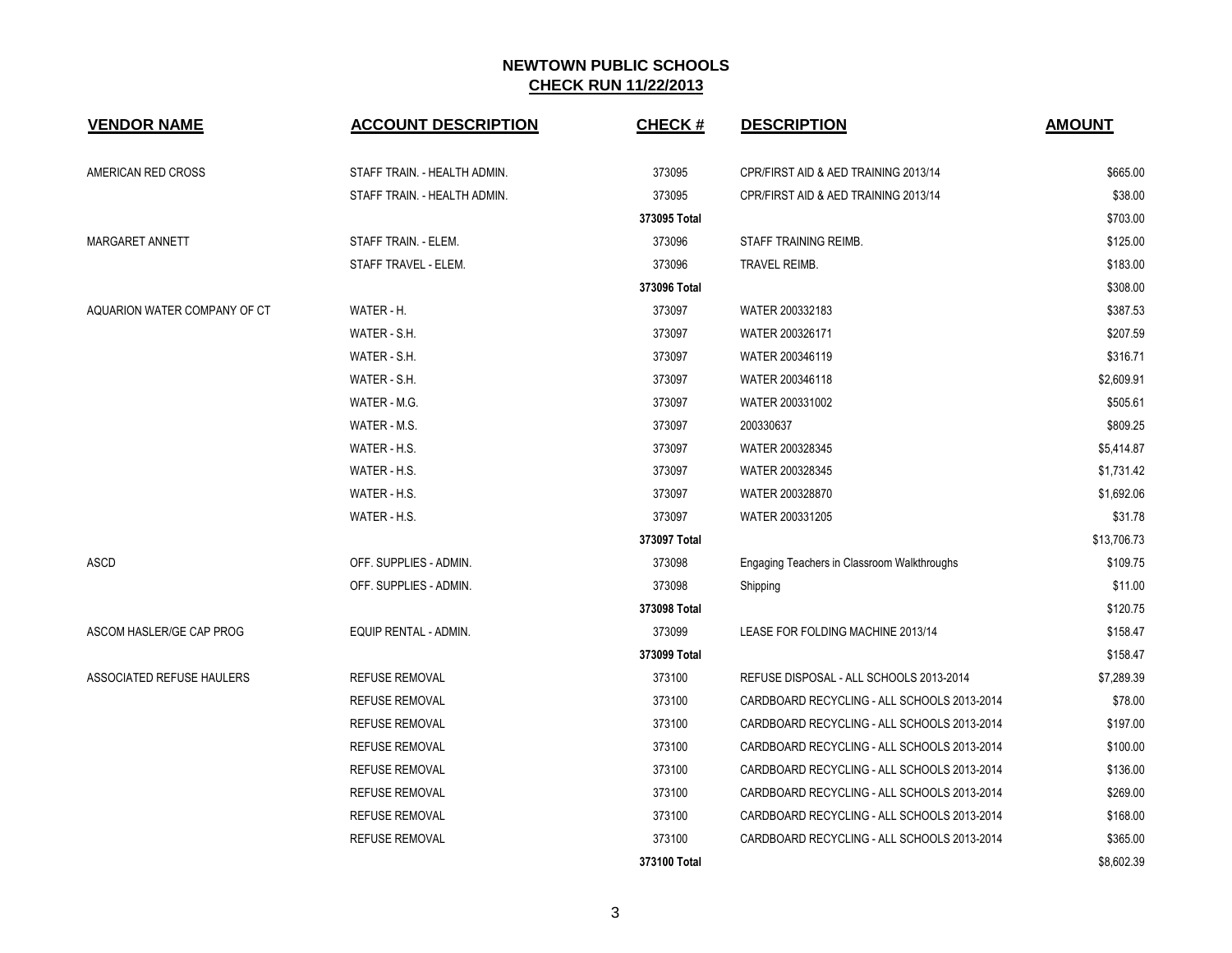# NEWTOWN PUBLIC SCHOOLS

## CHECK RUN 11/22/2013

| VENDOR NAME | ACCOUNT DESCRIPTION | CHECK # | DESCRIPTION | AMOUNT |
|---|---|---|---|---|
| AMERICAN RED CROSS | STAFF TRAIN. - HEALTH ADMIN. | 373095 | CPR/FIRST AID & AED TRAINING 2013/14 | $665.00 |
| | STAFF TRAIN. - HEALTH ADMIN. | 373095 | CPR/FIRST AID & AED TRAINING 2013/14 | $38.00 |
| | | 373095 Total | | $703.00 |
| MARGARET ANNETT | STAFF TRAIN. - ELEM. | 373096 | STAFF TRAINING REIMB. | $125.00 |
| | STAFF TRAVEL - ELEM. | 373096 | TRAVEL REIMB. | $183.00 |
| | | 373096 Total | | $308.00 |
| AQUARION WATER COMPANY OF CT | WATER - H. | 373097 | WATER 200332183 | $387.53 |
| | WATER - S.H. | 373097 | WATER 200326171 | $207.59 |
| | WATER - S.H. | 373097 | WATER 200346119 | $316.71 |
| | WATER - S.H. | 373097 | WATER 200346118 | $2,609.91 |
| | WATER - M.G. | 373097 | WATER 200331002 | $505.61 |
| | WATER - M.S. | 373097 | 200330637 | $809.25 |
| | WATER - H.S. | 373097 | WATER 200328345 | $5,414.87 |
| | WATER - H.S. | 373097 | WATER 200328345 | $1,731.42 |
| | WATER - H.S. | 373097 | WATER 200328870 | $1,692.06 |
| | WATER - H.S. | 373097 | WATER 200331205 | $31.78 |
| | | 373097 Total | | $13,706.73 |
| ASCD | OFF. SUPPLIES - ADMIN. | 373098 | Engaging Teachers in Classroom Walkthroughs | $109.75 |
| | OFF. SUPPLIES - ADMIN. | 373098 | Shipping | $11.00 |
| | | 373098 Total | | $120.75 |
| ASCOM HASLER/GE CAP PROG | EQUIP RENTAL - ADMIN. | 373099 | LEASE FOR FOLDING MACHINE 2013/14 | $158.47 |
| | | 373099 Total | | $158.47 |
| ASSOCIATED REFUSE HAULERS | REFUSE REMOVAL | 373100 | REFUSE DISPOSAL - ALL SCHOOLS 2013-2014 | $7,289.39 |
| | REFUSE REMOVAL | 373100 | CARDBOARD RECYCLING - ALL SCHOOLS 2013-2014 | $78.00 |
| | REFUSE REMOVAL | 373100 | CARDBOARD RECYCLING - ALL SCHOOLS 2013-2014 | $197.00 |
| | REFUSE REMOVAL | 373100 | CARDBOARD RECYCLING - ALL SCHOOLS 2013-2014 | $100.00 |
| | REFUSE REMOVAL | 373100 | CARDBOARD RECYCLING - ALL SCHOOLS 2013-2014 | $136.00 |
| | REFUSE REMOVAL | 373100 | CARDBOARD RECYCLING - ALL SCHOOLS 2013-2014 | $269.00 |
| | REFUSE REMOVAL | 373100 | CARDBOARD RECYCLING - ALL SCHOOLS 2013-2014 | $168.00 |
| | REFUSE REMOVAL | 373100 | CARDBOARD RECYCLING - ALL SCHOOLS 2013-2014 | $365.00 |
| | | 373100 Total | | $8,602.39 |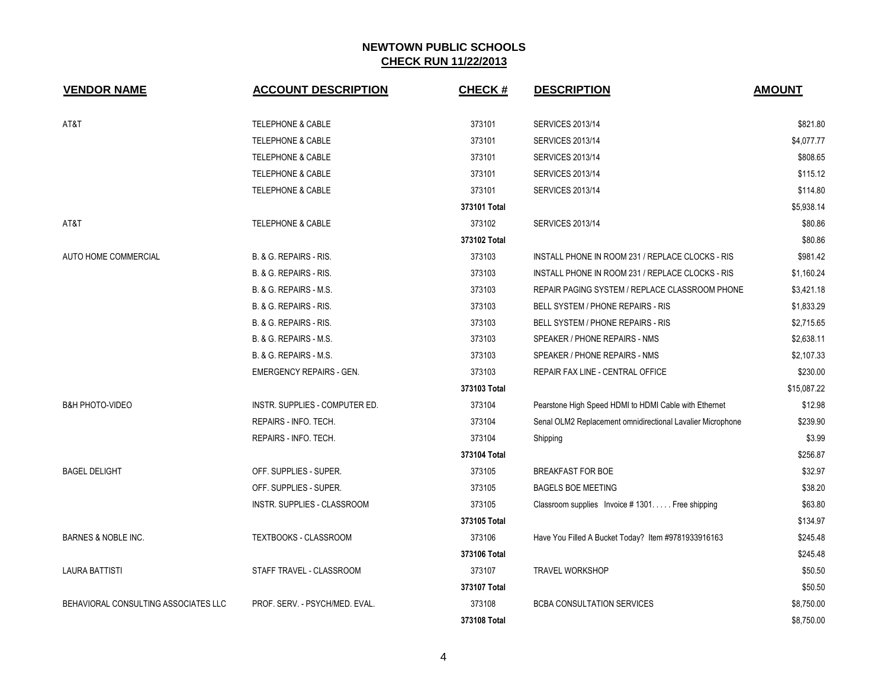# NEWTOWN PUBLIC SCHOOLS

## CHECK RUN 11/22/2013

| VENDOR NAME | ACCOUNT DESCRIPTION | CHECK # | DESCRIPTION | AMOUNT |
|---|---|---|---|---|
| AT&T | TELEPHONE & CABLE | 373101 | SERVICES 2013/14 | $821.80 |
| | TELEPHONE & CABLE | 373101 | SERVICES 2013/14 | $4,077.77 |
| | TELEPHONE & CABLE | 373101 | SERVICES 2013/14 | $808.65 |
| | TELEPHONE & CABLE | 373101 | SERVICES 2013/14 | $115.12 |
| | TELEPHONE & CABLE | 373101 | SERVICES 2013/14 | $114.80 |
| | | **373101 Total** | | $5,938.14 |
| AT&T | TELEPHONE & CABLE | 373102 | SERVICES 2013/14 | $80.86 |
| | | **373102 Total** | | $80.86 |
| AUTO HOME COMMERCIAL | B. & G. REPAIRS - RIS. | 373103 | INSTALL PHONE IN ROOM 231 / REPLACE CLOCKS - RIS | $981.42 |
| | B. & G. REPAIRS - RIS. | 373103 | INSTALL PHONE IN ROOM 231 / REPLACE CLOCKS - RIS | $1,160.24 |
| | B. & G. REPAIRS - M.S. | 373103 | REPAIR PAGING SYSTEM / REPLACE CLASSROOM PHONE | $3,421.18 |
| | B. & G. REPAIRS - RIS. | 373103 | BELL SYSTEM / PHONE REPAIRS - RIS | $1,833.29 |
| | B. & G. REPAIRS - RIS. | 373103 | BELL SYSTEM / PHONE REPAIRS - RIS | $2,715.65 |
| | B. & G. REPAIRS - M.S. | 373103 | SPEAKER / PHONE REPAIRS - NMS | $2,638.11 |
| | B. & G. REPAIRS - M.S. | 373103 | SPEAKER / PHONE REPAIRS - NMS | $2,107.33 |
| | EMERGENCY REPAIRS - GEN. | 373103 | REPAIR FAX LINE - CENTRAL OFFICE | $230.00 |
| | | **373103 Total** | | $15,087.22 |
| B&H PHOTO-VIDEO | INSTR. SUPPLIES - COMPUTER ED. | 373104 | Pearstone High Speed HDMI to HDMI Cable with Ethernet | $12.98 |
| | REPAIRS - INFO. TECH. | 373104 | Senal OLM2 Replacement omnidirectional Lavalier Microphone | $239.90 |
| | REPAIRS - INFO. TECH. | 373104 | Shipping | $3.99 |
| | | **373104 Total** | | $256.87 |
| BAGEL DELIGHT | OFF. SUPPLIES - SUPER. | 373105 | BREAKFAST FOR BOE | $32.97 |
| | OFF. SUPPLIES - SUPER. | 373105 | BAGELS BOE MEETING | $38.20 |
| | INSTR. SUPPLIES - CLASSROOM | 373105 | Classroom supplies Invoice # 1301. . . . . Free shipping | $63.80 |
| | | **373105 Total** | | $134.97 |
| BARNES & NOBLE INC. | TEXTBOOKS - CLASSROOM | 373106 | Have You Filled A Bucket Today? Item #9781933916163 | $245.48 |
| | | **373106 Total** | | $245.48 |
| LAURA BATTISTI | STAFF TRAVEL - CLASSROOM | 373107 | TRAVEL WORKSHOP | $50.50 |
| | | **373107 Total** | | $50.50 |
| BEHAVIORAL CONSULTING ASSOCIATES LLC | PROF. SERV. - PSYCH/MED. EVAL. | 373108 | BCBA CONSULTATION SERVICES | $8,750.00 |
| | | **373108 Total** | | $8,750.00 |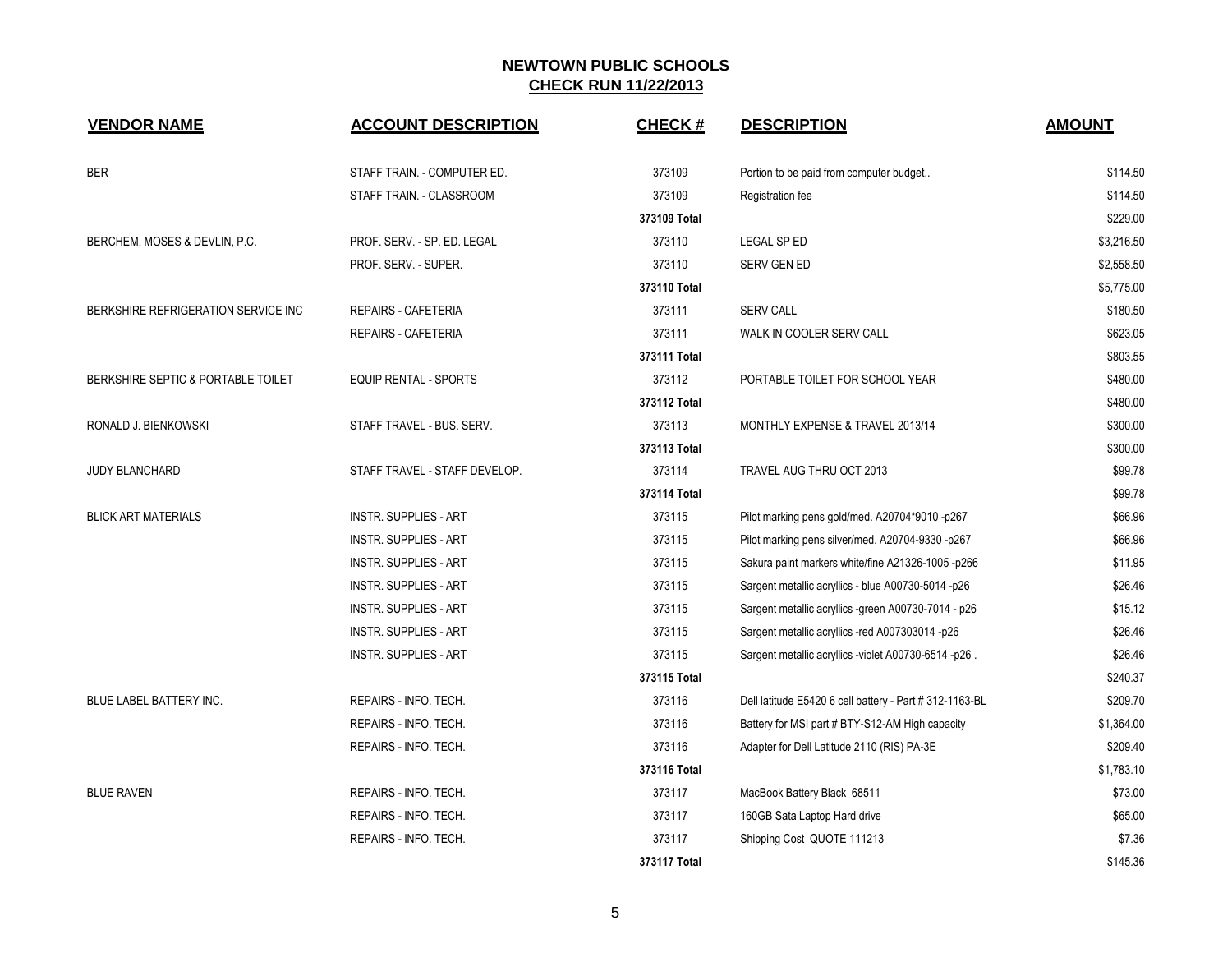## NEWTOWN PUBLIC SCHOOLS
## CHECK RUN 11/22/2013

| VENDOR NAME | ACCOUNT DESCRIPTION | CHECK # | DESCRIPTION | AMOUNT |
|---|---|---|---|---|
| BER | STAFF TRAIN. - COMPUTER ED. | 373109 | Portion to be paid from computer budget.. | $114.50 |
| | STAFF TRAIN. - CLASSROOM | 373109 | Registration fee | $114.50 |
| | | 373109 Total | | $229.00 |
| BERCHEM, MOSES & DEVLIN, P.C. | PROF. SERV. - SP. ED. LEGAL | 373110 | LEGAL SP ED | $3,216.50 |
| | PROF. SERV. - SUPER. | 373110 | SERV GEN ED | $2,558.50 |
| | | 373110 Total | | $5,775.00 |
| BERKSHIRE REFRIGERATION SERVICE INC | REPAIRS - CAFETERIA | 373111 | SERV CALL | $180.50 |
| | REPAIRS - CAFETERIA | 373111 | WALK IN COOLER SERV CALL | $623.05 |
| | | 373111 Total | | $803.55 |
| BERKSHIRE SEPTIC & PORTABLE TOILET | EQUIP RENTAL - SPORTS | 373112 | PORTABLE TOILET FOR SCHOOL YEAR | $480.00 |
| | | 373112 Total | | $480.00 |
| RONALD J. BIENKOWSKI | STAFF TRAVEL - BUS. SERV. | 373113 | MONTHLY EXPENSE & TRAVEL 2013/14 | $300.00 |
| | | 373113 Total | | $300.00 |
| JUDY BLANCHARD | STAFF TRAVEL - STAFF DEVELOP. | 373114 | TRAVEL AUG THRU OCT 2013 | $99.78 |
| | | 373114 Total | | $99.78 |
| BLICK ART MATERIALS | INSTR. SUPPLIES - ART | 373115 | Pilot marking pens gold/med. A20704*9010 -p267 | $66.96 |
| | INSTR. SUPPLIES - ART | 373115 | Pilot marking pens silver/med. A20704-9330 -p267 | $66.96 |
| | INSTR. SUPPLIES - ART | 373115 | Sakura paint markers white/fine A21326-1005 -p266 | $11.95 |
| | INSTR. SUPPLIES - ART | 373115 | Sargent metallic acryllics - blue A00730-5014 -p26 | $26.46 |
| | INSTR. SUPPLIES - ART | 373115 | Sargent metallic acryllics -green A00730-7014 - p26 | $15.12 |
| | INSTR. SUPPLIES - ART | 373115 | Sargent metallic acryllics -red A007303014 -p26 | $26.46 |
| | INSTR. SUPPLIES - ART | 373115 | Sargent metallic acryllics -violet A00730-6514 -p26 . | $26.46 |
| | | 373115 Total | | $240.37 |
| BLUE LABEL BATTERY INC. | REPAIRS - INFO. TECH. | 373116 | Dell latitude E5420 6 cell battery - Part # 312-1163-BL | $209.70 |
| | REPAIRS - INFO. TECH. | 373116 | Battery for MSI part # BTY-S12-AM High capacity | $1,364.00 |
| | REPAIRS - INFO. TECH. | 373116 | Adapter for Dell Latitude 2110 (RIS) PA-3E | $209.40 |
| | | 373116 Total | | $1,783.10 |
| BLUE RAVEN | REPAIRS - INFO. TECH. | 373117 | MacBook Battery Black 68511 | $73.00 |
| | REPAIRS - INFO. TECH. | 373117 | 160GB Sata Laptop Hard drive | $65.00 |
| | REPAIRS - INFO. TECH. | 373117 | Shipping Cost QUOTE 111213 | $7.36 |
| | | 373117 Total | | $145.36 |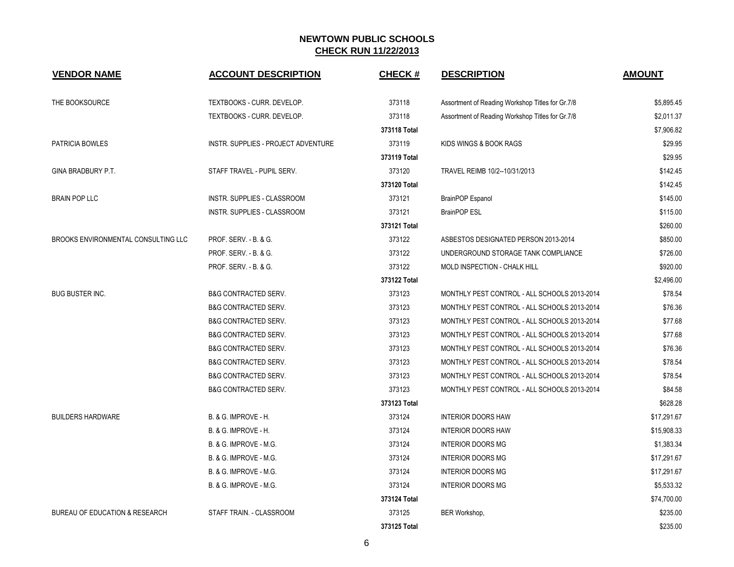# NEWTOWN PUBLIC SCHOOLS
## CHECK RUN 11/22/2013

| VENDOR NAME | ACCOUNT DESCRIPTION | CHECK # | DESCRIPTION | AMOUNT |
|---|---|---|---|---|
| THE BOOKSOURCE | TEXTBOOKS - CURR. DEVELOP. | 373118 | Assortment of Reading Workshop Titles for Gr.7/8 | $5,895.45 |
| | TEXTBOOKS - CURR. DEVELOP. | 373118 | Assortment of Reading Workshop Titles for Gr.7/8 | $2,011.37 |
| | | **373118 Total** | | $7,906.82 |
| PATRICIA BOWLES | INSTR. SUPPLIES - PROJECT ADVENTURE | 373119 | KIDS WINGS & BOOK RAGS | $29.95 |
| | | **373119 Total** | | $29.95 |
| GINA BRADBURY P.T. | STAFF TRAVEL - PUPIL SERV. | 373120 | TRAVEL REIMB 10/2--10/31/2013 | $142.45 |
| | | **373120 Total** | | $142.45 |
| BRAIN POP LLC | INSTR. SUPPLIES - CLASSROOM | 373121 | BrainPOP Espanol | $145.00 |
| | INSTR. SUPPLIES - CLASSROOM | 373121 | BrainPOP ESL | $115.00 |
| | | **373121 Total** | | $260.00 |
| BROOKS ENVIRONMENTAL CONSULTING LLC | PROF. SERV. - B. & G. | 373122 | ASBESTOS DESIGNATED PERSON 2013-2014 | $850.00 |
| | PROF. SERV. - B. & G. | 373122 | UNDERGROUND STORAGE TANK COMPLIANCE | $726.00 |
| | PROF. SERV. - B. & G. | 373122 | MOLD INSPECTION - CHALK HILL | $920.00 |
| | | **373122 Total** | | $2,496.00 |
| BUG BUSTER INC. | B&G CONTRACTED SERV. | 373123 | MONTHLY PEST CONTROL - ALL SCHOOLS 2013-2014 | $78.54 |
| | B&G CONTRACTED SERV. | 373123 | MONTHLY PEST CONTROL - ALL SCHOOLS 2013-2014 | $76.36 |
| | B&G CONTRACTED SERV. | 373123 | MONTHLY PEST CONTROL - ALL SCHOOLS 2013-2014 | $77.68 |
| | B&G CONTRACTED SERV. | 373123 | MONTHLY PEST CONTROL - ALL SCHOOLS 2013-2014 | $77.68 |
| | B&G CONTRACTED SERV. | 373123 | MONTHLY PEST CONTROL - ALL SCHOOLS 2013-2014 | $76.36 |
| | B&G CONTRACTED SERV. | 373123 | MONTHLY PEST CONTROL - ALL SCHOOLS 2013-2014 | $78.54 |
| | B&G CONTRACTED SERV. | 373123 | MONTHLY PEST CONTROL - ALL SCHOOLS 2013-2014 | $78.54 |
| | B&G CONTRACTED SERV. | 373123 | MONTHLY PEST CONTROL - ALL SCHOOLS 2013-2014 | $84.58 |
| | | **373123 Total** | | $628.28 |
| BUILDERS HARDWARE | B. & G. IMPROVE - H. | 373124 | INTERIOR DOORS HAW | $17,291.67 |
| | B. & G. IMPROVE - H. | 373124 | INTERIOR DOORS HAW | $15,908.33 |
| | B. & G. IMPROVE - M.G. | 373124 | INTERIOR DOORS MG | $1,383.34 |
| | B. & G. IMPROVE - M.G. | 373124 | INTERIOR DOORS MG | $17,291.67 |
| | B. & G. IMPROVE - M.G. | 373124 | INTERIOR DOORS MG | $17,291.67 |
| | B. & G. IMPROVE - M.G. | 373124 | INTERIOR DOORS MG | $5,533.32 |
| | | **373124 Total** | | $74,700.00 |
| BUREAU OF EDUCATION & RESEARCH | STAFF TRAIN. - CLASSROOM | 373125 | BER Workshop, | $235.00 |
| | | **373125 Total** | | $235.00 |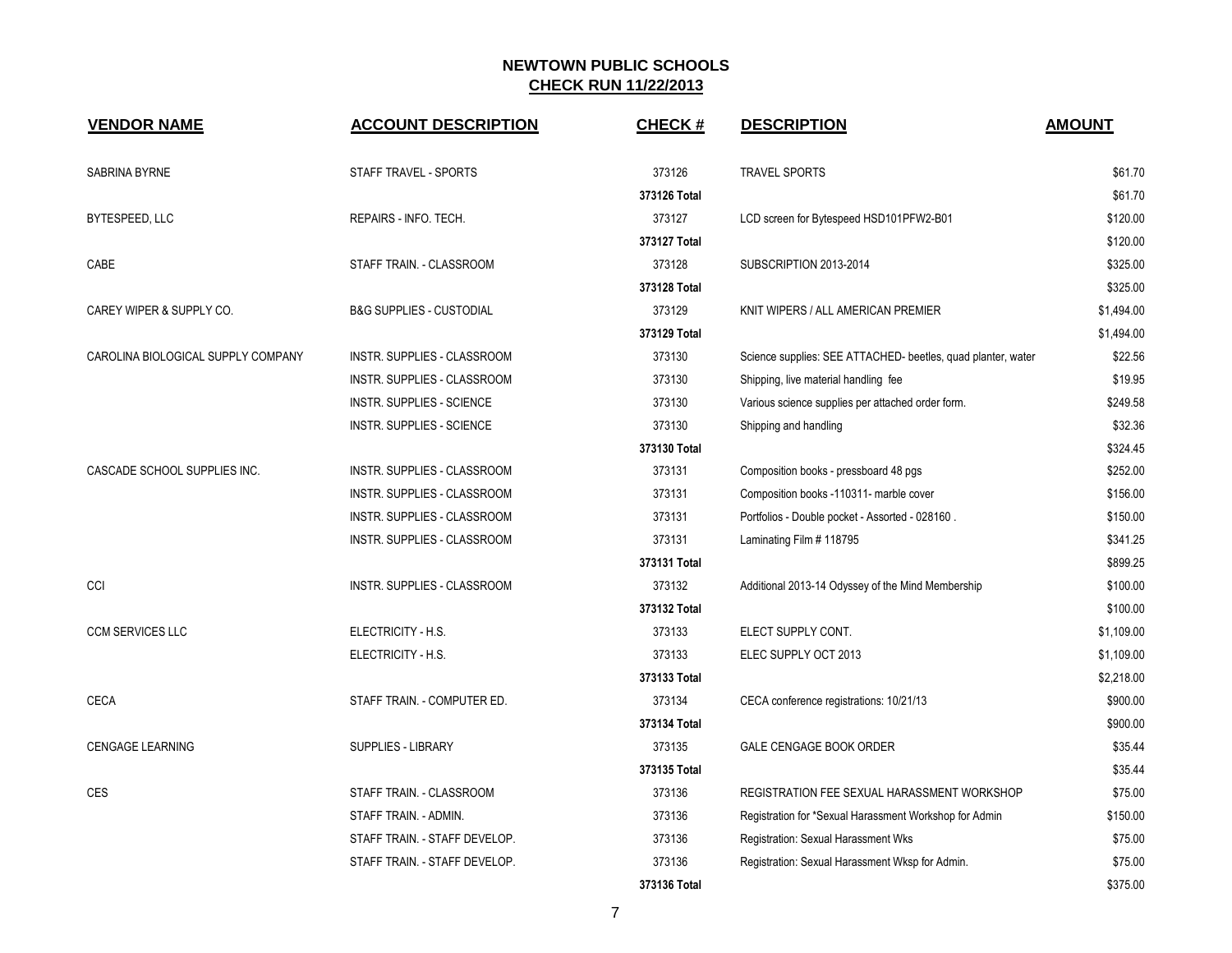# NEWTOWN PUBLIC SCHOOLS

## CHECK RUN 11/22/2013

| VENDOR NAME | ACCOUNT DESCRIPTION | CHECK # | DESCRIPTION | AMOUNT |
|---|---|---|---|---|
| SABRINA BYRNE | STAFF TRAVEL - SPORTS | 373126 | TRAVEL SPORTS | $61.70 |
| | | **373126 Total** | | $61.70 |
| BYTESPEED, LLC | REPAIRS - INFO. TECH. | 373127 | LCD screen for Bytespeed HSD101PFW2-B01 | $120.00 |
| | | **373127 Total** | | $120.00 |
| CABE | STAFF TRAIN. - CLASSROOM | 373128 | SUBSCRIPTION 2013-2014 | $325.00 |
| | | **373128 Total** | | $325.00 |
| CAREY WIPER & SUPPLY CO. | B&G SUPPLIES - CUSTODIAL | 373129 | KNIT WIPERS / ALL AMERICAN PREMIER | $1,494.00 |
| | | **373129 Total** | | $1,494.00 |
| CAROLINA BIOLOGICAL SUPPLY COMPANY | INSTR. SUPPLIES - CLASSROOM | 373130 | Science supplies: SEE ATTACHED- beetles, quad planter, water | $22.56 |
| | INSTR. SUPPLIES - CLASSROOM | 373130 | Shipping, live material handling fee | $19.95 |
| | INSTR. SUPPLIES - SCIENCE | 373130 | Various science supplies per attached order form. | $249.58 |
| | INSTR. SUPPLIES - SCIENCE | 373130 | Shipping and handling | $32.36 |
| | | **373130 Total** | | $324.45 |
| CASCADE SCHOOL SUPPLIES INC. | INSTR. SUPPLIES - CLASSROOM | 373131 | Composition books - pressboard 48 pgs | $252.00 |
| | INSTR. SUPPLIES - CLASSROOM | 373131 | Composition books -110311- marble cover | $156.00 |
| | INSTR. SUPPLIES - CLASSROOM | 373131 | Portfolios - Double pocket - Assorted - 028160 . | $150.00 |
| | INSTR. SUPPLIES - CLASSROOM | 373131 | Laminating Film # 118795 | $341.25 |
| | | **373131 Total** | | $899.25 |
| CCI | INSTR. SUPPLIES - CLASSROOM | 373132 | Additional 2013-14 Odyssey of the Mind Membership | $100.00 |
| | | **373132 Total** | | $100.00 |
| CCM SERVICES LLC | ELECTRICITY - H.S. | 373133 | ELECT SUPPLY CONT. | $1,109.00 |
| | ELECTRICITY - H.S. | 373133 | ELEC SUPPLY OCT 2013 | $1,109.00 |
| | | **373133 Total** | | $2,218.00 |
| CECA | STAFF TRAIN. - COMPUTER ED. | 373134 | CECA conference registrations: 10/21/13 | $900.00 |
| | | **373134 Total** | | $900.00 |
| CENGAGE LEARNING | SUPPLIES - LIBRARY | 373135 | GALE CENGAGE BOOK ORDER | $35.44 |
| | | **373135 Total** | | $35.44 |
| CES | STAFF TRAIN. - CLASSROOM | 373136 | REGISTRATION FEE SEXUAL HARASSMENT WORKSHOP | $75.00 |
| | STAFF TRAIN. - ADMIN. | 373136 | Registration for *Sexual Harassment Workshop for Admin | $150.00 |
| | STAFF TRAIN. - STAFF DEVELOP. | 373136 | Registration: Sexual Harassment Wks | $75.00 |
| | STAFF TRAIN. - STAFF DEVELOP. | 373136 | Registration: Sexual Harassment Wksp for Admin. | $75.00 |
| | | **373136 Total** | | $375.00 |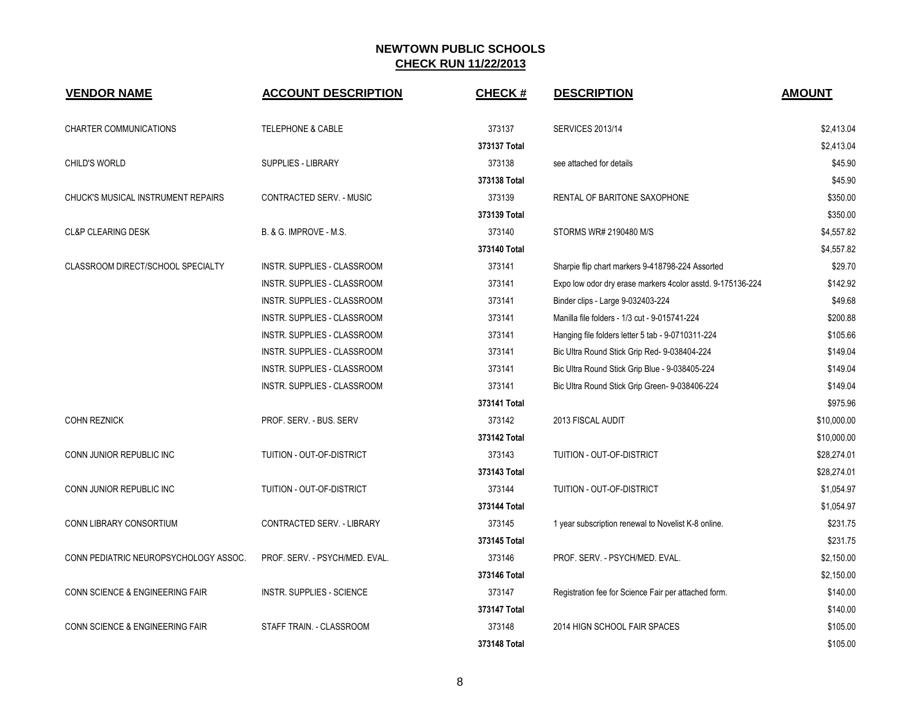# NEWTOWN PUBLIC SCHOOLS

## CHECK RUN 11/22/2013

| VENDOR NAME | ACCOUNT DESCRIPTION | CHECK # | DESCRIPTION | AMOUNT |
|---|---|---|---|---|
| CHARTER COMMUNICATIONS | TELEPHONE & CABLE | 373137 | SERVICES 2013/14 | $2,413.04 |
| | | **373137 Total** | | $2,413.04 |
| CHILD'S WORLD | SUPPLIES - LIBRARY | 373138 | see attached for details | $45.90 |
| | | **373138 Total** | | $45.90 |
| CHUCK'S MUSICAL INSTRUMENT REPAIRS | CONTRACTED SERV. - MUSIC | 373139 | RENTAL OF BARITONE SAXOPHONE | $350.00 |
| | | **373139 Total** | | $350.00 |
| CL&P CLEARING DESK | B. & G. IMPROVE - M.S. | 373140 | STORMS WR# 2190480 M/S | $4,557.82 |
| | | **373140 Total** | | $4,557.82 |
| CLASSROOM DIRECT/SCHOOL SPECIALTY | INSTR. SUPPLIES - CLASSROOM | 373141 | Sharpie flip chart markers 9-418798-224 Assorted | $29.70 |
| | INSTR. SUPPLIES - CLASSROOM | 373141 | Expo low odor dry erase markers 4color asstd. 9-175136-224 | $142.92 |
| | INSTR. SUPPLIES - CLASSROOM | 373141 | Binder clips - Large 9-032403-224 | $49.68 |
| | INSTR. SUPPLIES - CLASSROOM | 373141 | Manilla file folders - 1/3 cut - 9-015741-224 | $200.88 |
| | INSTR. SUPPLIES - CLASSROOM | 373141 | Hanging file folders letter 5 tab - 9-0710311-224 | $105.66 |
| | INSTR. SUPPLIES - CLASSROOM | 373141 | Bic Ultra Round Stick Grip Red- 9-038404-224 | $149.04 |
| | INSTR. SUPPLIES - CLASSROOM | 373141 | Bic Ultra Round Stick Grip Blue - 9-038405-224 | $149.04 |
| | INSTR. SUPPLIES - CLASSROOM | 373141 | Bic Ultra Round Stick Grip Green- 9-038406-224 | $149.04 |
| | | **373141 Total** | | $975.96 |
| COHN REZNICK | PROF. SERV. - BUS. SERV | 373142 | 2013 FISCAL AUDIT | $10,000.00 |
| | | **373142 Total** | | $10,000.00 |
| CONN JUNIOR REPUBLIC INC | TUITION - OUT-OF-DISTRICT | 373143 | TUITION - OUT-OF-DISTRICT | $28,274.01 |
| | | **373143 Total** | | $28,274.01 |
| CONN JUNIOR REPUBLIC INC | TUITION - OUT-OF-DISTRICT | 373144 | TUITION - OUT-OF-DISTRICT | $1,054.97 |
| | | **373144 Total** | | $1,054.97 |
| CONN LIBRARY CONSORTIUM | CONTRACTED SERV. - LIBRARY | 373145 | 1 year subscription renewal to Novelist K-8 online. | $231.75 |
| | | **373145 Total** | | $231.75 |
| CONN PEDIATRIC NEUROPSYCHOLOGY ASSOC. | PROF. SERV. - PSYCH/MED. EVAL. | 373146 | PROF. SERV. - PSYCH/MED. EVAL. | $2,150.00 |
| | | **373146 Total** | | $2,150.00 |
| CONN SCIENCE & ENGINEERING FAIR | INSTR. SUPPLIES - SCIENCE | 373147 | Registration fee for Science Fair per attached form. | $140.00 |
| | | **373147 Total** | | $140.00 |
| CONN SCIENCE & ENGINEERING FAIR | STAFF TRAIN. - CLASSROOM | 373148 | 2014 HIGN SCHOOL FAIR SPACES | $105.00 |
| | | **373148 Total** | | $105.00 |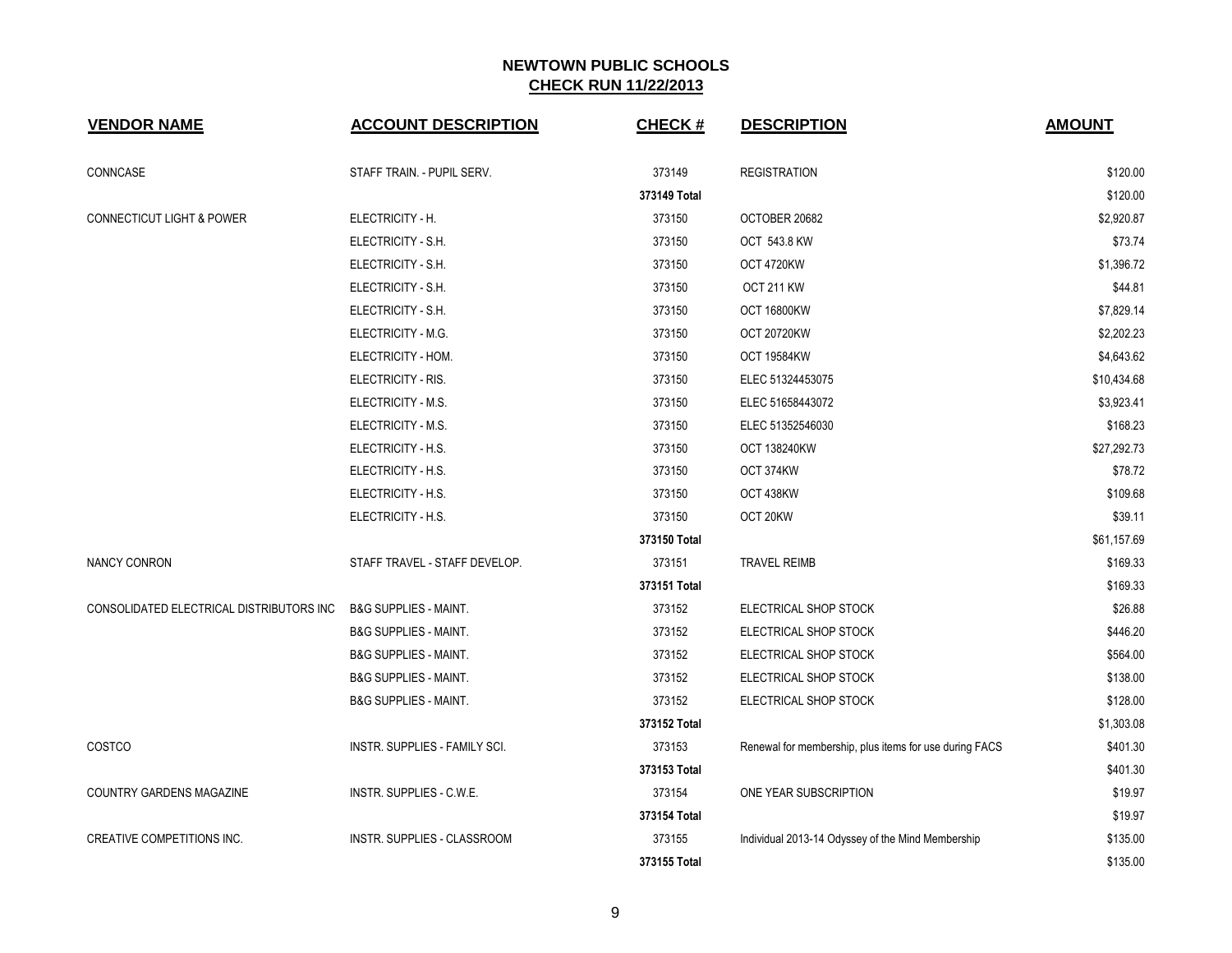# NEWTOWN PUBLIC SCHOOLS

## CHECK RUN 11/22/2013

| VENDOR NAME | ACCOUNT DESCRIPTION | CHECK # | DESCRIPTION | AMOUNT |
|---|---|---|---|---|
| CONNCASE | STAFF TRAIN. - PUPIL SERV. | 373149 | REGISTRATION | $120.00 |
| | | **373149 Total** | | $120.00 |
| CONNECTICUT LIGHT & POWER | ELECTRICITY - H. | 373150 | OCTOBER 20682 | $2,920.87 |
| | ELECTRICITY - S.H. | 373150 | OCT 543.8 KW | $73.74 |
| | ELECTRICITY - S.H. | 373150 | OCT 4720KW | $1,396.72 |
| | ELECTRICITY - S.H. | 373150 | OCT 211 KW | $44.81 |
| | ELECTRICITY - S.H. | 373150 | OCT 16800KW | $7,829.14 |
| | ELECTRICITY - M.G. | 373150 | OCT 20720KW | $2,202.23 |
| | ELECTRICITY - HOM. | 373150 | OCT 19584KW | $4,643.62 |
| | ELECTRICITY - RIS. | 373150 | ELEC 51324453075 | $10,434.68 |
| | ELECTRICITY - M.S. | 373150 | ELEC 51658443072 | $3,923.41 |
| | ELECTRICITY - M.S. | 373150 | ELEC 51352546030 | $168.23 |
| | ELECTRICITY - H.S. | 373150 | OCT 138240KW | $27,292.73 |
| | ELECTRICITY - H.S. | 373150 | OCT 374KW | $78.72 |
| | ELECTRICITY - H.S. | 373150 | OCT 438KW | $109.68 |
| | ELECTRICITY - H.S. | 373150 | OCT 20KW | $39.11 |
| | | **373150 Total** | | $61,157.69 |
| NANCY CONRON | STAFF TRAVEL - STAFF DEVELOP. | 373151 | TRAVEL REIMB | $169.33 |
| | | **373151 Total** | | $169.33 |
| CONSOLIDATED ELECTRICAL DISTRIBUTORS INC | B&G SUPPLIES - MAINT. | 373152 | ELECTRICAL SHOP STOCK | $26.88 |
| | B&G SUPPLIES - MAINT. | 373152 | ELECTRICAL SHOP STOCK | $446.20 |
| | B&G SUPPLIES - MAINT. | 373152 | ELECTRICAL SHOP STOCK | $564.00 |
| | B&G SUPPLIES - MAINT. | 373152 | ELECTRICAL SHOP STOCK | $138.00 |
| | B&G SUPPLIES - MAINT. | 373152 | ELECTRICAL SHOP STOCK | $128.00 |
| | | **373152 Total** | | $1,303.08 |
| COSTCO | INSTR. SUPPLIES - FAMILY SCI. | 373153 | Renewal for membership, plus items for use during FACS | $401.30 |
| | | **373153 Total** | | $401.30 |
| COUNTRY GARDENS MAGAZINE | INSTR. SUPPLIES - C.W.E. | 373154 | ONE YEAR SUBSCRIPTION | $19.97 |
| | | **373154 Total** | | $19.97 |
| CREATIVE COMPETITIONS INC. | INSTR. SUPPLIES - CLASSROOM | 373155 | Individual 2013-14 Odyssey of the Mind Membership | $135.00 |
| | | **373155 Total** | | $135.00 |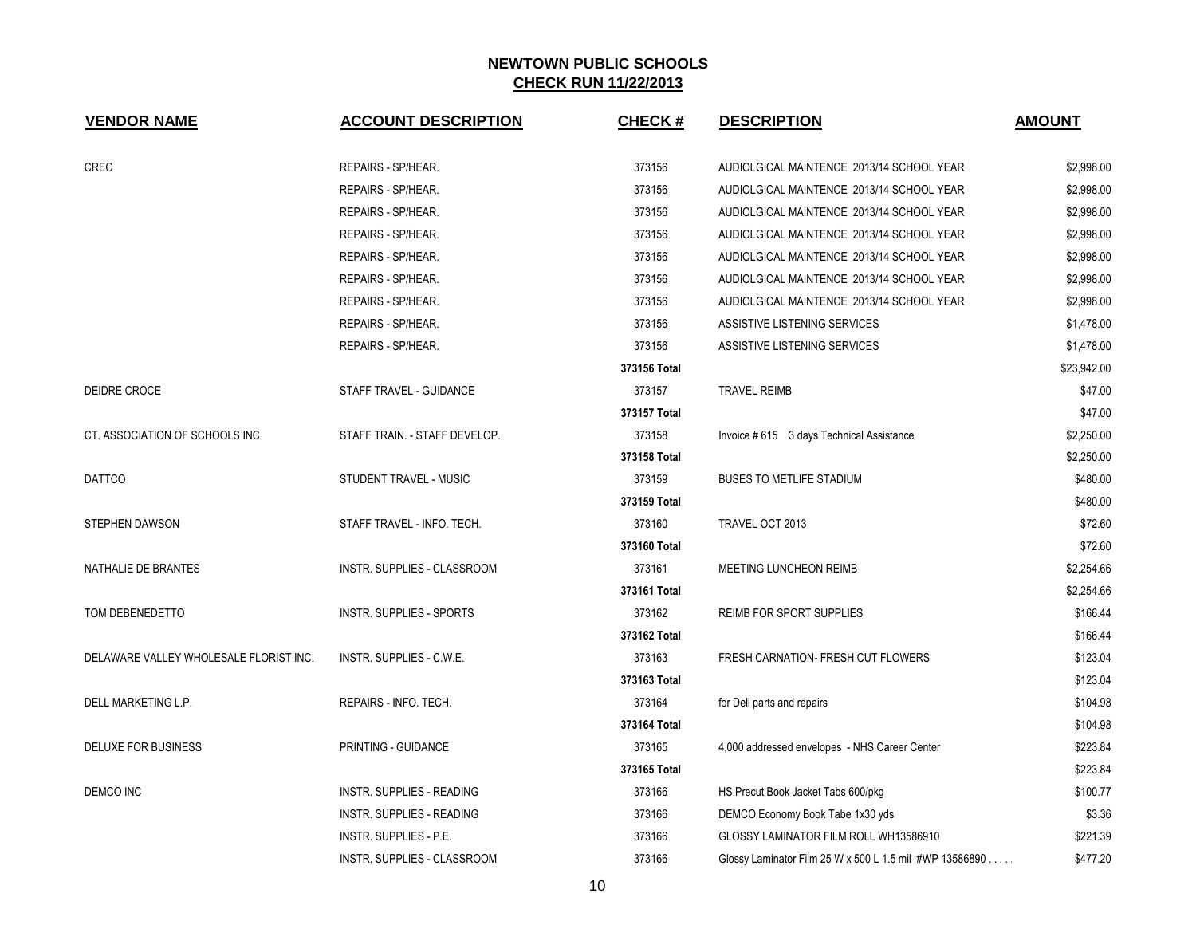## NEWTOWN PUBLIC SCHOOLS
## CHECK RUN 11/22/2013

| VENDOR NAME | ACCOUNT DESCRIPTION | CHECK # | DESCRIPTION | AMOUNT |
|---|---|---|---|---|
| CREC | REPAIRS - SP/HEAR. | 373156 | AUDIOLGICAL MAINTENCE 2013/14 SCHOOL YEAR | $2,998.00 |
| | REPAIRS - SP/HEAR. | 373156 | AUDIOLGICAL MAINTENCE 2013/14 SCHOOL YEAR | $2,998.00 |
| | REPAIRS - SP/HEAR. | 373156 | AUDIOLGICAL MAINTENCE 2013/14 SCHOOL YEAR | $2,998.00 |
| | REPAIRS - SP/HEAR. | 373156 | AUDIOLGICAL MAINTENCE 2013/14 SCHOOL YEAR | $2,998.00 |
| | REPAIRS - SP/HEAR. | 373156 | AUDIOLGICAL MAINTENCE 2013/14 SCHOOL YEAR | $2,998.00 |
| | REPAIRS - SP/HEAR. | 373156 | AUDIOLGICAL MAINTENCE 2013/14 SCHOOL YEAR | $2,998.00 |
| | REPAIRS - SP/HEAR. | 373156 | AUDIOLGICAL MAINTENCE 2013/14 SCHOOL YEAR | $2,998.00 |
| | REPAIRS - SP/HEAR. | 373156 | ASSISTIVE LISTENING SERVICES | $1,478.00 |
| | REPAIRS - SP/HEAR. | 373156 | ASSISTIVE LISTENING SERVICES | $1,478.00 |
| | | 373156 Total | | $23,942.00 |
| DEIDRE CROCE | STAFF TRAVEL - GUIDANCE | 373157 | TRAVEL REIMB | $47.00 |
| | | 373157 Total | | $47.00 |
| CT. ASSOCIATION OF SCHOOLS INC | STAFF TRAIN. - STAFF DEVELOP. | 373158 | Invoice # 615 3 days Technical Assistance | $2,250.00 |
| | | 373158 Total | | $2,250.00 |
| DATTCO | STUDENT TRAVEL - MUSIC | 373159 | BUSES TO METLIFE STADIUM | $480.00 |
| | | 373159 Total | | $480.00 |
| STEPHEN DAWSON | STAFF TRAVEL - INFO. TECH. | 373160 | TRAVEL OCT 2013 | $72.60 |
| | | 373160 Total | | $72.60 |
| NATHALIE DE BRANTES | INSTR. SUPPLIES - CLASSROOM | 373161 | MEETING LUNCHEON REIMB | $2,254.66 |
| | | 373161 Total | | $2,254.66 |
| TOM DEBENEDETTO | INSTR. SUPPLIES - SPORTS | 373162 | REIMB FOR SPORT SUPPLIES | $166.44 |
| | | 373162 Total | | $166.44 |
| DELAWARE VALLEY WHOLESALE FLORIST INC. | INSTR. SUPPLIES - C.W.E. | 373163 | FRESH CARNATION- FRESH CUT FLOWERS | $123.04 |
| | | 373163 Total | | $123.04 |
| DELL MARKETING L.P. | REPAIRS - INFO. TECH. | 373164 | for Dell parts and repairs | $104.98 |
| | | 373164 Total | | $104.98 |
| DELUXE FOR BUSINESS | PRINTING - GUIDANCE | 373165 | 4,000 addressed envelopes - NHS Career Center | $223.84 |
| | | 373165 Total | | $223.84 |
| DEMCO INC | INSTR. SUPPLIES - READING | 373166 | HS Precut Book Jacket Tabs 600/pkg | $100.77 |
| | INSTR. SUPPLIES - READING | 373166 | DEMCO Economy Book Tabe 1x30 yds | $3.36 |
| | INSTR. SUPPLIES - P.E. | 373166 | GLOSSY LAMINATOR FILM ROLL WH13586910 | $221.39 |
| | INSTR. SUPPLIES - CLASSROOM | 373166 | Glossy Laminator Film 25 W x 500 L 1.5 mil #WP 13586890 . . . . . | $477.20 |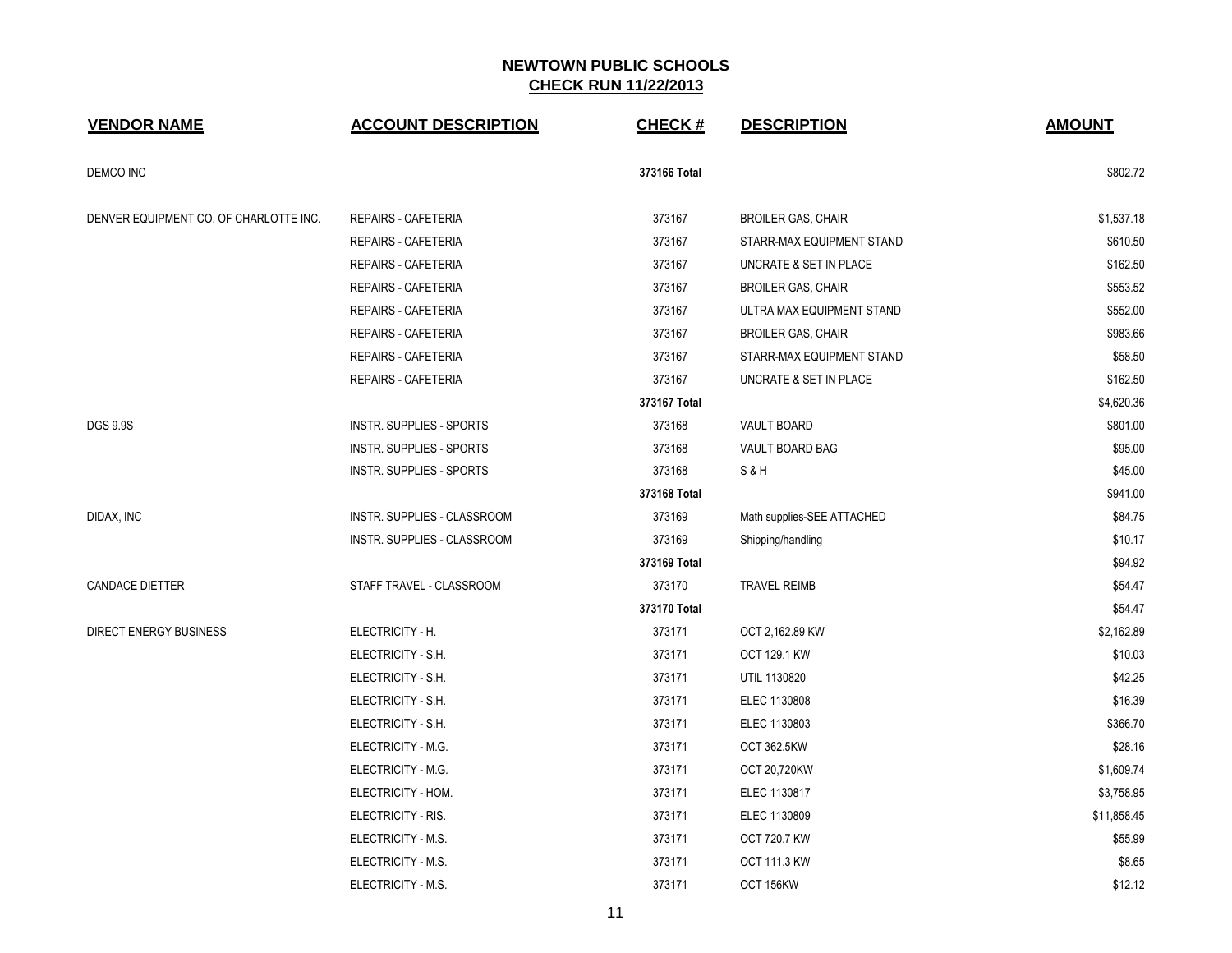**NEWTOWN PUBLIC SCHOOLS**
**CHECK RUN 11/22/2013**

| VENDOR NAME | ACCOUNT DESCRIPTION | CHECK # | DESCRIPTION | AMOUNT |
|---|---|---|---|---|
| DEMCO INC | | **373166 Total** | | $802.72 |
| DENVER EQUIPMENT CO. OF CHARLOTTE INC. | REPAIRS - CAFETERIA | 373167 | BROILER GAS, CHAIR | $1,537.18 |
| | REPAIRS - CAFETERIA | 373167 | STARR-MAX EQUIPMENT STAND | $610.50 |
| | REPAIRS - CAFETERIA | 373167 | UNCRATE & SET IN PLACE | $162.50 |
| | REPAIRS - CAFETERIA | 373167 | BROILER GAS, CHAIR | $553.52 |
| | REPAIRS - CAFETERIA | 373167 | ULTRA MAX EQUIPMENT STAND | $552.00 |
| | REPAIRS - CAFETERIA | 373167 | BROILER GAS, CHAIR | $983.66 |
| | REPAIRS - CAFETERIA | 373167 | STARR-MAX EQUIPMENT STAND | $58.50 |
| | REPAIRS - CAFETERIA | 373167 | UNCRATE & SET IN PLACE | $162.50 |
| | | **373167 Total** | | $4,620.36 |
| DGS 9.9S | INSTR. SUPPLIES - SPORTS | 373168 | VAULT BOARD | $801.00 |
| | INSTR. SUPPLIES - SPORTS | 373168 | VAULT BOARD BAG | $95.00 |
| | INSTR. SUPPLIES - SPORTS | 373168 | S & H | $45.00 |
| | | **373168 Total** | | $941.00 |
| DIDAX, INC | INSTR. SUPPLIES - CLASSROOM | 373169 | Math supplies-SEE ATTACHED | $84.75 |
| | INSTR. SUPPLIES - CLASSROOM | 373169 | Shipping/handling | $10.17 |
| | | **373169 Total** | | $94.92 |
| CANDACE DIETTER | STAFF TRAVEL - CLASSROOM | 373170 | TRAVEL REIMB | $54.47 |
| | | **373170 Total** | | $54.47 |
| DIRECT ENERGY BUSINESS | ELECTRICITY - H. | 373171 | OCT 2,162.89 KW | $2,162.89 |
| | ELECTRICITY - S.H. | 373171 | OCT 129.1 KW | $10.03 |
| | ELECTRICITY - S.H. | 373171 | UTIL 1130820 | $42.25 |
| | ELECTRICITY - S.H. | 373171 | ELEC 1130808 | $16.39 |
| | ELECTRICITY - S.H. | 373171 | ELEC 1130803 | $366.70 |
| | ELECTRICITY - M.G. | 373171 | OCT 362.5KW | $28.16 |
| | ELECTRICITY - M.G. | 373171 | OCT 20,720KW | $1,609.74 |
| | ELECTRICITY - HOM. | 373171 | ELEC 1130817 | $3,758.95 |
| | ELECTRICITY - RIS. | 373171 | ELEC 1130809 | $11,858.45 |
| | ELECTRICITY - M.S. | 373171 | OCT 720.7 KW | $55.99 |
| | ELECTRICITY - M.S. | 373171 | OCT 111.3 KW | $8.65 |
| | ELECTRICITY - M.S. | 373171 | OCT 156KW | $12.12 |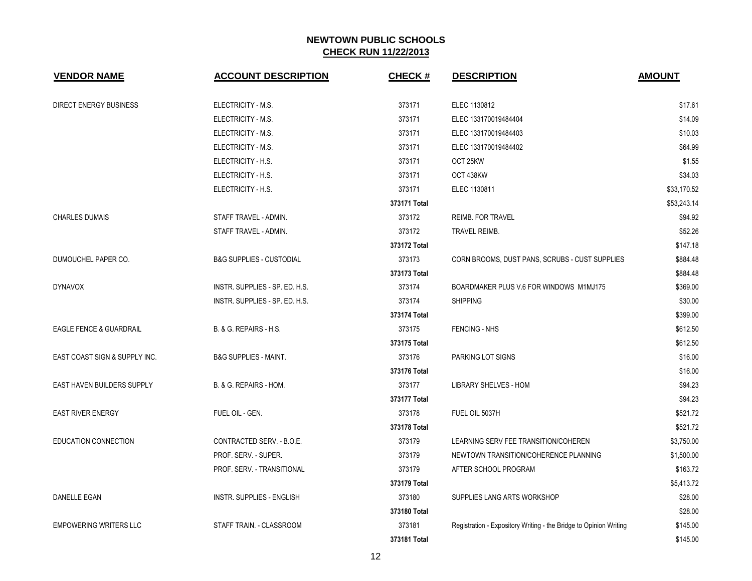## NEWTOWN PUBLIC SCHOOLS
## CHECK RUN 11/22/2013

| VENDOR NAME | ACCOUNT DESCRIPTION | CHECK # | DESCRIPTION | AMOUNT |
|---|---|---|---|---|
| DIRECT ENERGY BUSINESS | ELECTRICITY - M.S. | 373171 | ELEC 1130812 | $17.61 |
| | ELECTRICITY - M.S. | 373171 | ELEC 133170019484404 | $14.09 |
| | ELECTRICITY - M.S. | 373171 | ELEC 133170019484403 | $10.03 |
| | ELECTRICITY - M.S. | 373171 | ELEC 133170019484402 | $64.99 |
| | ELECTRICITY - H.S. | 373171 | OCT 25KW | $1.55 |
| | ELECTRICITY - H.S. | 373171 | OCT 438KW | $34.03 |
| | ELECTRICITY - H.S. | 373171 | ELEC 1130811 | $33,170.52 |
| | | **373171 Total** | | $53,243.14 |
| CHARLES DUMAIS | STAFF TRAVEL - ADMIN. | 373172 | REIMB. FOR TRAVEL | $94.92 |
| | STAFF TRAVEL - ADMIN. | 373172 | TRAVEL REIMB. | $52.26 |
| | | **373172 Total** | | $147.18 |
| DUMOUCHEL PAPER CO. | B&G SUPPLIES - CUSTODIAL | 373173 | CORN BROOMS, DUST PANS, SCRUBS - CUST SUPPLIES | $884.48 |
| | | **373173 Total** | | $884.48 |
| DYNAVOX | INSTR. SUPPLIES - SP. ED. H.S. | 373174 | BOARDMAKER PLUS V.6 FOR WINDOWS M1MJ175 | $369.00 |
| | INSTR. SUPPLIES - SP. ED. H.S. | 373174 | SHIPPING | $30.00 |
| | | **373174 Total** | | $399.00 |
| EAGLE FENCE & GUARDRAIL | B. & G. REPAIRS - H.S. | 373175 | FENCING - NHS | $612.50 |
| | | **373175 Total** | | $612.50 |
| EAST COAST SIGN & SUPPLY INC. | B&G SUPPLIES - MAINT. | 373176 | PARKING LOT SIGNS | $16.00 |
| | | **373176 Total** | | $16.00 |
| EAST HAVEN BUILDERS SUPPLY | B. & G. REPAIRS - HOM. | 373177 | LIBRARY SHELVES - HOM | $94.23 |
| | | **373177 Total** | | $94.23 |
| EAST RIVER ENERGY | FUEL OIL - GEN. | 373178 | FUEL OIL 5037H | $521.72 |
| | | **373178 Total** | | $521.72 |
| EDUCATION CONNECTION | CONTRACTED SERV. - B.O.E. | 373179 | LEARNING SERV FEE TRANSITION/COHEREN | $3,750.00 |
| | PROF. SERV. - SUPER. | 373179 | NEWTOWN TRANSITION/COHERENCE PLANNING | $1,500.00 |
| | PROF. SERV. - TRANSITIONAL | 373179 | AFTER SCHOOL PROGRAM | $163.72 |
| | | **373179 Total** | | $5,413.72 |
| DANELLE EGAN | INSTR. SUPPLIES - ENGLISH | 373180 | SUPPLIES LANG ARTS WORKSHOP | $28.00 |
| | | **373180 Total** | | $28.00 |
| EMPOWERING WRITERS LLC | STAFF TRAIN. - CLASSROOM | 373181 | Registration - Expository Writing - the Bridge to Opinion Writing | $145.00 |
| | | **373181 Total** | | $145.00 |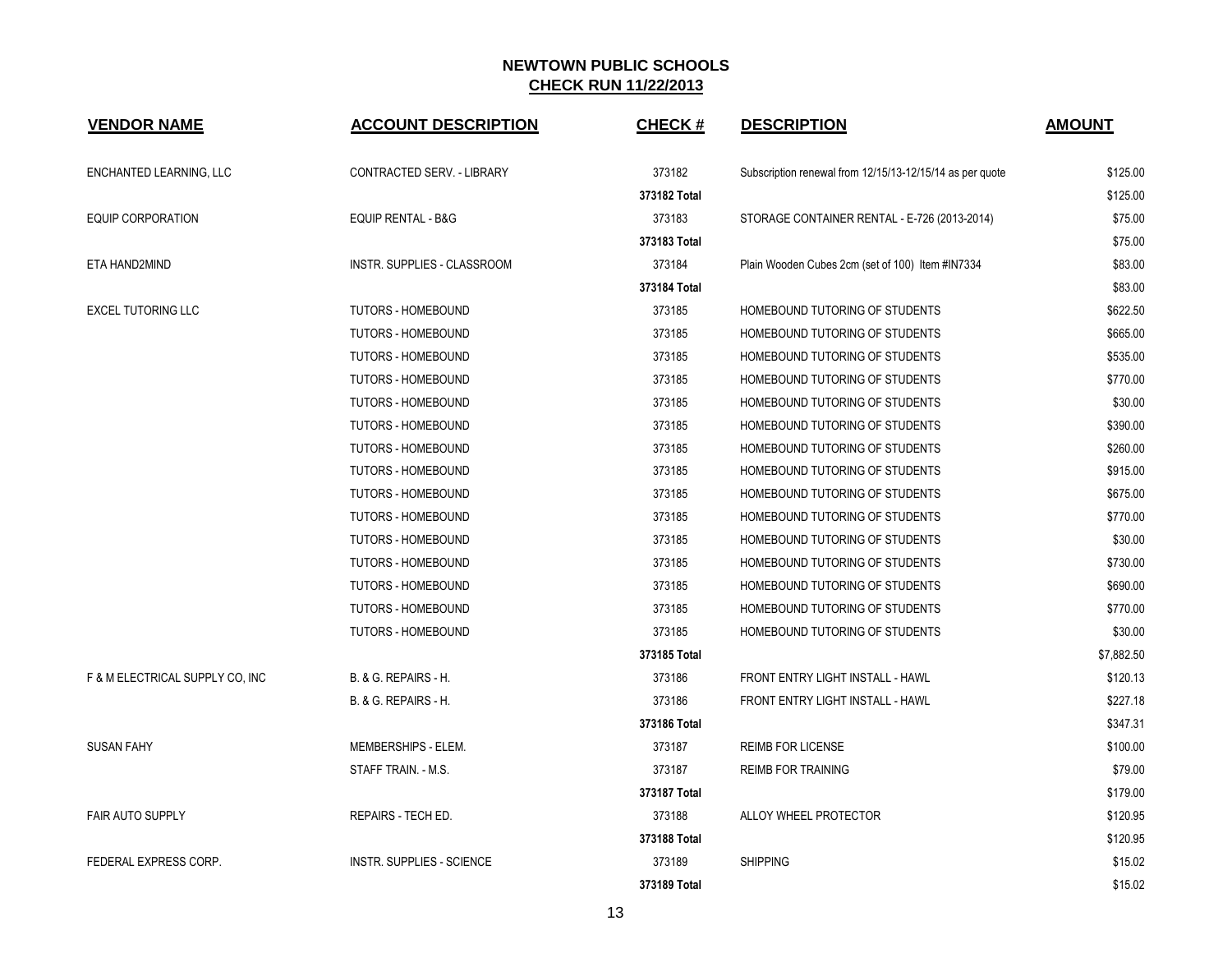# NEWTOWN PUBLIC SCHOOLS

## CHECK RUN 11/22/2013

| VENDOR NAME | ACCOUNT DESCRIPTION | CHECK # | DESCRIPTION | AMOUNT |
|---|---|---|---|---|
| ENCHANTED LEARNING, LLC | CONTRACTED SERV. - LIBRARY | 373182 | Subscription renewal from 12/15/13-12/15/14 as per quote | $125.00 |
| | | **373182 Total** | | $125.00 |
| EQUIP CORPORATION | EQUIP RENTAL - B&G | 373183 | STORAGE CONTAINER RENTAL - E-726 (2013-2014) | $75.00 |
| | | **373183 Total** | | $75.00 |
| ETA HAND2MIND | INSTR. SUPPLIES - CLASSROOM | 373184 | Plain Wooden Cubes 2cm (set of 100) Item #IN7334 | $83.00 |
| | | **373184 Total** | | $83.00 |
| EXCEL TUTORING LLC | TUTORS - HOMEBOUND | 373185 | HOMEBOUND TUTORING OF STUDENTS | $622.50 |
| | TUTORS - HOMEBOUND | 373185 | HOMEBOUND TUTORING OF STUDENTS | $665.00 |
| | TUTORS - HOMEBOUND | 373185 | HOMEBOUND TUTORING OF STUDENTS | $535.00 |
| | TUTORS - HOMEBOUND | 373185 | HOMEBOUND TUTORING OF STUDENTS | $770.00 |
| | TUTORS - HOMEBOUND | 373185 | HOMEBOUND TUTORING OF STUDENTS | $30.00 |
| | TUTORS - HOMEBOUND | 373185 | HOMEBOUND TUTORING OF STUDENTS | $390.00 |
| | TUTORS - HOMEBOUND | 373185 | HOMEBOUND TUTORING OF STUDENTS | $260.00 |
| | TUTORS - HOMEBOUND | 373185 | HOMEBOUND TUTORING OF STUDENTS | $915.00 |
| | TUTORS - HOMEBOUND | 373185 | HOMEBOUND TUTORING OF STUDENTS | $675.00 |
| | TUTORS - HOMEBOUND | 373185 | HOMEBOUND TUTORING OF STUDENTS | $770.00 |
| | TUTORS - HOMEBOUND | 373185 | HOMEBOUND TUTORING OF STUDENTS | $30.00 |
| | TUTORS - HOMEBOUND | 373185 | HOMEBOUND TUTORING OF STUDENTS | $730.00 |
| | TUTORS - HOMEBOUND | 373185 | HOMEBOUND TUTORING OF STUDENTS | $690.00 |
| | TUTORS - HOMEBOUND | 373185 | HOMEBOUND TUTORING OF STUDENTS | $770.00 |
| | TUTORS - HOMEBOUND | 373185 | HOMEBOUND TUTORING OF STUDENTS | $30.00 |
| | | **373185 Total** | | $7,882.50 |
| F & M ELECTRICAL SUPPLY CO, INC | B. & G. REPAIRS - H. | 373186 | FRONT ENTRY LIGHT INSTALL - HAWL | $120.13 |
| | B. & G. REPAIRS - H. | 373186 | FRONT ENTRY LIGHT INSTALL - HAWL | $227.18 |
| | | **373186 Total** | | $347.31 |
| SUSAN FAHY | MEMBERSHIPS - ELEM. | 373187 | REIMB FOR LICENSE | $100.00 |
| | STAFF TRAIN. - M.S. | 373187 | REIMB FOR TRAINING | $79.00 |
| | | **373187 Total** | | $179.00 |
| FAIR AUTO SUPPLY | REPAIRS - TECH ED. | 373188 | ALLOY WHEEL PROTECTOR | $120.95 |
| | | **373188 Total** | | $120.95 |
| FEDERAL EXPRESS CORP. | INSTR. SUPPLIES - SCIENCE | 373189 | SHIPPING | $15.02 |
| | | **373189 Total** | | $15.02 |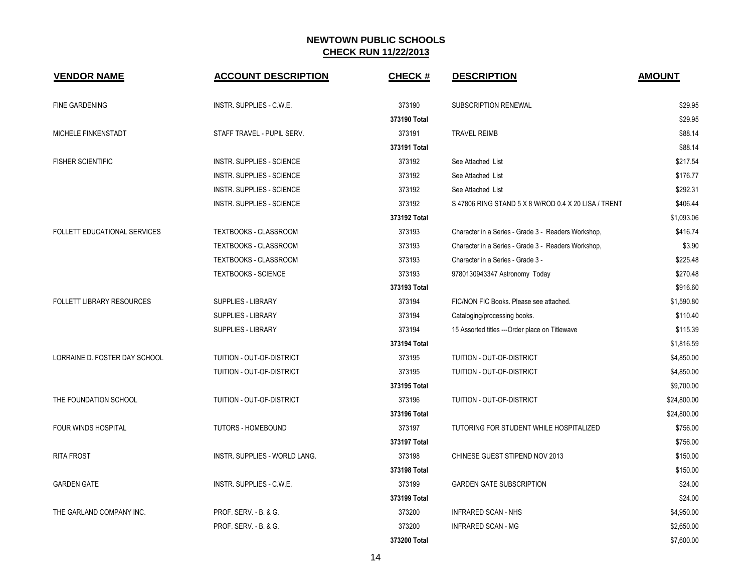## NEWTOWN PUBLIC SCHOOLS
## CHECK RUN 11/22/2013

| VENDOR NAME | ACCOUNT DESCRIPTION | CHECK # | DESCRIPTION | AMOUNT |
|---|---|---|---|---|
| FINE GARDENING | INSTR. SUPPLIES - C.W.E. | 373190 | SUBSCRIPTION RENEWAL | $29.95 |
| | | 373190 Total | | $29.95 |
| MICHELE FINKENSTADT | STAFF TRAVEL - PUPIL SERV. | 373191 | TRAVEL REIMB | $88.14 |
| | | 373191 Total | | $88.14 |
| FISHER SCIENTIFIC | INSTR. SUPPLIES - SCIENCE | 373192 | See Attached List | $217.54 |
| | INSTR. SUPPLIES - SCIENCE | 373192 | See Attached List | $176.77 |
| | INSTR. SUPPLIES - SCIENCE | 373192 | See Attached List | $292.31 |
| | INSTR. SUPPLIES - SCIENCE | 373192 | S 47806 RING STAND 5 X 8 W/ROD 0.4 X 20 LISA / TRENT | $406.44 |
| | | 373192 Total | | $1,093.06 |
| FOLLETT EDUCATIONAL SERVICES | TEXTBOOKS - CLASSROOM | 373193 | Character in a Series - Grade 3 - Readers Workshop, | $416.74 |
| | TEXTBOOKS - CLASSROOM | 373193 | Character in a Series - Grade 3 - Readers Workshop, | $3.90 |
| | TEXTBOOKS - CLASSROOM | 373193 | Character in a Series - Grade 3 - | $225.48 |
| | TEXTBOOKS - SCIENCE | 373193 | 9780130943347 Astronomy Today | $270.48 |
| | | 373193 Total | | $916.60 |
| FOLLETT LIBRARY RESOURCES | SUPPLIES - LIBRARY | 373194 | FIC/NON FIC Books. Please see attached. | $1,590.80 |
| | SUPPLIES - LIBRARY | 373194 | Cataloging/processing books. | $110.40 |
| | SUPPLIES - LIBRARY | 373194 | 15 Assorted titles ---Order place on Titlewave | $115.39 |
| | | 373194 Total | | $1,816.59 |
| LORRAINE D. FOSTER DAY SCHOOL | TUITION - OUT-OF-DISTRICT | 373195 | TUITION - OUT-OF-DISTRICT | $4,850.00 |
| | TUITION - OUT-OF-DISTRICT | 373195 | TUITION - OUT-OF-DISTRICT | $4,850.00 |
| | | 373195 Total | | $9,700.00 |
| THE FOUNDATION SCHOOL | TUITION - OUT-OF-DISTRICT | 373196 | TUITION - OUT-OF-DISTRICT | $24,800.00 |
| | | 373196 Total | | $24,800.00 |
| FOUR WINDS HOSPITAL | TUTORS - HOMEBOUND | 373197 | TUTORING FOR STUDENT WHILE HOSPITALIZED | $756.00 |
| | | 373197 Total | | $756.00 |
| RITA FROST | INSTR. SUPPLIES - WORLD LANG. | 373198 | CHINESE GUEST STIPEND NOV 2013 | $150.00 |
| | | 373198 Total | | $150.00 |
| GARDEN GATE | INSTR. SUPPLIES - C.W.E. | 373199 | GARDEN GATE SUBSCRIPTION | $24.00 |
| | | 373199 Total | | $24.00 |
| THE GARLAND COMPANY INC. | PROF. SERV. - B. & G. | 373200 | INFRARED SCAN - NHS | $4,950.00 |
| | PROF. SERV. - B. & G. | 373200 | INFRARED SCAN - MG | $2,650.00 |
| | | 373200 Total | | $7,600.00 |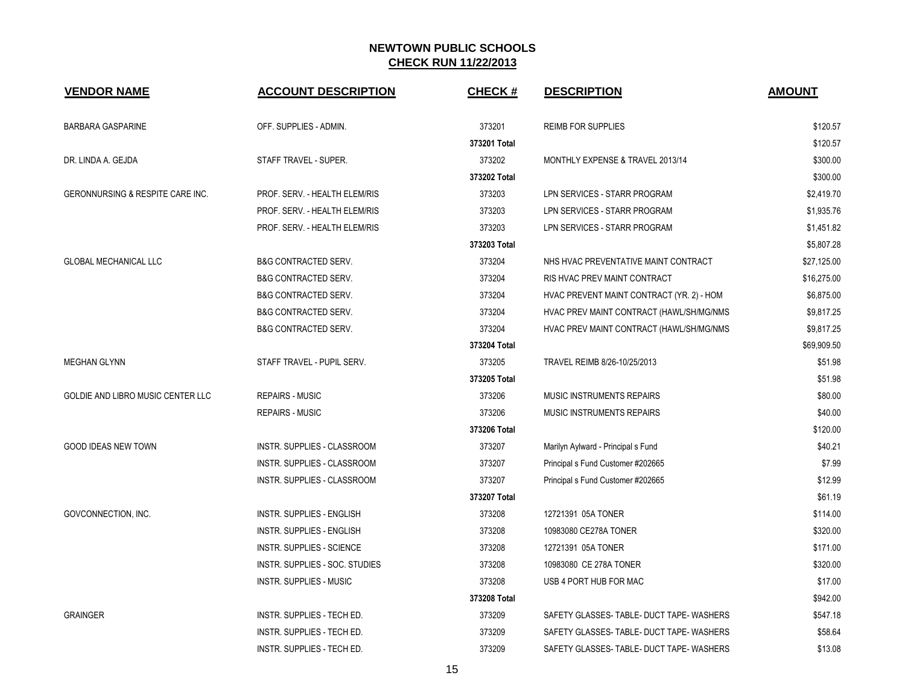# NEWTOWN PUBLIC SCHOOLS

## CHECK RUN 11/22/2013

| VENDOR NAME | ACCOUNT DESCRIPTION | CHECK # | DESCRIPTION | AMOUNT |
|---|---|---|---|---|
| BARBARA GASPARINE | OFF. SUPPLIES - ADMIN. | 373201 | REIMB FOR SUPPLIES | $120.57 |
| | | 373201 Total | | $120.57 |
| DR. LINDA A. GEJDA | STAFF TRAVEL - SUPER. | 373202 | MONTHLY EXPENSE & TRAVEL 2013/14 | $300.00 |
| | | 373202 Total | | $300.00 |
| GERONNURSING & RESPITE CARE INC. | PROF. SERV. - HEALTH ELEM/RIS | 373203 | LPN SERVICES - STARR PROGRAM | $2,419.70 |
| | PROF. SERV. - HEALTH ELEM/RIS | 373203 | LPN SERVICES - STARR PROGRAM | $1,935.76 |
| | PROF. SERV. - HEALTH ELEM/RIS | 373203 | LPN SERVICES - STARR PROGRAM | $1,451.82 |
| | | 373203 Total | | $5,807.28 |
| GLOBAL MECHANICAL LLC | B&G CONTRACTED SERV. | 373204 | NHS HVAC PREVENTATIVE MAINT CONTRACT | $27,125.00 |
| | B&G CONTRACTED SERV. | 373204 | RIS HVAC PREV MAINT CONTRACT | $16,275.00 |
| | B&G CONTRACTED SERV. | 373204 | HVAC PREVENT MAINT CONTRACT (YR. 2) - HOM | $6,875.00 |
| | B&G CONTRACTED SERV. | 373204 | HVAC PREV MAINT CONTRACT (HAWL/SH/MG/NMS | $9,817.25 |
| | B&G CONTRACTED SERV. | 373204 | HVAC PREV MAINT CONTRACT (HAWL/SH/MG/NMS | $9,817.25 |
| | | 373204 Total | | $69,909.50 |
| MEGHAN GLYNN | STAFF TRAVEL - PUPIL SERV. | 373205 | TRAVEL REIMB 8/26-10/25/2013 | $51.98 |
| | | 373205 Total | | $51.98 |
| GOLDIE AND LIBRO MUSIC CENTER LLC | REPAIRS - MUSIC | 373206 | MUSIC INSTRUMENTS REPAIRS | $80.00 |
| | REPAIRS - MUSIC | 373206 | MUSIC INSTRUMENTS REPAIRS | $40.00 |
| | | 373206 Total | | $120.00 |
| GOOD IDEAS NEW TOWN | INSTR. SUPPLIES - CLASSROOM | 373207 | Marilyn Aylward - Principal s Fund | $40.21 |
| | INSTR. SUPPLIES - CLASSROOM | 373207 | Principal s Fund Customer #202665 | $7.99 |
| | INSTR. SUPPLIES - CLASSROOM | 373207 | Principal s Fund Customer #202665 | $12.99 |
| | | 373207 Total | | $61.19 |
| GOVCONNECTION, INC. | INSTR. SUPPLIES - ENGLISH | 373208 | 12721391 05A TONER | $114.00 |
| | INSTR. SUPPLIES - ENGLISH | 373208 | 10983080 CE278A TONER | $320.00 |
| | INSTR. SUPPLIES - SCIENCE | 373208 | 12721391 05A TONER | $171.00 |
| | INSTR. SUPPLIES - SOC. STUDIES | 373208 | 10983080 CE 278A TONER | $320.00 |
| | INSTR. SUPPLIES - MUSIC | 373208 | USB 4 PORT HUB FOR MAC | $17.00 |
| | | 373208 Total | | $942.00 |
| GRAINGER | INSTR. SUPPLIES - TECH ED. | 373209 | SAFETY GLASSES- TABLE- DUCT TAPE- WASHERS | $547.18 |
| | INSTR. SUPPLIES - TECH ED. | 373209 | SAFETY GLASSES- TABLE- DUCT TAPE- WASHERS | $58.64 |
| | INSTR. SUPPLIES - TECH ED. | 373209 | SAFETY GLASSES- TABLE- DUCT TAPE- WASHERS | $13.08 |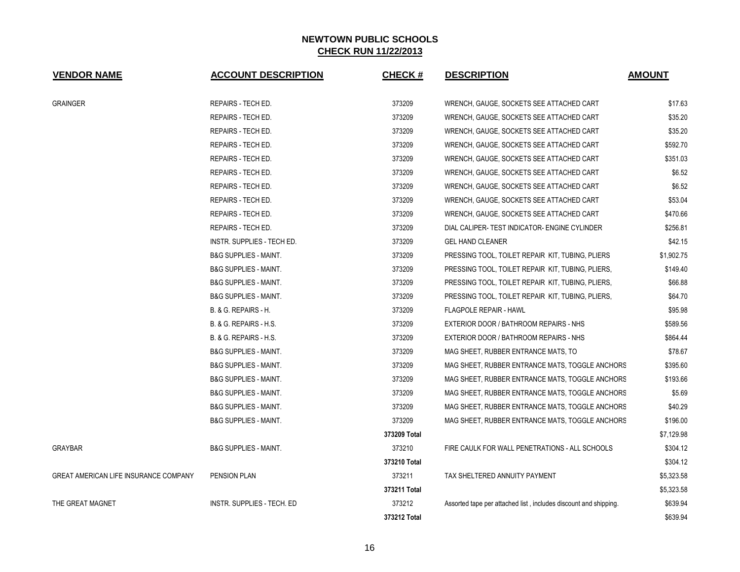# NEWTOWN PUBLIC SCHOOLS

## CHECK RUN 11/22/2013

| VENDOR NAME | ACCOUNT DESCRIPTION | CHECK # | DESCRIPTION | AMOUNT |
|---|---|---|---|---|
| GRAINGER | REPAIRS - TECH ED. | 373209 | WRENCH, GAUGE, SOCKETS SEE ATTACHED CART | $17.63 |
| | REPAIRS - TECH ED. | 373209 | WRENCH, GAUGE, SOCKETS SEE ATTACHED CART | $35.20 |
| | REPAIRS - TECH ED. | 373209 | WRENCH, GAUGE, SOCKETS SEE ATTACHED CART | $35.20 |
| | REPAIRS - TECH ED. | 373209 | WRENCH, GAUGE, SOCKETS SEE ATTACHED CART | $592.70 |
| | REPAIRS - TECH ED. | 373209 | WRENCH, GAUGE, SOCKETS SEE ATTACHED CART | $351.03 |
| | REPAIRS - TECH ED. | 373209 | WRENCH, GAUGE, SOCKETS SEE ATTACHED CART | $6.52 |
| | REPAIRS - TECH ED. | 373209 | WRENCH, GAUGE, SOCKETS SEE ATTACHED CART | $6.52 |
| | REPAIRS - TECH ED. | 373209 | WRENCH, GAUGE, SOCKETS SEE ATTACHED CART | $53.04 |
| | REPAIRS - TECH ED. | 373209 | WRENCH, GAUGE, SOCKETS SEE ATTACHED CART | $470.66 |
| | REPAIRS - TECH ED. | 373209 | DIAL CALIPER- TEST INDICATOR- ENGINE CYLINDER | $256.81 |
| | INSTR. SUPPLIES - TECH ED. | 373209 | GEL HAND CLEANER | $42.15 |
| | B&G SUPPLIES - MAINT. | 373209 | PRESSING TOOL, TOILET REPAIR KIT, TUBING, PLIERS | $1,902.75 |
| | B&G SUPPLIES - MAINT. | 373209 | PRESSING TOOL, TOILET REPAIR KIT, TUBING, PLIERS, | $149.40 |
| | B&G SUPPLIES - MAINT. | 373209 | PRESSING TOOL, TOILET REPAIR KIT, TUBING, PLIERS, | $66.88 |
| | B&G SUPPLIES - MAINT. | 373209 | PRESSING TOOL, TOILET REPAIR KIT, TUBING, PLIERS, | $64.70 |
| | B. & G. REPAIRS - H. | 373209 | FLAGPOLE REPAIR - HAWL | $95.98 |
| | B. & G. REPAIRS - H.S. | 373209 | EXTERIOR DOOR / BATHROOM REPAIRS - NHS | $589.56 |
| | B. & G. REPAIRS - H.S. | 373209 | EXTERIOR DOOR / BATHROOM REPAIRS - NHS | $864.44 |
| | B&G SUPPLIES - MAINT. | 373209 | MAG SHEET, RUBBER ENTRANCE MATS, TO | $78.67 |
| | B&G SUPPLIES - MAINT. | 373209 | MAG SHEET, RUBBER ENTRANCE MATS, TOGGLE ANCHORS | $395.60 |
| | B&G SUPPLIES - MAINT. | 373209 | MAG SHEET, RUBBER ENTRANCE MATS, TOGGLE ANCHORS | $193.66 |
| | B&G SUPPLIES - MAINT. | 373209 | MAG SHEET, RUBBER ENTRANCE MATS, TOGGLE ANCHORS | $5.69 |
| | B&G SUPPLIES - MAINT. | 373209 | MAG SHEET, RUBBER ENTRANCE MATS, TOGGLE ANCHORS | $40.29 |
| | B&G SUPPLIES - MAINT. | 373209 | MAG SHEET, RUBBER ENTRANCE MATS, TOGGLE ANCHORS | $196.00 |
| | | **373209 Total** | | $7,129.98 |
| GRAYBAR | B&G SUPPLIES - MAINT. | 373210 | FIRE CAULK FOR WALL PENETRATIONS - ALL SCHOOLS | $304.12 |
| | | **373210 Total** | | $304.12 |
| GREAT AMERICAN LIFE INSURANCE COMPANY | PENSION PLAN | 373211 | TAX SHELTERED ANNUITY PAYMENT | $5,323.58 |
| | | **373211 Total** | | $5,323.58 |
| THE GREAT MAGNET | INSTR. SUPPLIES - TECH. ED | 373212 | Assorted tape per attached list , includes discount and shipping. | $639.94 |
| | | **373212 Total** | | $639.94 |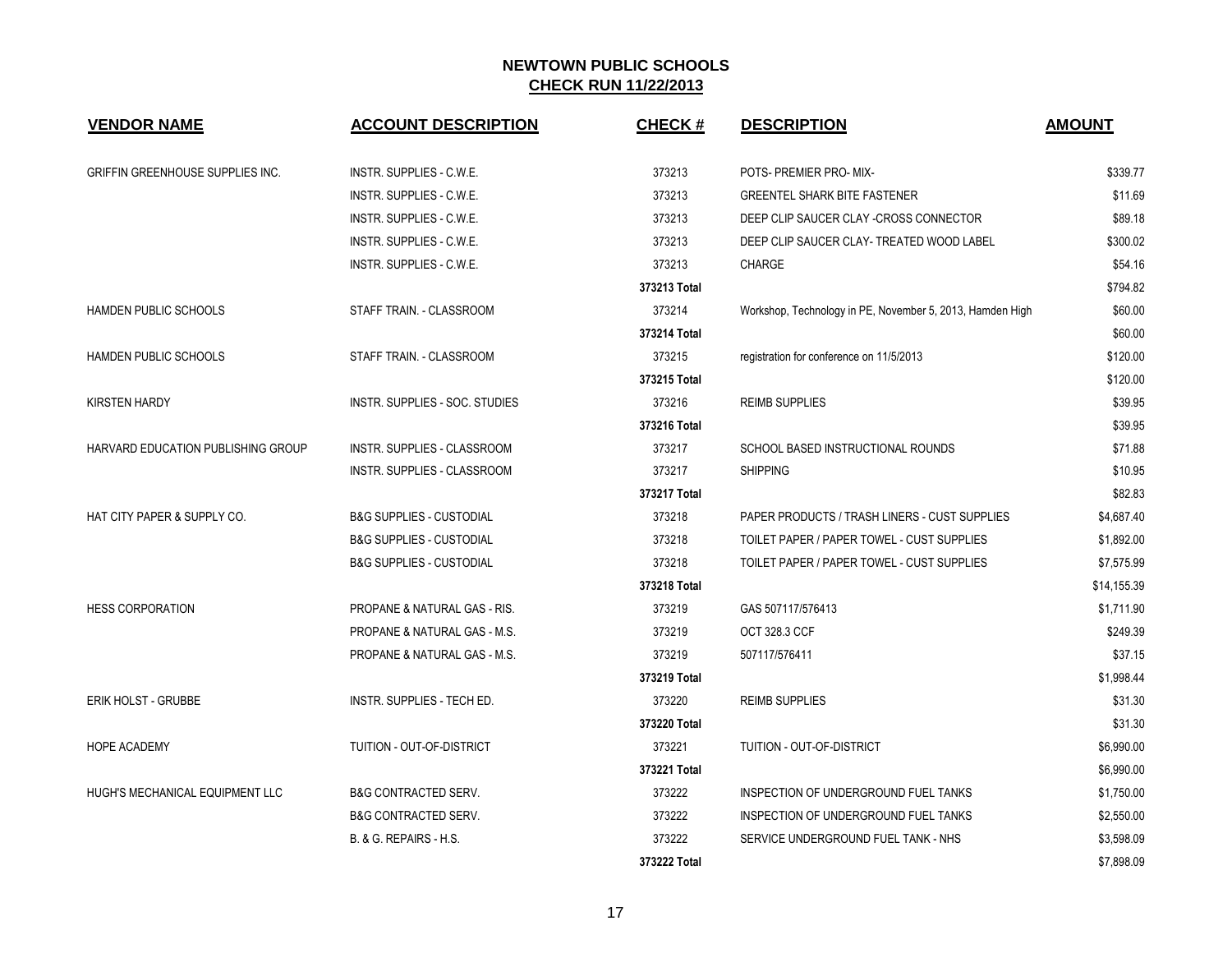# NEWTOWN PUBLIC SCHOOLS

## CHECK RUN 11/22/2013

| VENDOR NAME | ACCOUNT DESCRIPTION | CHECK # | DESCRIPTION | AMOUNT |
|---|---|---|---|---|
| GRIFFIN GREENHOUSE SUPPLIES INC. | INSTR. SUPPLIES - C.W.E. | 373213 | POTS- PREMIER PRO- MIX- | $339.77 |
| | INSTR. SUPPLIES - C.W.E. | 373213 | GREENTEL SHARK BITE FASTENER | $11.69 |
| | INSTR. SUPPLIES - C.W.E. | 373213 | DEEP CLIP SAUCER CLAY -CROSS CONNECTOR | $89.18 |
| | INSTR. SUPPLIES - C.W.E. | 373213 | DEEP CLIP SAUCER CLAY- TREATED WOOD LABEL | $300.02 |
| | INSTR. SUPPLIES - C.W.E. | 373213 | CHARGE | $54.16 |
| | | 373213 Total | | $794.82 |
| HAMDEN PUBLIC SCHOOLS | STAFF TRAIN. - CLASSROOM | 373214 | Workshop, Technology in PE, November 5, 2013, Hamden High | $60.00 |
| | | 373214 Total | | $60.00 |
| HAMDEN PUBLIC SCHOOLS | STAFF TRAIN. - CLASSROOM | 373215 | registration for conference on 11/5/2013 | $120.00 |
| | | 373215 Total | | $120.00 |
| KIRSTEN HARDY | INSTR. SUPPLIES - SOC. STUDIES | 373216 | REIMB SUPPLIES | $39.95 |
| | | 373216 Total | | $39.95 |
| HARVARD EDUCATION PUBLISHING GROUP | INSTR. SUPPLIES - CLASSROOM | 373217 | SCHOOL BASED INSTRUCTIONAL ROUNDS | $71.88 |
| | INSTR. SUPPLIES - CLASSROOM | 373217 | SHIPPING | $10.95 |
| | | 373217 Total | | $82.83 |
| HAT CITY PAPER & SUPPLY CO. | B&G SUPPLIES - CUSTODIAL | 373218 | PAPER PRODUCTS / TRASH LINERS - CUST SUPPLIES | $4,687.40 |
| | B&G SUPPLIES - CUSTODIAL | 373218 | TOILET PAPER / PAPER TOWEL - CUST SUPPLIES | $1,892.00 |
| | B&G SUPPLIES - CUSTODIAL | 373218 | TOILET PAPER / PAPER TOWEL - CUST SUPPLIES | $7,575.99 |
| | | 373218 Total | | $14,155.39 |
| HESS CORPORATION | PROPANE & NATURAL GAS - RIS. | 373219 | GAS 507117/576413 | $1,711.90 |
| | PROPANE & NATURAL GAS - M.S. | 373219 | OCT 328.3 CCF | $249.39 |
| | PROPANE & NATURAL GAS - M.S. | 373219 | 507117/576411 | $37.15 |
| | | 373219 Total | | $1,998.44 |
| ERIK HOLST - GRUBBE | INSTR. SUPPLIES - TECH ED. | 373220 | REIMB SUPPLIES | $31.30 |
| | | 373220 Total | | $31.30 |
| HOPE ACADEMY | TUITION - OUT-OF-DISTRICT | 373221 | TUITION - OUT-OF-DISTRICT | $6,990.00 |
| | | 373221 Total | | $6,990.00 |
| HUGH'S MECHANICAL EQUIPMENT LLC | B&G CONTRACTED SERV. | 373222 | INSPECTION OF UNDERGROUND FUEL TANKS | $1,750.00 |
| | B&G CONTRACTED SERV. | 373222 | INSPECTION OF UNDERGROUND FUEL TANKS | $2,550.00 |
| | B. & G. REPAIRS - H.S. | 373222 | SERVICE UNDERGROUND FUEL TANK - NHS | $3,598.09 |
| | | 373222 Total | | $7,898.09 |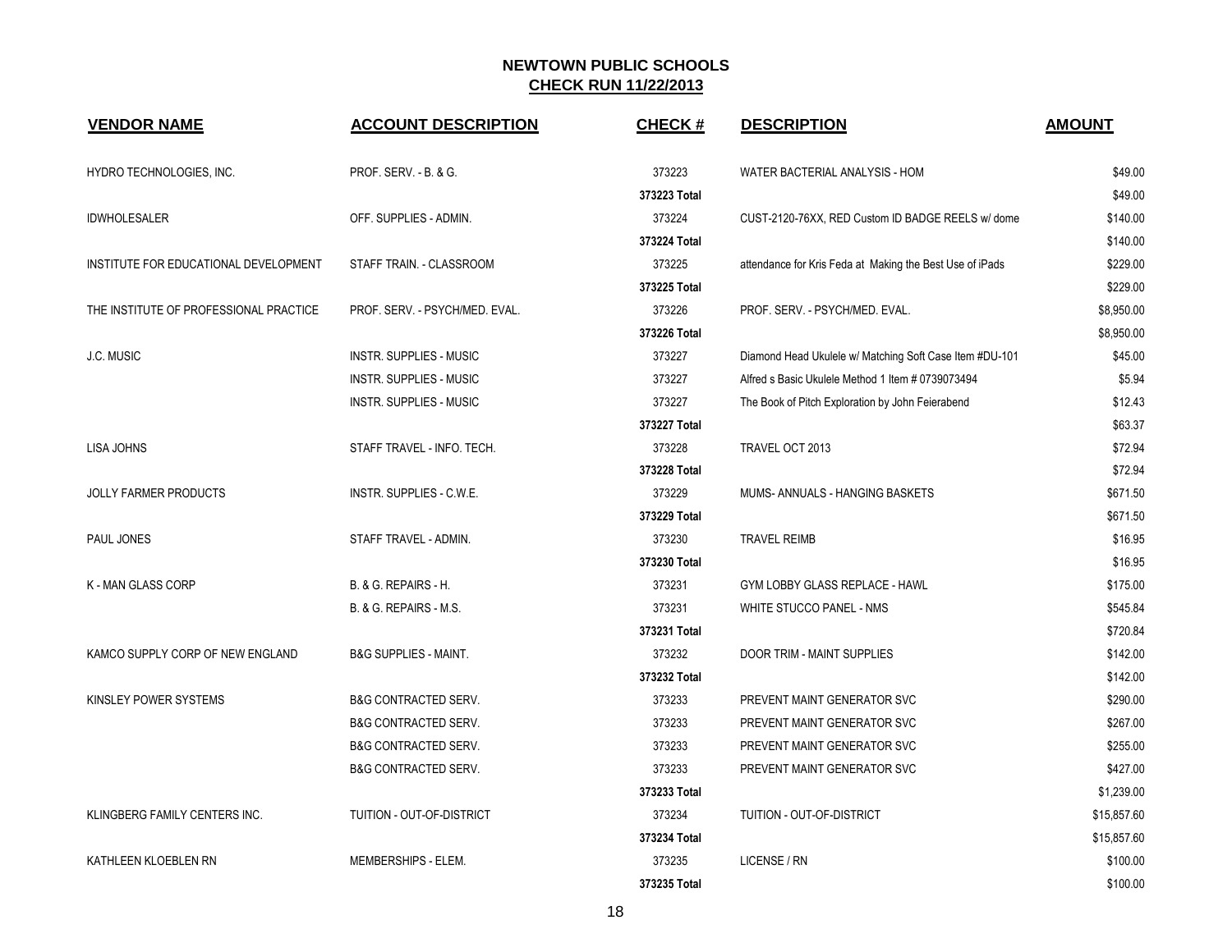# NEWTOWN PUBLIC SCHOOLS

## CHECK RUN 11/22/2013

| VENDOR NAME | ACCOUNT DESCRIPTION | CHECK # | DESCRIPTION | AMOUNT |
|---|---|---|---|---|
| HYDRO TECHNOLOGIES, INC. | PROF. SERV. - B. & G. | 373223 | WATER BACTERIAL ANALYSIS - HOM | $49.00 |
| | | **373223 Total** | | $49.00 |
| IDWHOLESALER | OFF. SUPPLIES - ADMIN. | 373224 | CUST-2120-76XX, RED Custom ID BADGE REELS w/ dome | $140.00 |
| | | **373224 Total** | | $140.00 |
| INSTITUTE FOR EDUCATIONAL DEVELOPMENT | STAFF TRAIN. - CLASSROOM | 373225 | attendance for Kris Feda at Making the Best Use of iPads | $229.00 |
| | | **373225 Total** | | $229.00 |
| THE INSTITUTE OF PROFESSIONAL PRACTICE | PROF. SERV. - PSYCH/MED. EVAL. | 373226 | PROF. SERV. - PSYCH/MED. EVAL. | $8,950.00 |
| | | **373226 Total** | | $8,950.00 |
| J.C. MUSIC | INSTR. SUPPLIES - MUSIC | 373227 | Diamond Head Ukulele w/ Matching Soft Case Item #DU-101 | $45.00 |
| | INSTR. SUPPLIES - MUSIC | 373227 | Alfred s Basic Ukulele Method 1 Item # 0739073494 | $5.94 |
| | INSTR. SUPPLIES - MUSIC | 373227 | The Book of Pitch Exploration by John Feierabend | $12.43 |
| | | **373227 Total** | | $63.37 |
| LISA JOHNS | STAFF TRAVEL - INFO. TECH. | 373228 | TRAVEL OCT 2013 | $72.94 |
| | | **373228 Total** | | $72.94 |
| JOLLY FARMER PRODUCTS | INSTR. SUPPLIES - C.W.E. | 373229 | MUMS- ANNUALS - HANGING BASKETS | $671.50 |
| | | **373229 Total** | | $671.50 |
| PAUL JONES | STAFF TRAVEL - ADMIN. | 373230 | TRAVEL REIMB | $16.95 |
| | | **373230 Total** | | $16.95 |
| K - MAN GLASS CORP | B. & G. REPAIRS - H. | 373231 | GYM LOBBY GLASS REPLACE - HAWL | $175.00 |
| | B. & G. REPAIRS - M.S. | 373231 | WHITE STUCCO PANEL - NMS | $545.84 |
| | | **373231 Total** | | $720.84 |
| KAMCO SUPPLY CORP OF NEW ENGLAND | B&G SUPPLIES - MAINT. | 373232 | DOOR TRIM - MAINT SUPPLIES | $142.00 |
| | | **373232 Total** | | $142.00 |
| KINSLEY POWER SYSTEMS | B&G CONTRACTED SERV. | 373233 | PREVENT MAINT GENERATOR SVC | $290.00 |
| | B&G CONTRACTED SERV. | 373233 | PREVENT MAINT GENERATOR SVC | $267.00 |
| | B&G CONTRACTED SERV. | 373233 | PREVENT MAINT GENERATOR SVC | $255.00 |
| | B&G CONTRACTED SERV. | 373233 | PREVENT MAINT GENERATOR SVC | $427.00 |
| | | **373233 Total** | | $1,239.00 |
| KLINGBERG FAMILY CENTERS INC. | TUITION - OUT-OF-DISTRICT | 373234 | TUITION - OUT-OF-DISTRICT | $15,857.60 |
| | | **373234 Total** | | $15,857.60 |
| KATHLEEN KLOEBLEN RN | MEMBERSHIPS - ELEM. | 373235 | LICENSE / RN | $100.00 |
| | | **373235 Total** | | $100.00 |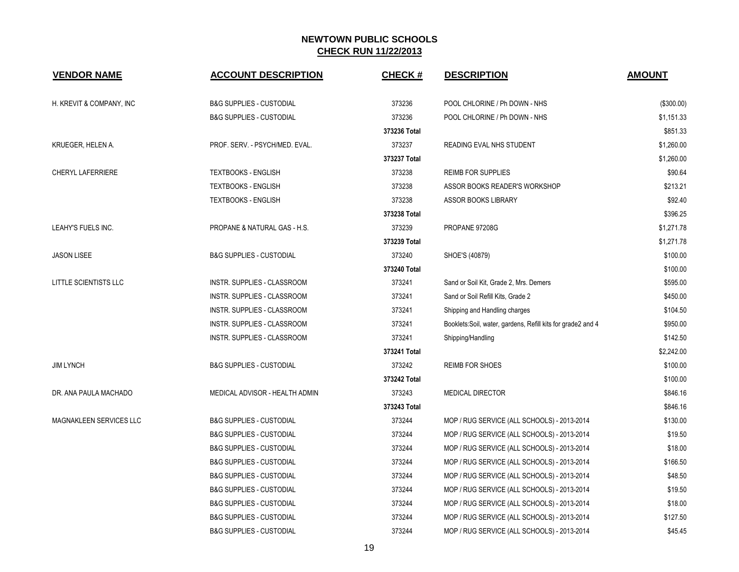## NEWTOWN PUBLIC SCHOOLS
## CHECK RUN 11/22/2013

| VENDOR NAME | ACCOUNT DESCRIPTION | CHECK # | DESCRIPTION | AMOUNT |
|---|---|---|---|---|
| H. KREVIT & COMPANY, INC | B&G SUPPLIES - CUSTODIAL | 373236 | POOL CHLORINE / Ph DOWN - NHS | ($300.00) |
| | B&G SUPPLIES - CUSTODIAL | 373236 | POOL CHLORINE / Ph DOWN - NHS | $1,151.33 |
| | | 373236 Total | | $851.33 |
| KRUEGER, HELEN A. | PROF. SERV. - PSYCH/MED. EVAL. | 373237 | READING EVAL NHS STUDENT | $1,260.00 |
| | | 373237 Total | | $1,260.00 |
| CHERYL LAFERRIERE | TEXTBOOKS - ENGLISH | 373238 | REIMB FOR SUPPLIES | $90.64 |
| | TEXTBOOKS - ENGLISH | 373238 | ASSOR BOOKS READER'S WORKSHOP | $213.21 |
| | TEXTBOOKS - ENGLISH | 373238 | ASSOR BOOKS LIBRARY | $92.40 |
| | | 373238 Total | | $396.25 |
| LEAHY'S FUELS INC. | PROPANE & NATURAL GAS - H.S. | 373239 | PROPANE 97208G | $1,271.78 |
| | | 373239 Total | | $1,271.78 |
| JASON LISEE | B&G SUPPLIES - CUSTODIAL | 373240 | SHOE'S (40879) | $100.00 |
| | | 373240 Total | | $100.00 |
| LITTLE SCIENTISTS LLC | INSTR. SUPPLIES - CLASSROOM | 373241 | Sand or Soil Kit, Grade 2, Mrs. Demers | $595.00 |
| | INSTR. SUPPLIES - CLASSROOM | 373241 | Sand or Soil Refill Kits, Grade 2 | $450.00 |
| | INSTR. SUPPLIES - CLASSROOM | 373241 | Shipping and Handling charges | $104.50 |
| | INSTR. SUPPLIES - CLASSROOM | 373241 | Booklets:Soil, water, gardens, Refill kits for grade2 and 4 | $950.00 |
| | INSTR. SUPPLIES - CLASSROOM | 373241 | Shipping/Handling | $142.50 |
| | | 373241 Total | | $2,242.00 |
| JIM LYNCH | B&G SUPPLIES - CUSTODIAL | 373242 | REIMB FOR SHOES | $100.00 |
| | | 373242 Total | | $100.00 |
| DR. ANA PAULA MACHADO | MEDICAL ADVISOR - HEALTH ADMIN | 373243 | MEDICAL DIRECTOR | $846.16 |
| | | 373243 Total | | $846.16 |
| MAGNAKLEEN SERVICES LLC | B&G SUPPLIES - CUSTODIAL | 373244 | MOP / RUG SERVICE (ALL SCHOOLS) - 2013-2014 | $130.00 |
| | B&G SUPPLIES - CUSTODIAL | 373244 | MOP / RUG SERVICE (ALL SCHOOLS) - 2013-2014 | $19.50 |
| | B&G SUPPLIES - CUSTODIAL | 373244 | MOP / RUG SERVICE (ALL SCHOOLS) - 2013-2014 | $18.00 |
| | B&G SUPPLIES - CUSTODIAL | 373244 | MOP / RUG SERVICE (ALL SCHOOLS) - 2013-2014 | $166.50 |
| | B&G SUPPLIES - CUSTODIAL | 373244 | MOP / RUG SERVICE (ALL SCHOOLS) - 2013-2014 | $48.50 |
| | B&G SUPPLIES - CUSTODIAL | 373244 | MOP / RUG SERVICE (ALL SCHOOLS) - 2013-2014 | $19.50 |
| | B&G SUPPLIES - CUSTODIAL | 373244 | MOP / RUG SERVICE (ALL SCHOOLS) - 2013-2014 | $18.00 |
| | B&G SUPPLIES - CUSTODIAL | 373244 | MOP / RUG SERVICE (ALL SCHOOLS) - 2013-2014 | $127.50 |
| | B&G SUPPLIES - CUSTODIAL | 373244 | MOP / RUG SERVICE (ALL SCHOOLS) - 2013-2014 | $45.45 |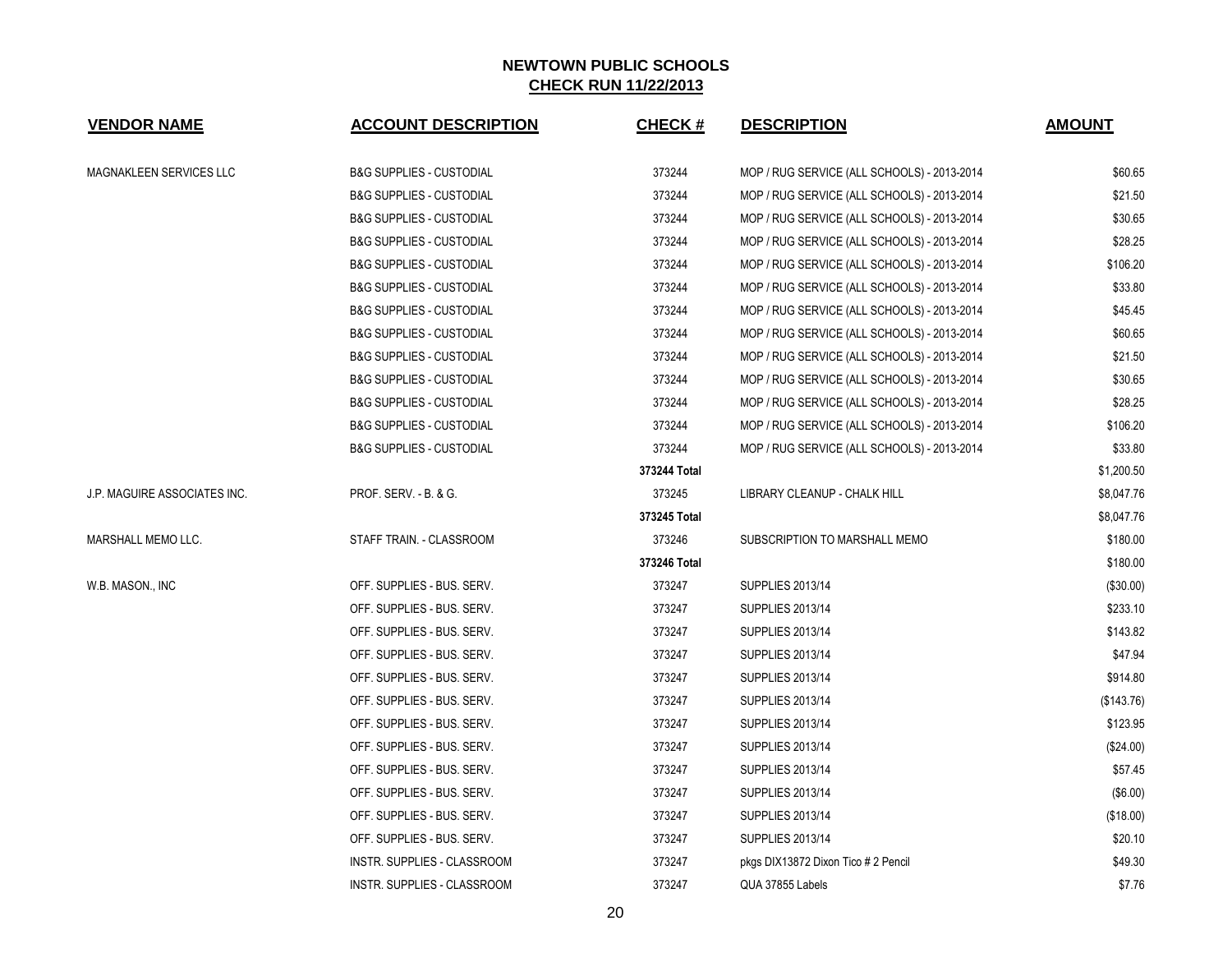# NEWTOWN PUBLIC SCHOOLS

## CHECK RUN 11/22/2013

| VENDOR NAME | ACCOUNT DESCRIPTION | CHECK # | DESCRIPTION | AMOUNT |
|---|---|---|---|---|
| MAGNAKLEEN SERVICES LLC | B&G SUPPLIES - CUSTODIAL | 373244 | MOP / RUG SERVICE (ALL SCHOOLS) - 2013-2014 | $60.65 |
| | B&G SUPPLIES - CUSTODIAL | 373244 | MOP / RUG SERVICE (ALL SCHOOLS) - 2013-2014 | $21.50 |
| | B&G SUPPLIES - CUSTODIAL | 373244 | MOP / RUG SERVICE (ALL SCHOOLS) - 2013-2014 | $30.65 |
| | B&G SUPPLIES - CUSTODIAL | 373244 | MOP / RUG SERVICE (ALL SCHOOLS) - 2013-2014 | $28.25 |
| | B&G SUPPLIES - CUSTODIAL | 373244 | MOP / RUG SERVICE (ALL SCHOOLS) - 2013-2014 | $106.20 |
| | B&G SUPPLIES - CUSTODIAL | 373244 | MOP / RUG SERVICE (ALL SCHOOLS) - 2013-2014 | $33.80 |
| | B&G SUPPLIES - CUSTODIAL | 373244 | MOP / RUG SERVICE (ALL SCHOOLS) - 2013-2014 | $45.45 |
| | B&G SUPPLIES - CUSTODIAL | 373244 | MOP / RUG SERVICE (ALL SCHOOLS) - 2013-2014 | $60.65 |
| | B&G SUPPLIES - CUSTODIAL | 373244 | MOP / RUG SERVICE (ALL SCHOOLS) - 2013-2014 | $21.50 |
| | B&G SUPPLIES - CUSTODIAL | 373244 | MOP / RUG SERVICE (ALL SCHOOLS) - 2013-2014 | $30.65 |
| | B&G SUPPLIES - CUSTODIAL | 373244 | MOP / RUG SERVICE (ALL SCHOOLS) - 2013-2014 | $28.25 |
| | B&G SUPPLIES - CUSTODIAL | 373244 | MOP / RUG SERVICE (ALL SCHOOLS) - 2013-2014 | $106.20 |
| | B&G SUPPLIES - CUSTODIAL | 373244 | MOP / RUG SERVICE (ALL SCHOOLS) - 2013-2014 | $33.80 |
| | | **373244 Total** | | $1,200.50 |
| J.P. MAGUIRE ASSOCIATES INC. | PROF. SERV. - B. & G. | 373245 | LIBRARY CLEANUP - CHALK HILL | $8,047.76 |
| | | **373245 Total** | | $8,047.76 |
| MARSHALL MEMO LLC. | STAFF TRAIN. - CLASSROOM | 373246 | SUBSCRIPTION TO MARSHALL MEMO | $180.00 |
| | | **373246 Total** | | $180.00 |
| W.B. MASON., INC | OFF. SUPPLIES - BUS. SERV. | 373247 | SUPPLIES 2013/14 | ($30.00) |
| | OFF. SUPPLIES - BUS. SERV. | 373247 | SUPPLIES 2013/14 | $233.10 |
| | OFF. SUPPLIES - BUS. SERV. | 373247 | SUPPLIES 2013/14 | $143.82 |
| | OFF. SUPPLIES - BUS. SERV. | 373247 | SUPPLIES 2013/14 | $47.94 |
| | OFF. SUPPLIES - BUS. SERV. | 373247 | SUPPLIES 2013/14 | $914.80 |
| | OFF. SUPPLIES - BUS. SERV. | 373247 | SUPPLIES 2013/14 | ($143.76) |
| | OFF. SUPPLIES - BUS. SERV. | 373247 | SUPPLIES 2013/14 | $123.95 |
| | OFF. SUPPLIES - BUS. SERV. | 373247 | SUPPLIES 2013/14 | ($24.00) |
| | OFF. SUPPLIES - BUS. SERV. | 373247 | SUPPLIES 2013/14 | $57.45 |
| | OFF. SUPPLIES - BUS. SERV. | 373247 | SUPPLIES 2013/14 | ($6.00) |
| | OFF. SUPPLIES - BUS. SERV. | 373247 | SUPPLIES 2013/14 | ($18.00) |
| | OFF. SUPPLIES - BUS. SERV. | 373247 | SUPPLIES 2013/14 | $20.10 |
| | INSTR. SUPPLIES - CLASSROOM | 373247 | pkgs DIX13872 Dixon Tico # 2 Pencil | $49.30 |
| | INSTR. SUPPLIES - CLASSROOM | 373247 | QUA 37855 Labels | $7.76 |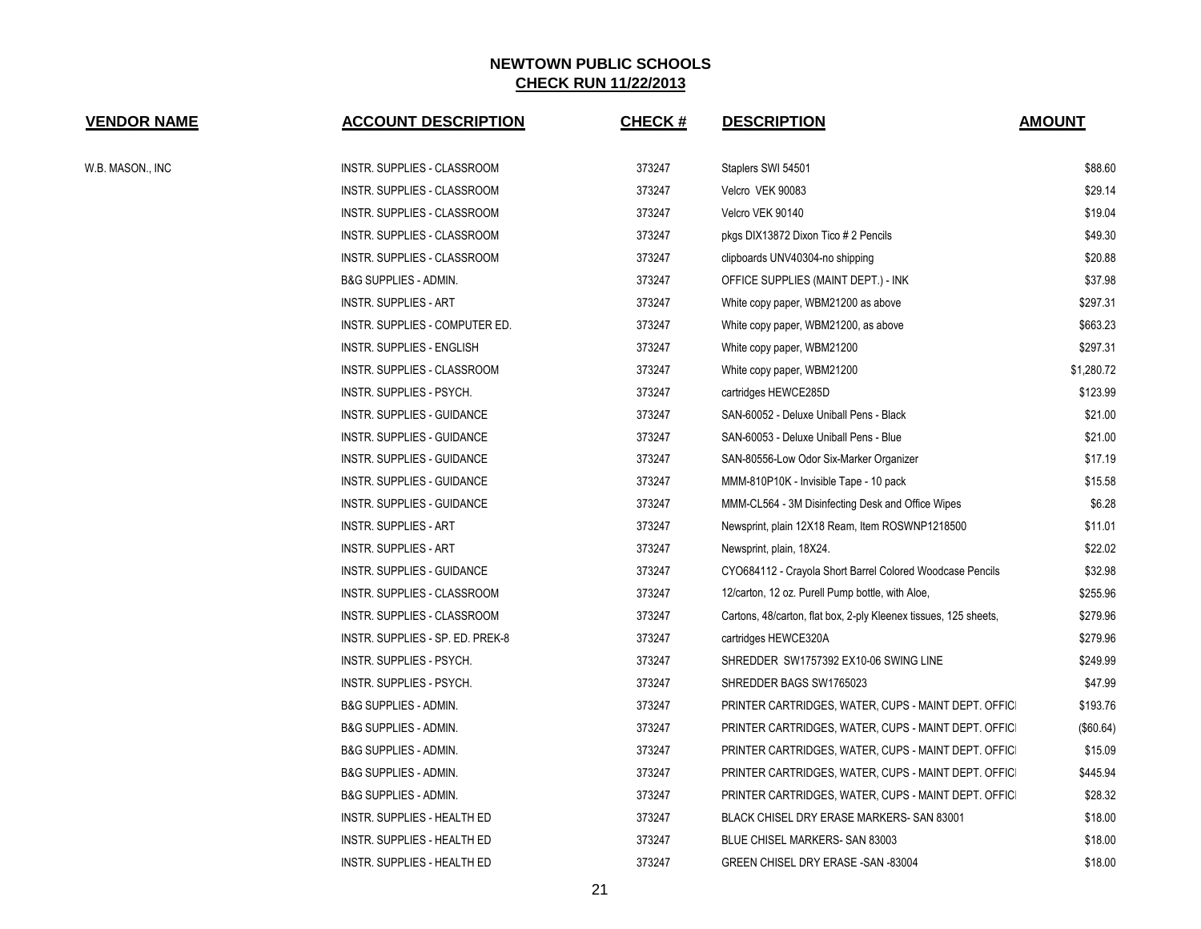## NEWTOWN PUBLIC SCHOOLS
## CHECK RUN 11/22/2013

| VENDOR NAME | ACCOUNT DESCRIPTION | CHECK # | DESCRIPTION | AMOUNT |
|---|---|---|---|---|
| W.B. MASON., INC | INSTR. SUPPLIES - CLASSROOM | 373247 | Staplers SWI 54501 | $88.60 |
| | INSTR. SUPPLIES - CLASSROOM | 373247 | Velcro VEK 90083 | $29.14 |
| | INSTR. SUPPLIES - CLASSROOM | 373247 | Velcro VEK 90140 | $19.04 |
| | INSTR. SUPPLIES - CLASSROOM | 373247 | pkgs DIX13872 Dixon Tico # 2 Pencils | $49.30 |
| | INSTR. SUPPLIES - CLASSROOM | 373247 | clipboards UNV40304-no shipping | $20.88 |
| | B&G SUPPLIES - ADMIN. | 373247 | OFFICE SUPPLIES (MAINT DEPT.) - INK | $37.98 |
| | INSTR. SUPPLIES - ART | 373247 | White copy paper, WBM21200 as above | $297.31 |
| | INSTR. SUPPLIES - COMPUTER ED. | 373247 | White copy paper, WBM21200, as above | $663.23 |
| | INSTR. SUPPLIES - ENGLISH | 373247 | White copy paper, WBM21200 | $297.31 |
| | INSTR. SUPPLIES - CLASSROOM | 373247 | White copy paper, WBM21200 | $1,280.72 |
| | INSTR. SUPPLIES - PSYCH. | 373247 | cartridges HEWCE285D | $123.99 |
| | INSTR. SUPPLIES - GUIDANCE | 373247 | SAN-60052 - Deluxe Uniball Pens - Black | $21.00 |
| | INSTR. SUPPLIES - GUIDANCE | 373247 | SAN-60053 - Deluxe Uniball Pens - Blue | $21.00 |
| | INSTR. SUPPLIES - GUIDANCE | 373247 | SAN-80556-Low Odor Six-Marker Organizer | $17.19 |
| | INSTR. SUPPLIES - GUIDANCE | 373247 | MMM-810P10K - Invisible Tape - 10 pack | $15.58 |
| | INSTR. SUPPLIES - GUIDANCE | 373247 | MMM-CL564 - 3M Disinfecting Desk and Office Wipes | $6.28 |
| | INSTR. SUPPLIES - ART | 373247 | Newsprint, plain 12X18 Ream, Item ROSWNP1218500 | $11.01 |
| | INSTR. SUPPLIES - ART | 373247 | Newsprint, plain, 18X24. | $22.02 |
| | INSTR. SUPPLIES - GUIDANCE | 373247 | CYO684112 - Crayola Short Barrel Colored Woodcase Pencils | $32.98 |
| | INSTR. SUPPLIES - CLASSROOM | 373247 | 12/carton, 12 oz. Purell Pump bottle, with Aloe, | $255.96 |
| | INSTR. SUPPLIES - CLASSROOM | 373247 | Cartons, 48/carton, flat box, 2-ply Kleenex tissues, 125 sheets, | $279.96 |
| | INSTR. SUPPLIES - SP. ED. PREK-8 | 373247 | cartridges HEWCE320A | $279.96 |
| | INSTR. SUPPLIES - PSYCH. | 373247 | SHREDDER SW1757392 EX10-06 SWING LINE | $249.99 |
| | INSTR. SUPPLIES - PSYCH. | 373247 | SHREDDER BAGS SW1765023 | $47.99 |
| | B&G SUPPLIES - ADMIN. | 373247 | PRINTER CARTRIDGES, WATER, CUPS - MAINT DEPT. OFFICI | $193.76 |
| | B&G SUPPLIES - ADMIN. | 373247 | PRINTER CARTRIDGES, WATER, CUPS - MAINT DEPT. OFFICI | ($60.64) |
| | B&G SUPPLIES - ADMIN. | 373247 | PRINTER CARTRIDGES, WATER, CUPS - MAINT DEPT. OFFICI | $15.09 |
| | B&G SUPPLIES - ADMIN. | 373247 | PRINTER CARTRIDGES, WATER, CUPS - MAINT DEPT. OFFICI | $445.94 |
| | B&G SUPPLIES - ADMIN. | 373247 | PRINTER CARTRIDGES, WATER, CUPS - MAINT DEPT. OFFICI | $28.32 |
| | INSTR. SUPPLIES - HEALTH ED | 373247 | BLACK CHISEL DRY ERASE MARKERS- SAN 83001 | $18.00 |
| | INSTR. SUPPLIES - HEALTH ED | 373247 | BLUE CHISEL MARKERS- SAN 83003 | $18.00 |
| | INSTR. SUPPLIES - HEALTH ED | 373247 | GREEN CHISEL DRY ERASE -SAN -83004 | $18.00 |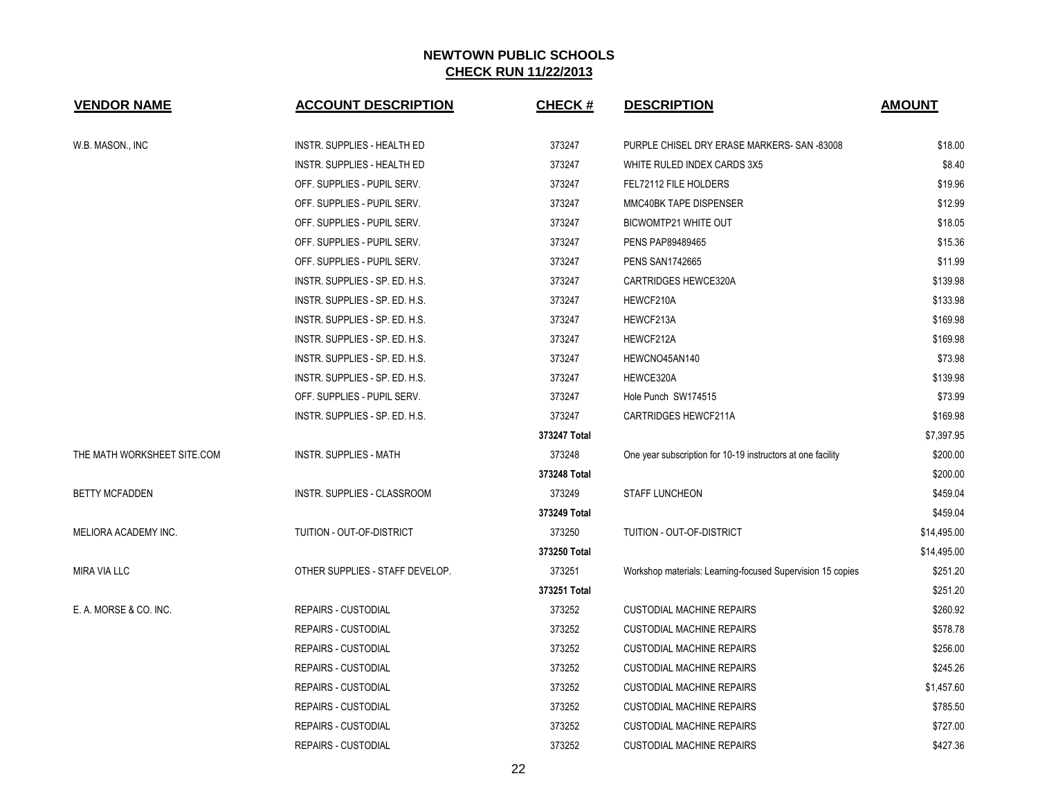## NEWTOWN PUBLIC SCHOOLS

**CHECK RUN 11/22/2013**

| VENDOR NAME | ACCOUNT DESCRIPTION | CHECK # | DESCRIPTION | AMOUNT |
|---|---|---|---|---|
| W.B. MASON., INC | INSTR. SUPPLIES - HEALTH ED | 373247 | PURPLE CHISEL DRY ERASE MARKERS- SAN -83008 | $18.00 |
| | INSTR. SUPPLIES - HEALTH ED | 373247 | WHITE RULED INDEX CARDS 3X5 | $8.40 |
| | OFF. SUPPLIES - PUPIL SERV. | 373247 | FEL72112 FILE HOLDERS | $19.96 |
| | OFF. SUPPLIES - PUPIL SERV. | 373247 | MMC40BK TAPE DISPENSER | $12.99 |
| | OFF. SUPPLIES - PUPIL SERV. | 373247 | BICWOMTP21 WHITE OUT | $18.05 |
| | OFF. SUPPLIES - PUPIL SERV. | 373247 | PENS PAP89489465 | $15.36 |
| | OFF. SUPPLIES - PUPIL SERV. | 373247 | PENS SAN1742665 | $11.99 |
| | INSTR. SUPPLIES - SP. ED. H.S. | 373247 | CARTRIDGES HEWCE320A | $139.98 |
| | INSTR. SUPPLIES - SP. ED. H.S. | 373247 | HEWCF210A | $133.98 |
| | INSTR. SUPPLIES - SP. ED. H.S. | 373247 | HEWCF213A | $169.98 |
| | INSTR. SUPPLIES - SP. ED. H.S. | 373247 | HEWCF212A | $169.98 |
| | INSTR. SUPPLIES - SP. ED. H.S. | 373247 | HEWCNO45AN140 | $73.98 |
| | INSTR. SUPPLIES - SP. ED. H.S. | 373247 | HEWCE320A | $139.98 |
| | OFF. SUPPLIES - PUPIL SERV. | 373247 | Hole Punch SW174515 | $73.99 |
| | INSTR. SUPPLIES - SP. ED. H.S. | 373247 | CARTRIDGES HEWCF211A | $169.98 |
| | | **373247 Total** | | $7,397.95 |
| THE MATH WORKSHEET SITE.COM | INSTR. SUPPLIES - MATH | 373248 | One year subscription for 10-19 instructors at one facility | $200.00 |
| | | **373248 Total** | | $200.00 |
| BETTY MCFADDEN | INSTR. SUPPLIES - CLASSROOM | 373249 | STAFF LUNCHEON | $459.04 |
| | | **373249 Total** | | $459.04 |
| MELIORA ACADEMY INC. | TUITION - OUT-OF-DISTRICT | 373250 | TUITION - OUT-OF-DISTRICT | $14,495.00 |
| | | **373250 Total** | | $14,495.00 |
| MIRA VIA LLC | OTHER SUPPLIES - STAFF DEVELOP. | 373251 | Workshop materials: Learning-focused Supervision 15 copies | $251.20 |
| | | **373251 Total** | | $251.20 |
| E. A. MORSE & CO. INC. | REPAIRS - CUSTODIAL | 373252 | CUSTODIAL MACHINE REPAIRS | $260.92 |
| | REPAIRS - CUSTODIAL | 373252 | CUSTODIAL MACHINE REPAIRS | $578.78 |
| | REPAIRS - CUSTODIAL | 373252 | CUSTODIAL MACHINE REPAIRS | $256.00 |
| | REPAIRS - CUSTODIAL | 373252 | CUSTODIAL MACHINE REPAIRS | $245.26 |
| | REPAIRS - CUSTODIAL | 373252 | CUSTODIAL MACHINE REPAIRS | $1,457.60 |
| | REPAIRS - CUSTODIAL | 373252 | CUSTODIAL MACHINE REPAIRS | $785.50 |
| | REPAIRS - CUSTODIAL | 373252 | CUSTODIAL MACHINE REPAIRS | $727.00 |
| | REPAIRS - CUSTODIAL | 373252 | CUSTODIAL MACHINE REPAIRS | $427.36 |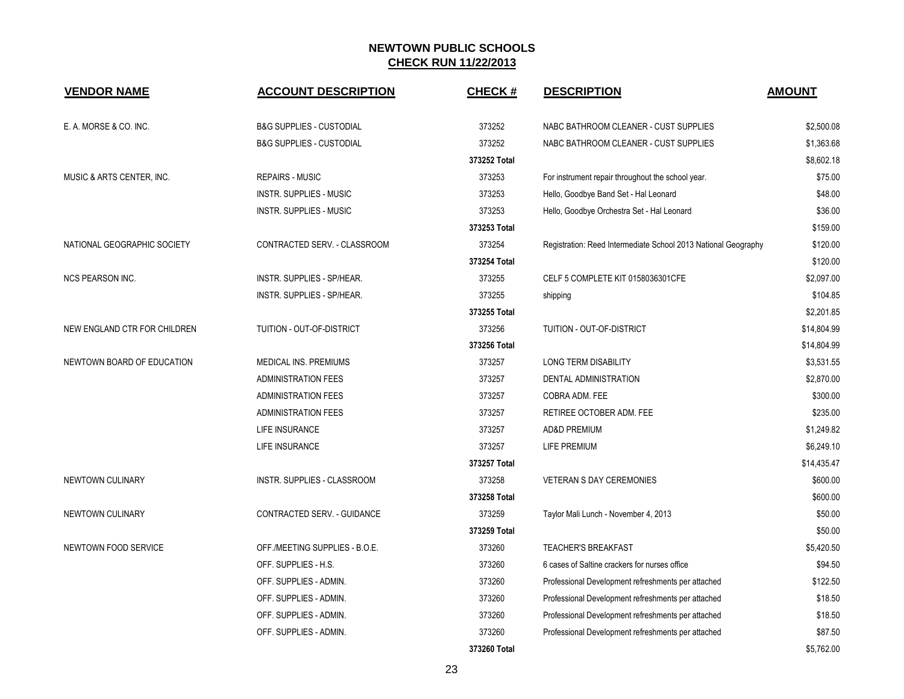# NEWTOWN PUBLIC SCHOOLS

## CHECK RUN 11/22/2013

| VENDOR NAME | ACCOUNT DESCRIPTION | CHECK # | DESCRIPTION | AMOUNT |
|---|---|---|---|---|
| E. A. MORSE & CO. INC. | B&G SUPPLIES - CUSTODIAL | 373252 | NABC BATHROOM CLEANER - CUST SUPPLIES | $2,500.08 |
| | B&G SUPPLIES - CUSTODIAL | 373252 | NABC BATHROOM CLEANER - CUST SUPPLIES | $1,363.68 |
| | | **373252 Total** | | $8,602.18 |
| MUSIC & ARTS CENTER, INC. | REPAIRS - MUSIC | 373253 | For instrument repair throughout the school year. | $75.00 |
| | INSTR. SUPPLIES - MUSIC | 373253 | Hello, Goodbye Band Set - Hal Leonard | $48.00 |
| | INSTR. SUPPLIES - MUSIC | 373253 | Hello, Goodbye Orchestra Set - Hal Leonard | $36.00 |
| | | **373253 Total** | | $159.00 |
| NATIONAL GEOGRAPHIC SOCIETY | CONTRACTED SERV. - CLASSROOM | 373254 | Registration: Reed Intermediate School 2013 National Geography | $120.00 |
| | | **373254 Total** | | $120.00 |
| NCS PEARSON INC. | INSTR. SUPPLIES - SP/HEAR. | 373255 | CELF 5 COMPLETE KIT 0158036301CFE | $2,097.00 |
| | INSTR. SUPPLIES - SP/HEAR. | 373255 | shipping | $104.85 |
| | | **373255 Total** | | $2,201.85 |
| NEW ENGLAND CTR FOR CHILDREN | TUITION - OUT-OF-DISTRICT | 373256 | TUITION - OUT-OF-DISTRICT | $14,804.99 |
| | | **373256 Total** | | $14,804.99 |
| NEWTOWN BOARD OF EDUCATION | MEDICAL INS. PREMIUMS | 373257 | LONG TERM DISABILITY | $3,531.55 |
| | ADMINISTRATION FEES | 373257 | DENTAL ADMINISTRATION | $2,870.00 |
| | ADMINISTRATION FEES | 373257 | COBRA ADM. FEE | $300.00 |
| | ADMINISTRATION FEES | 373257 | RETIREE OCTOBER ADM. FEE | $235.00 |
| | LIFE INSURANCE | 373257 | AD&D PREMIUM | $1,249.82 |
| | LIFE INSURANCE | 373257 | LIFE PREMIUM | $6,249.10 |
| | | **373257 Total** | | $14,435.47 |
| NEWTOWN CULINARY | INSTR. SUPPLIES - CLASSROOM | 373258 | VETERAN S DAY CEREMONIES | $600.00 |
| | | **373258 Total** | | $600.00 |
| NEWTOWN CULINARY | CONTRACTED SERV. - GUIDANCE | 373259 | Taylor Mali Lunch - November 4, 2013 | $50.00 |
| | | **373259 Total** | | $50.00 |
| NEWTOWN FOOD SERVICE | OFF./MEETING SUPPLIES - B.O.E. | 373260 | TEACHER'S BREAKFAST | $5,420.50 |
| | OFF. SUPPLIES - H.S. | 373260 | 6 cases of Saltine crackers for nurses office | $94.50 |
| | OFF. SUPPLIES - ADMIN. | 373260 | Professional Development refreshments per attached | $122.50 |
| | OFF. SUPPLIES - ADMIN. | 373260 | Professional Development refreshments per attached | $18.50 |
| | OFF. SUPPLIES - ADMIN. | 373260 | Professional Development refreshments per attached | $18.50 |
| | OFF. SUPPLIES - ADMIN. | 373260 | Professional Development refreshments per attached | $87.50 |
| | | **373260 Total** | | $5,762.00 |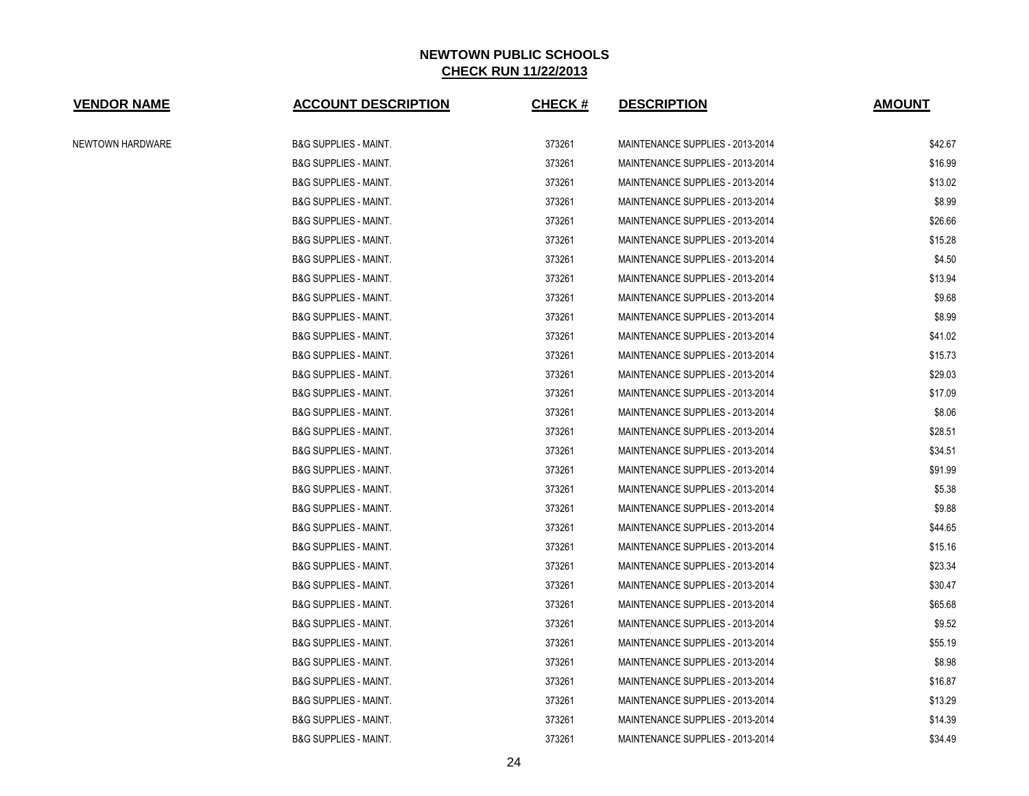# NEWTOWN PUBLIC SCHOOLS

## CHECK RUN 11/22/2013

| VENDOR NAME | ACCOUNT DESCRIPTION | CHECK # | DESCRIPTION | AMOUNT |
|---|---|---|---|---|
| NEWTOWN HARDWARE | B&G SUPPLIES - MAINT. | 373261 | MAINTENANCE SUPPLIES - 2013-2014 | $42.67 |
| | B&G SUPPLIES - MAINT. | 373261 | MAINTENANCE SUPPLIES - 2013-2014 | $16.99 |
| | B&G SUPPLIES - MAINT. | 373261 | MAINTENANCE SUPPLIES - 2013-2014 | $13.02 |
| | B&G SUPPLIES - MAINT. | 373261 | MAINTENANCE SUPPLIES - 2013-2014 | $8.99 |
| | B&G SUPPLIES - MAINT. | 373261 | MAINTENANCE SUPPLIES - 2013-2014 | $26.66 |
| | B&G SUPPLIES - MAINT. | 373261 | MAINTENANCE SUPPLIES - 2013-2014 | $15.28 |
| | B&G SUPPLIES - MAINT. | 373261 | MAINTENANCE SUPPLIES - 2013-2014 | $4.50 |
| | B&G SUPPLIES - MAINT. | 373261 | MAINTENANCE SUPPLIES - 2013-2014 | $13.94 |
| | B&G SUPPLIES - MAINT. | 373261 | MAINTENANCE SUPPLIES - 2013-2014 | $9.68 |
| | B&G SUPPLIES - MAINT. | 373261 | MAINTENANCE SUPPLIES - 2013-2014 | $8.99 |
| | B&G SUPPLIES - MAINT. | 373261 | MAINTENANCE SUPPLIES - 2013-2014 | $41.02 |
| | B&G SUPPLIES - MAINT. | 373261 | MAINTENANCE SUPPLIES - 2013-2014 | $15.73 |
| | B&G SUPPLIES - MAINT. | 373261 | MAINTENANCE SUPPLIES - 2013-2014 | $29.03 |
| | B&G SUPPLIES - MAINT. | 373261 | MAINTENANCE SUPPLIES - 2013-2014 | $17.09 |
| | B&G SUPPLIES - MAINT. | 373261 | MAINTENANCE SUPPLIES - 2013-2014 | $8.06 |
| | B&G SUPPLIES - MAINT. | 373261 | MAINTENANCE SUPPLIES - 2013-2014 | $28.51 |
| | B&G SUPPLIES - MAINT. | 373261 | MAINTENANCE SUPPLIES - 2013-2014 | $34.51 |
| | B&G SUPPLIES - MAINT. | 373261 | MAINTENANCE SUPPLIES - 2013-2014 | $91.99 |
| | B&G SUPPLIES - MAINT. | 373261 | MAINTENANCE SUPPLIES - 2013-2014 | $5.38 |
| | B&G SUPPLIES - MAINT. | 373261 | MAINTENANCE SUPPLIES - 2013-2014 | $9.88 |
| | B&G SUPPLIES - MAINT. | 373261 | MAINTENANCE SUPPLIES - 2013-2014 | $44.65 |
| | B&G SUPPLIES - MAINT. | 373261 | MAINTENANCE SUPPLIES - 2013-2014 | $15.16 |
| | B&G SUPPLIES - MAINT. | 373261 | MAINTENANCE SUPPLIES - 2013-2014 | $23.34 |
| | B&G SUPPLIES - MAINT. | 373261 | MAINTENANCE SUPPLIES - 2013-2014 | $30.47 |
| | B&G SUPPLIES - MAINT. | 373261 | MAINTENANCE SUPPLIES - 2013-2014 | $65.68 |
| | B&G SUPPLIES - MAINT. | 373261 | MAINTENANCE SUPPLIES - 2013-2014 | $9.52 |
| | B&G SUPPLIES - MAINT. | 373261 | MAINTENANCE SUPPLIES - 2013-2014 | $55.19 |
| | B&G SUPPLIES - MAINT. | 373261 | MAINTENANCE SUPPLIES - 2013-2014 | $8.98 |
| | B&G SUPPLIES - MAINT. | 373261 | MAINTENANCE SUPPLIES - 2013-2014 | $16.87 |
| | B&G SUPPLIES - MAINT. | 373261 | MAINTENANCE SUPPLIES - 2013-2014 | $13.29 |
| | B&G SUPPLIES - MAINT. | 373261 | MAINTENANCE SUPPLIES - 2013-2014 | $14.39 |
| | B&G SUPPLIES - MAINT. | 373261 | MAINTENANCE SUPPLIES - 2013-2014 | $34.49 |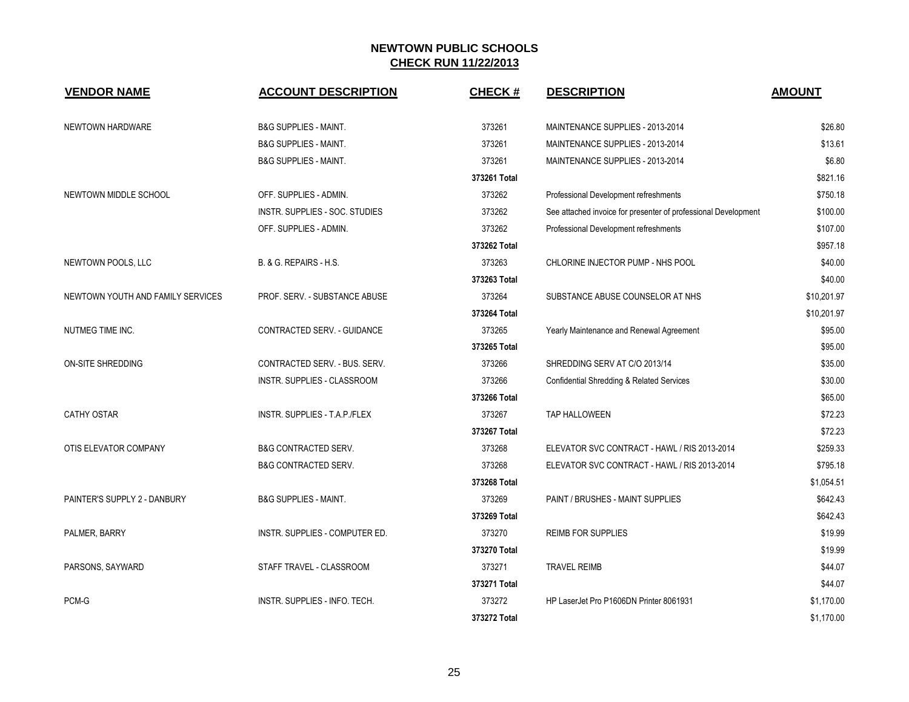# NEWTOWN PUBLIC SCHOOLS

## CHECK RUN 11/22/2013

| VENDOR NAME | ACCOUNT DESCRIPTION | CHECK # | DESCRIPTION | AMOUNT |
|---|---|---|---|---|
| NEWTOWN HARDWARE | B&G SUPPLIES - MAINT. | 373261 | MAINTENANCE SUPPLIES - 2013-2014 | $26.80 |
| | B&G SUPPLIES - MAINT. | 373261 | MAINTENANCE SUPPLIES - 2013-2014 | $13.61 |
| | B&G SUPPLIES - MAINT. | 373261 | MAINTENANCE SUPPLIES - 2013-2014 | $6.80 |
| | | **373261 Total** | | $821.16 |
| NEWTOWN MIDDLE SCHOOL | OFF. SUPPLIES - ADMIN. | 373262 | Professional Development refreshments | $750.18 |
| | INSTR. SUPPLIES - SOC. STUDIES | 373262 | See attached invoice for presenter of professional Development | $100.00 |
| | OFF. SUPPLIES - ADMIN. | 373262 | Professional Development refreshments | $107.00 |
| | | **373262 Total** | | $957.18 |
| NEWTOWN POOLS, LLC | B. & G. REPAIRS - H.S. | 373263 | CHLORINE INJECTOR PUMP - NHS POOL | $40.00 |
| | | **373263 Total** | | $40.00 |
| NEWTOWN YOUTH AND FAMILY SERVICES | PROF. SERV. - SUBSTANCE ABUSE | 373264 | SUBSTANCE ABUSE COUNSELOR AT NHS | $10,201.97 |
| | | **373264 Total** | | $10,201.97 |
| NUTMEG TIME INC. | CONTRACTED SERV. - GUIDANCE | 373265 | Yearly Maintenance and Renewal Agreement | $95.00 |
| | | **373265 Total** | | $95.00 |
| ON-SITE SHREDDING | CONTRACTED SERV. - BUS. SERV. | 373266 | SHREDDING SERV AT C/O 2013/14 | $35.00 |
| | INSTR. SUPPLIES - CLASSROOM | 373266 | Confidential Shredding & Related Services | $30.00 |
| | | **373266 Total** | | $65.00 |
| CATHY OSTAR | INSTR. SUPPLIES - T.A.P./FLEX | 373267 | TAP HALLOWEEN | $72.23 |
| | | **373267 Total** | | $72.23 |
| OTIS ELEVATOR COMPANY | B&G CONTRACTED SERV. | 373268 | ELEVATOR SVC CONTRACT - HAWL / RIS 2013-2014 | $259.33 |
| | B&G CONTRACTED SERV. | 373268 | ELEVATOR SVC CONTRACT - HAWL / RIS 2013-2014 | $795.18 |
| | | **373268 Total** | | $1,054.51 |
| PAINTER'S SUPPLY 2 - DANBURY | B&G SUPPLIES - MAINT. | 373269 | PAINT / BRUSHES - MAINT SUPPLIES | $642.43 |
| | | **373269 Total** | | $642.43 |
| PALMER, BARRY | INSTR. SUPPLIES - COMPUTER ED. | 373270 | REIMB FOR SUPPLIES | $19.99 |
| | | **373270 Total** | | $19.99 |
| PARSONS, SAYWARD | STAFF TRAVEL - CLASSROOM | 373271 | TRAVEL REIMB | $44.07 |
| | | **373271 Total** | | $44.07 |
| PCM-G | INSTR. SUPPLIES - INFO. TECH. | 373272 | HP LaserJet Pro P1606DN Printer 8061931 | $1,170.00 |
| | | **373272 Total** | | $1,170.00 |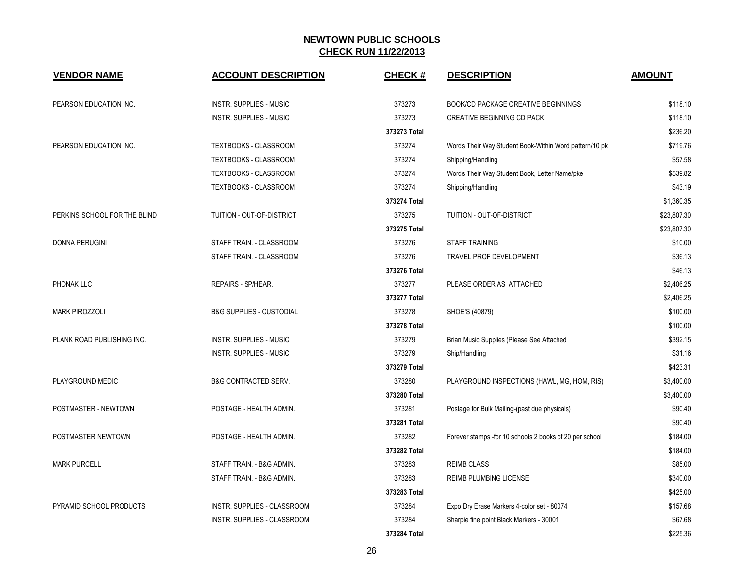## NEWTOWN PUBLIC SCHOOLS
## CHECK RUN 11/22/2013

| VENDOR NAME | ACCOUNT DESCRIPTION | CHECK # | DESCRIPTION | AMOUNT |
|---|---|---|---|---|
| PEARSON EDUCATION INC. | INSTR. SUPPLIES - MUSIC | 373273 | BOOK/CD PACKAGE CREATIVE BEGINNINGS | $118.10 |
| | INSTR. SUPPLIES - MUSIC | 373273 | CREATIVE BEGINNING CD PACK | $118.10 |
| | | 373273 Total | | $236.20 |
| PEARSON EDUCATION INC. | TEXTBOOKS - CLASSROOM | 373274 | Words Their Way Student Book-Within Word pattern/10 pk | $719.76 |
| | TEXTBOOKS - CLASSROOM | 373274 | Shipping/Handling | $57.58 |
| | TEXTBOOKS - CLASSROOM | 373274 | Words Their Way Student Book, Letter Name/pke | $539.82 |
| | TEXTBOOKS - CLASSROOM | 373274 | Shipping/Handling | $43.19 |
| | | 373274 Total | | $1,360.35 |
| PERKINS SCHOOL FOR THE BLIND | TUITION - OUT-OF-DISTRICT | 373275 | TUITION - OUT-OF-DISTRICT | $23,807.30 |
| | | 373275 Total | | $23,807.30 |
| DONNA PERUGINI | STAFF TRAIN. - CLASSROOM | 373276 | STAFF TRAINING | $10.00 |
| | STAFF TRAIN. - CLASSROOM | 373276 | TRAVEL PROF DEVELOPMENT | $36.13 |
| | | 373276 Total | | $46.13 |
| PHONAK LLC | REPAIRS - SP/HEAR. | 373277 | PLEASE ORDER AS ATTACHED | $2,406.25 |
| | | 373277 Total | | $2,406.25 |
| MARK PIROZZOLI | B&G SUPPLIES - CUSTODIAL | 373278 | SHOE'S (40879) | $100.00 |
| | | 373278 Total | | $100.00 |
| PLANK ROAD PUBLISHING INC. | INSTR. SUPPLIES - MUSIC | 373279 | Brian Music Supplies (Please See Attached | $392.15 |
| | INSTR. SUPPLIES - MUSIC | 373279 | Ship/Handling | $31.16 |
| | | 373279 Total | | $423.31 |
| PLAYGROUND MEDIC | B&G CONTRACTED SERV. | 373280 | PLAYGROUND INSPECTIONS (HAWL, MG, HOM, RIS) | $3,400.00 |
| | | 373280 Total | | $3,400.00 |
| POSTMASTER - NEWTOWN | POSTAGE - HEALTH ADMIN. | 373281 | Postage for Bulk Mailing-(past due physicals) | $90.40 |
| | | 373281 Total | | $90.40 |
| POSTMASTER NEWTOWN | POSTAGE - HEALTH ADMIN. | 373282 | Forever stamps -for 10 schools 2 books of 20 per school | $184.00 |
| | | 373282 Total | | $184.00 |
| MARK PURCELL | STAFF TRAIN. - B&G ADMIN. | 373283 | REIMB CLASS | $85.00 |
| | STAFF TRAIN. - B&G ADMIN. | 373283 | REIMB PLUMBING LICENSE | $340.00 |
| | | 373283 Total | | $425.00 |
| PYRAMID SCHOOL PRODUCTS | INSTR. SUPPLIES - CLASSROOM | 373284 | Expo Dry Erase Markers 4-color set - 80074 | $157.68 |
| | INSTR. SUPPLIES - CLASSROOM | 373284 | Sharpie fine point Black Markers - 30001 | $67.68 |
| | | 373284 Total | | $225.36 |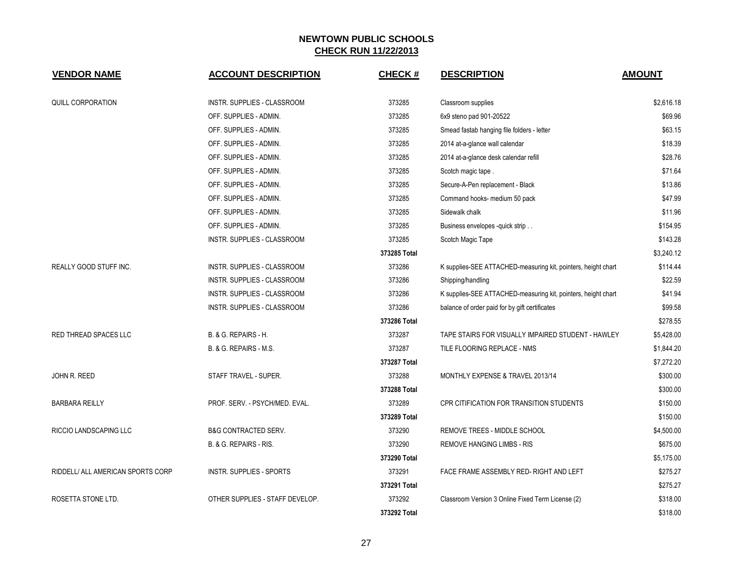## NEWTOWN PUBLIC SCHOOLS
**CHECK RUN 11/22/2013**

| VENDOR NAME | ACCOUNT DESCRIPTION | CHECK # | DESCRIPTION | AMOUNT |
|---|---|---|---|---|
| QUILL CORPORATION | INSTR. SUPPLIES - CLASSROOM | 373285 | Classroom supplies | $2,616.18 |
| | OFF. SUPPLIES - ADMIN. | 373285 | 6x9 steno pad 901-20522 | $69.96 |
| | OFF. SUPPLIES - ADMIN. | 373285 | Smead fastab hanging file folders - letter | $63.15 |
| | OFF. SUPPLIES - ADMIN. | 373285 | 2014 at-a-glance wall calendar | $18.39 |
| | OFF. SUPPLIES - ADMIN. | 373285 | 2014 at-a-glance desk calendar refill | $28.76 |
| | OFF. SUPPLIES - ADMIN. | 373285 | Scotch magic tape . | $71.64 |
| | OFF. SUPPLIES - ADMIN. | 373285 | Secure-A-Pen replacement - Black | $13.86 |
| | OFF. SUPPLIES - ADMIN. | 373285 | Command hooks- medium 50 pack | $47.99 |
| | OFF. SUPPLIES - ADMIN. | 373285 | Sidewalk chalk | $11.96 |
| | OFF. SUPPLIES - ADMIN. | 373285 | Business envelopes -quick strip . . | $154.95 |
| | INSTR. SUPPLIES - CLASSROOM | 373285 | Scotch Magic Tape | $143.28 |
| | | **373285 Total** | | $3,240.12 |
| REALLY GOOD STUFF INC. | INSTR. SUPPLIES - CLASSROOM | 373286 | K supplies-SEE ATTACHED-measuring kit, pointers, height chart | $114.44 |
| | INSTR. SUPPLIES - CLASSROOM | 373286 | Shipping/handling | $22.59 |
| | INSTR. SUPPLIES - CLASSROOM | 373286 | K supplies-SEE ATTACHED-measuring kit, pointers, height chart | $41.94 |
| | INSTR. SUPPLIES - CLASSROOM | 373286 | balance of order paid for by gift certificates | $99.58 |
| | | **373286 Total** | | $278.55 |
| RED THREAD SPACES LLC | B. & G. REPAIRS - H. | 373287 | TAPE STAIRS FOR VISUALLY IMPAIRED STUDENT - HAWLEY | $5,428.00 |
| | B. & G. REPAIRS - M.S. | 373287 | TILE FLOORING REPLACE - NMS | $1,844.20 |
| | | **373287 Total** | | $7,272.20 |
| JOHN R. REED | STAFF TRAVEL - SUPER. | 373288 | MONTHLY EXPENSE & TRAVEL 2013/14 | $300.00 |
| | | **373288 Total** | | $300.00 |
| BARBARA REILLY | PROF. SERV. - PSYCH/MED. EVAL. | 373289 | CPR CITIFICATION FOR TRANSITION STUDENTS | $150.00 |
| | | **373289 Total** | | $150.00 |
| RICCIO LANDSCAPING LLC | B&G CONTRACTED SERV. | 373290 | REMOVE TREES - MIDDLE SCHOOL | $4,500.00 |
| | B. & G. REPAIRS - RIS. | 373290 | REMOVE HANGING LIMBS - RIS | $675.00 |
| | | **373290 Total** | | $5,175.00 |
| RIDDELL/ ALL AMERICAN SPORTS CORP | INSTR. SUPPLIES - SPORTS | 373291 | FACE FRAME ASSEMBLY RED- RIGHT AND LEFT | $275.27 |
| | | **373291 Total** | | $275.27 |
| ROSETTA STONE LTD. | OTHER SUPPLIES - STAFF DEVELOP. | 373292 | Classroom Version 3 Online Fixed Term License (2) | $318.00 |
| | | **373292 Total** | | $318.00 |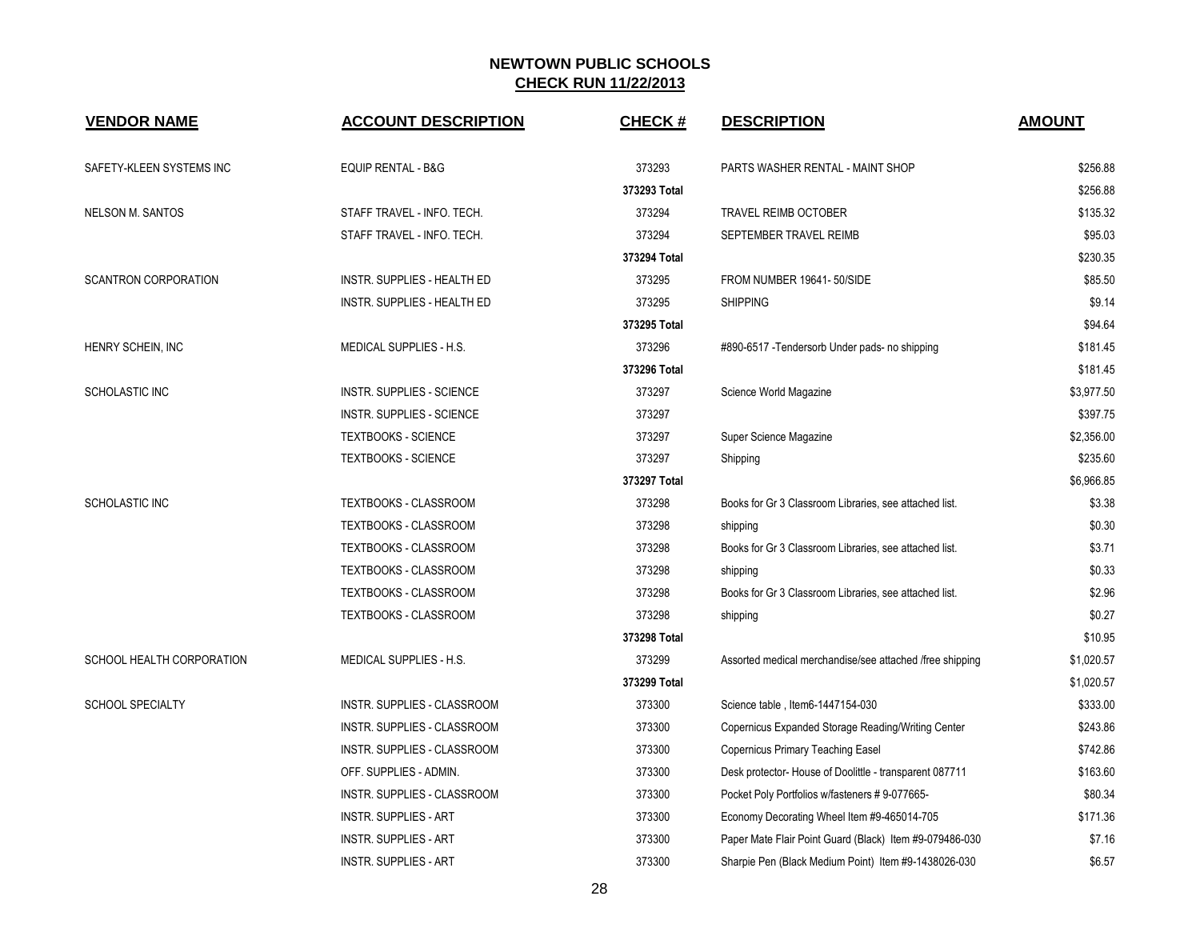# NEWTOWN PUBLIC SCHOOLS
## CHECK RUN 11/22/2013

| VENDOR NAME | ACCOUNT DESCRIPTION | CHECK # | DESCRIPTION | AMOUNT |
|---|---|---|---|---|
| SAFETY-KLEEN SYSTEMS INC | EQUIP RENTAL - B&G | 373293 | PARTS WASHER RENTAL - MAINT SHOP | $256.88 |
| | | **373293 Total** | | $256.88 |
| NELSON M. SANTOS | STAFF TRAVEL - INFO. TECH. | 373294 | TRAVEL REIMB OCTOBER | $135.32 |
| | STAFF TRAVEL - INFO. TECH. | 373294 | SEPTEMBER TRAVEL REIMB | $95.03 |
| | | **373294 Total** | | $230.35 |
| SCANTRON CORPORATION | INSTR. SUPPLIES - HEALTH ED | 373295 | FROM NUMBER 19641- 50/SIDE | $85.50 |
| | INSTR. SUPPLIES - HEALTH ED | 373295 | SHIPPING | $9.14 |
| | | **373295 Total** | | $94.64 |
| HENRY SCHEIN, INC | MEDICAL SUPPLIES - H.S. | 373296 | #890-6517 -Tendersorb Under pads- no shipping | $181.45 |
| | | **373296 Total** | | $181.45 |
| SCHOLASTIC INC | INSTR. SUPPLIES - SCIENCE | 373297 | Science World Magazine | $3,977.50 |
| | INSTR. SUPPLIES - SCIENCE | 373297 | | $397.75 |
| | TEXTBOOKS - SCIENCE | 373297 | Super Science Magazine | $2,356.00 |
| | TEXTBOOKS - SCIENCE | 373297 | Shipping | $235.60 |
| | | **373297 Total** | | $6,966.85 |
| SCHOLASTIC INC | TEXTBOOKS - CLASSROOM | 373298 | Books for Gr 3 Classroom Libraries, see attached list. | $3.38 |
| | TEXTBOOKS - CLASSROOM | 373298 | shipping | $0.30 |
| | TEXTBOOKS - CLASSROOM | 373298 | Books for Gr 3 Classroom Libraries, see attached list. | $3.71 |
| | TEXTBOOKS - CLASSROOM | 373298 | shipping | $0.33 |
| | TEXTBOOKS - CLASSROOM | 373298 | Books for Gr 3 Classroom Libraries, see attached list. | $2.96 |
| | TEXTBOOKS - CLASSROOM | 373298 | shipping | $0.27 |
| | | **373298 Total** | | $10.95 |
| SCHOOL HEALTH CORPORATION | MEDICAL SUPPLIES - H.S. | 373299 | Assorted medical merchandise/see attached /free shipping | $1,020.57 |
| | | **373299 Total** | | $1,020.57 |
| SCHOOL SPECIALTY | INSTR. SUPPLIES - CLASSROOM | 373300 | Science table , Item6-1447154-030 | $333.00 |
| | INSTR. SUPPLIES - CLASSROOM | 373300 | Copernicus Expanded Storage Reading/Writing Center | $243.86 |
| | INSTR. SUPPLIES - CLASSROOM | 373300 | Copernicus Primary Teaching Easel | $742.86 |
| | OFF. SUPPLIES - ADMIN. | 373300 | Desk protector- House of Doolittle - transparent 087711 | $163.60 |
| | INSTR. SUPPLIES - CLASSROOM | 373300 | Pocket Poly Portfolios w/fasteners # 9-077665- | $80.34 |
| | INSTR. SUPPLIES - ART | 373300 | Economy Decorating Wheel Item #9-465014-705 | $171.36 |
| | INSTR. SUPPLIES - ART | 373300 | Paper Mate Flair Point Guard (Black) Item #9-079486-030 | $7.16 |
| | INSTR. SUPPLIES - ART | 373300 | Sharpie Pen (Black Medium Point) Item #9-1438026-030 | $6.57 |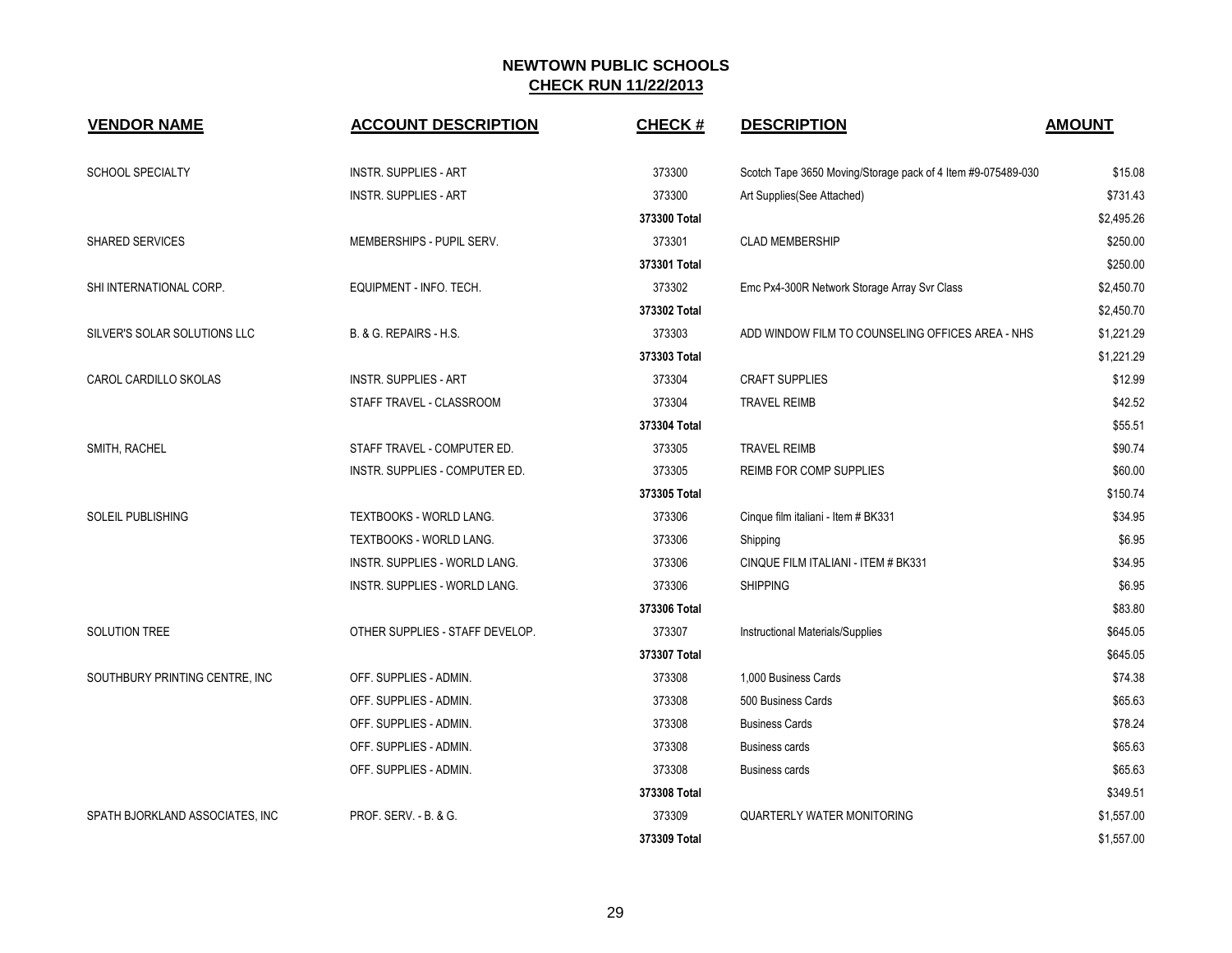## NEWTOWN PUBLIC SCHOOLS
## CHECK RUN 11/22/2013

| VENDOR NAME | ACCOUNT DESCRIPTION | CHECK # | DESCRIPTION | AMOUNT |
|---|---|---|---|---|
| SCHOOL SPECIALTY | INSTR. SUPPLIES - ART | 373300 | Scotch Tape 3650 Moving/Storage pack of 4 Item #9-075489-030 | $15.08 |
| | INSTR. SUPPLIES - ART | 373300 | Art Supplies(See Attached) | $731.43 |
| | | 373300 Total | | $2,495.26 |
| SHARED SERVICES | MEMBERSHIPS - PUPIL SERV. | 373301 | CLAD MEMBERSHIP | $250.00 |
| | | 373301 Total | | $250.00 |
| SHI INTERNATIONAL CORP. | EQUIPMENT - INFO. TECH. | 373302 | Emc Px4-300R Network Storage Array Svr Class | $2,450.70 |
| | | 373302 Total | | $2,450.70 |
| SILVER'S SOLAR SOLUTIONS LLC | B. & G. REPAIRS - H.S. | 373303 | ADD WINDOW FILM TO COUNSELING OFFICES AREA - NHS | $1,221.29 |
| | | 373303 Total | | $1,221.29 |
| CAROL CARDILLO SKOLAS | INSTR. SUPPLIES - ART | 373304 | CRAFT SUPPLIES | $12.99 |
| | STAFF TRAVEL - CLASSROOM | 373304 | TRAVEL REIMB | $42.52 |
| | | 373304 Total | | $55.51 |
| SMITH, RACHEL | STAFF TRAVEL - COMPUTER ED. | 373305 | TRAVEL REIMB | $90.74 |
| | INSTR. SUPPLIES - COMPUTER ED. | 373305 | REIMB FOR COMP SUPPLIES | $60.00 |
| | | 373305 Total | | $150.74 |
| SOLEIL PUBLISHING | TEXTBOOKS - WORLD LANG. | 373306 | Cinque film italiani - Item # BK331 | $34.95 |
| | TEXTBOOKS - WORLD LANG. | 373306 | Shipping | $6.95 |
| | INSTR. SUPPLIES - WORLD LANG. | 373306 | CINQUE FILM ITALIANI - ITEM # BK331 | $34.95 |
| | INSTR. SUPPLIES - WORLD LANG. | 373306 | SHIPPING | $6.95 |
| | | 373306 Total | | $83.80 |
| SOLUTION TREE | OTHER SUPPLIES - STAFF DEVELOP. | 373307 | Instructional Materials/Supplies | $645.05 |
| | | 373307 Total | | $645.05 |
| SOUTHBURY PRINTING CENTRE, INC | OFF. SUPPLIES - ADMIN. | 373308 | 1,000 Business Cards | $74.38 |
| | OFF. SUPPLIES - ADMIN. | 373308 | 500 Business Cards | $65.63 |
| | OFF. SUPPLIES - ADMIN. | 373308 | Business Cards | $78.24 |
| | OFF. SUPPLIES - ADMIN. | 373308 | Business cards | $65.63 |
| | OFF. SUPPLIES - ADMIN. | 373308 | Business cards | $65.63 |
| | | 373308 Total | | $349.51 |
| SPATH BJORKLAND ASSOCIATES, INC | PROF. SERV. - B. & G. | 373309 | QUARTERLY WATER MONITORING | $1,557.00 |
| | | 373309 Total | | $1,557.00 |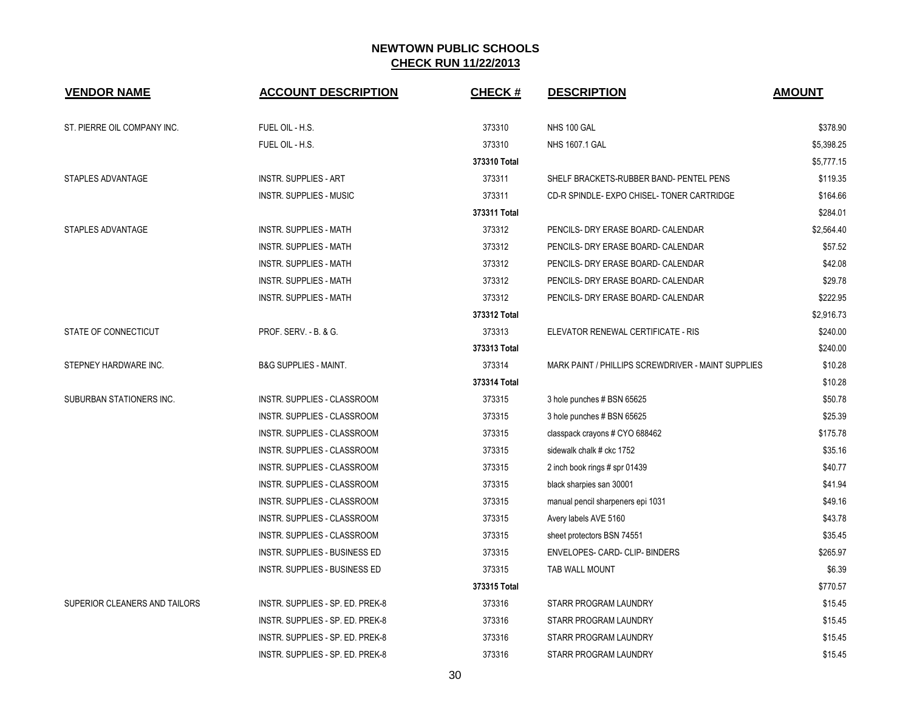# NEWTOWN PUBLIC SCHOOLS

## CHECK RUN 11/22/2013

| VENDOR NAME | ACCOUNT DESCRIPTION | CHECK # | DESCRIPTION | AMOUNT |
|---|---|---|---|---|
| ST. PIERRE OIL COMPANY INC. | FUEL OIL - H.S. | 373310 | NHS 100 GAL | $378.90 |
| | FUEL OIL - H.S. | 373310 | NHS 1607.1 GAL | $5,398.25 |
| | | 373310 Total | | $5,777.15 |
| STAPLES ADVANTAGE | INSTR. SUPPLIES - ART | 373311 | SHELF BRACKETS-RUBBER BAND- PENTEL PENS | $119.35 |
| | INSTR. SUPPLIES - MUSIC | 373311 | CD-R SPINDLE- EXPO CHISEL- TONER CARTRIDGE | $164.66 |
| | | 373311 Total | | $284.01 |
| STAPLES ADVANTAGE | INSTR. SUPPLIES - MATH | 373312 | PENCILS- DRY ERASE BOARD- CALENDAR | $2,564.40 |
| | INSTR. SUPPLIES - MATH | 373312 | PENCILS- DRY ERASE BOARD- CALENDAR | $57.52 |
| | INSTR. SUPPLIES - MATH | 373312 | PENCILS- DRY ERASE BOARD- CALENDAR | $42.08 |
| | INSTR. SUPPLIES - MATH | 373312 | PENCILS- DRY ERASE BOARD- CALENDAR | $29.78 |
| | INSTR. SUPPLIES - MATH | 373312 | PENCILS- DRY ERASE BOARD- CALENDAR | $222.95 |
| | | 373312 Total | | $2,916.73 |
| STATE OF CONNECTICUT | PROF. SERV. - B. & G. | 373313 | ELEVATOR RENEWAL CERTIFICATE - RIS | $240.00 |
| | | 373313 Total | | $240.00 |
| STEPNEY HARDWARE INC. | B&G SUPPLIES - MAINT. | 373314 | MARK PAINT / PHILLIPS SCREWDRIVER - MAINT SUPPLIES | $10.28 |
| | | 373314 Total | | $10.28 |
| SUBURBAN STATIONERS INC. | INSTR. SUPPLIES - CLASSROOM | 373315 | 3 hole punches # BSN 65625 | $50.78 |
| | INSTR. SUPPLIES - CLASSROOM | 373315 | 3 hole punches # BSN 65625 | $25.39 |
| | INSTR. SUPPLIES - CLASSROOM | 373315 | classpack crayons # CYO 688462 | $175.78 |
| | INSTR. SUPPLIES - CLASSROOM | 373315 | sidewalk chalk # ckc 1752 | $35.16 |
| | INSTR. SUPPLIES - CLASSROOM | 373315 | 2 inch book rings # spr 01439 | $40.77 |
| | INSTR. SUPPLIES - CLASSROOM | 373315 | black sharpies san 30001 | $41.94 |
| | INSTR. SUPPLIES - CLASSROOM | 373315 | manual pencil sharpeners epi 1031 | $49.16 |
| | INSTR. SUPPLIES - CLASSROOM | 373315 | Avery labels AVE 5160 | $43.78 |
| | INSTR. SUPPLIES - CLASSROOM | 373315 | sheet protectors BSN 74551 | $35.45 |
| | INSTR. SUPPLIES - BUSINESS ED | 373315 | ENVELOPES- CARD- CLIP- BINDERS | $265.97 |
| | INSTR. SUPPLIES - BUSINESS ED | 373315 | TAB WALL MOUNT | $6.39 |
| | | 373315 Total | | $770.57 |
| SUPERIOR CLEANERS AND TAILORS | INSTR. SUPPLIES - SP. ED. PREK-8 | 373316 | STARR PROGRAM LAUNDRY | $15.45 |
| | INSTR. SUPPLIES - SP. ED. PREK-8 | 373316 | STARR PROGRAM LAUNDRY | $15.45 |
| | INSTR. SUPPLIES - SP. ED. PREK-8 | 373316 | STARR PROGRAM LAUNDRY | $15.45 |
| | INSTR. SUPPLIES - SP. ED. PREK-8 | 373316 | STARR PROGRAM LAUNDRY | $15.45 |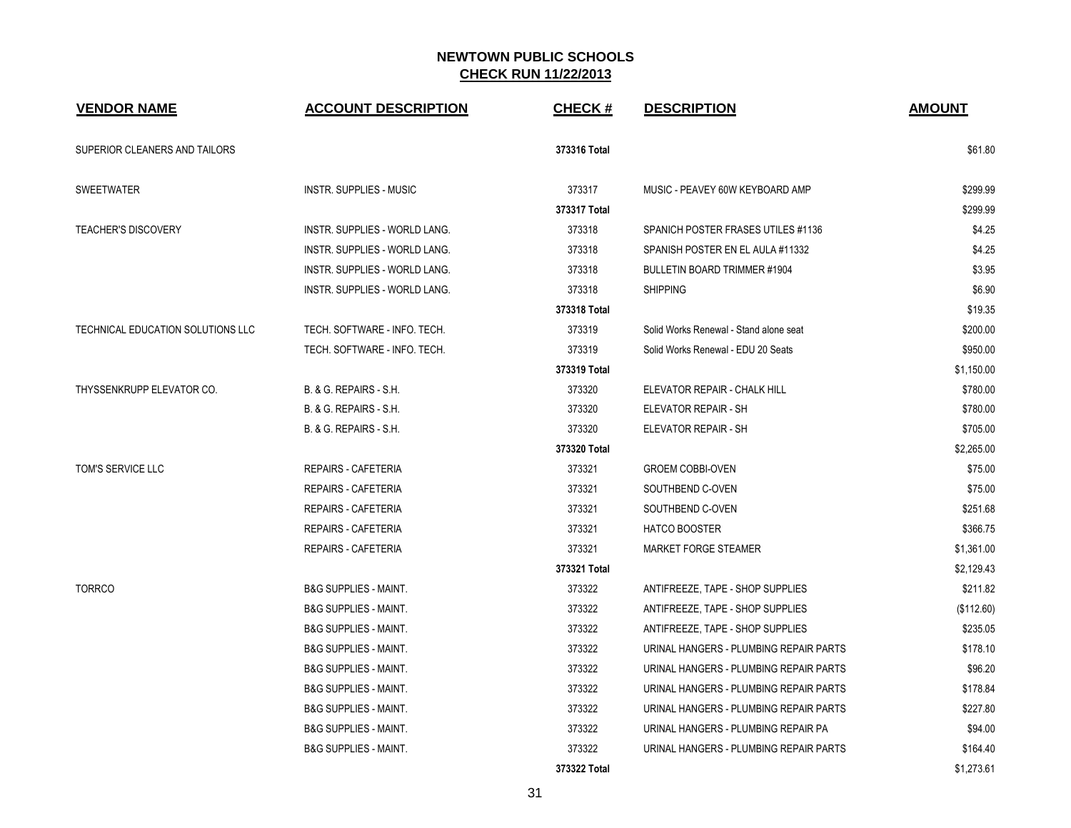# NEWTOWN PUBLIC SCHOOLS
## CHECK RUN 11/22/2013

| VENDOR NAME | ACCOUNT DESCRIPTION | CHECK # | DESCRIPTION | AMOUNT |
|---|---|---|---|---|
| SUPERIOR CLEANERS AND TAILORS | | 373316 Total | | $61.80 |
| SWEETWATER | INSTR. SUPPLIES - MUSIC | 373317 | MUSIC - PEAVEY 60W KEYBOARD AMP | $299.99 |
| | | 373317 Total | | $299.99 |
| TEACHER'S DISCOVERY | INSTR. SUPPLIES - WORLD LANG. | 373318 | SPANICH POSTER FRASES UTILES #1136 | $4.25 |
| | INSTR. SUPPLIES - WORLD LANG. | 373318 | SPANISH POSTER EN EL AULA #11332 | $4.25 |
| | INSTR. SUPPLIES - WORLD LANG. | 373318 | BULLETIN BOARD TRIMMER #1904 | $3.95 |
| | INSTR. SUPPLIES - WORLD LANG. | 373318 | SHIPPING | $6.90 |
| | | 373318 Total | | $19.35 |
| TECHNICAL EDUCATION SOLUTIONS LLC | TECH. SOFTWARE - INFO. TECH. | 373319 | Solid Works Renewal - Stand alone seat | $200.00 |
| | TECH. SOFTWARE - INFO. TECH. | 373319 | Solid Works Renewal - EDU 20 Seats | $950.00 |
| | | 373319 Total | | $1,150.00 |
| THYSSENKRUPP ELEVATOR CO. | B. & G. REPAIRS - S.H. | 373320 | ELEVATOR REPAIR - CHALK HILL | $780.00 |
| | B. & G. REPAIRS - S.H. | 373320 | ELEVATOR REPAIR - SH | $780.00 |
| | B. & G. REPAIRS - S.H. | 373320 | ELEVATOR REPAIR - SH | $705.00 |
| | | 373320 Total | | $2,265.00 |
| TOM'S SERVICE LLC | REPAIRS - CAFETERIA | 373321 | GROEM COBBI-OVEN | $75.00 |
| | REPAIRS - CAFETERIA | 373321 | SOUTHBEND C-OVEN | $75.00 |
| | REPAIRS - CAFETERIA | 373321 | SOUTHBEND C-OVEN | $251.68 |
| | REPAIRS - CAFETERIA | 373321 | HATCO BOOSTER | $366.75 |
| | REPAIRS - CAFETERIA | 373321 | MARKET FORGE STEAMER | $1,361.00 |
| | | 373321 Total | | $2,129.43 |
| TORRCO | B&G SUPPLIES - MAINT. | 373322 | ANTIFREEZE, TAPE - SHOP SUPPLIES | $211.82 |
| | B&G SUPPLIES - MAINT. | 373322 | ANTIFREEZE, TAPE - SHOP SUPPLIES | ($112.60) |
| | B&G SUPPLIES - MAINT. | 373322 | ANTIFREEZE, TAPE - SHOP SUPPLIES | $235.05 |
| | B&G SUPPLIES - MAINT. | 373322 | URINAL HANGERS - PLUMBING REPAIR PARTS | $178.10 |
| | B&G SUPPLIES - MAINT. | 373322 | URINAL HANGERS - PLUMBING REPAIR PARTS | $96.20 |
| | B&G SUPPLIES - MAINT. | 373322 | URINAL HANGERS - PLUMBING REPAIR PARTS | $178.84 |
| | B&G SUPPLIES - MAINT. | 373322 | URINAL HANGERS - PLUMBING REPAIR PARTS | $227.80 |
| | B&G SUPPLIES - MAINT. | 373322 | URINAL HANGERS - PLUMBING REPAIR PA | $94.00 |
| | B&G SUPPLIES - MAINT. | 373322 | URINAL HANGERS - PLUMBING REPAIR PARTS | $164.40 |
| | | 373322 Total | | $1,273.61 |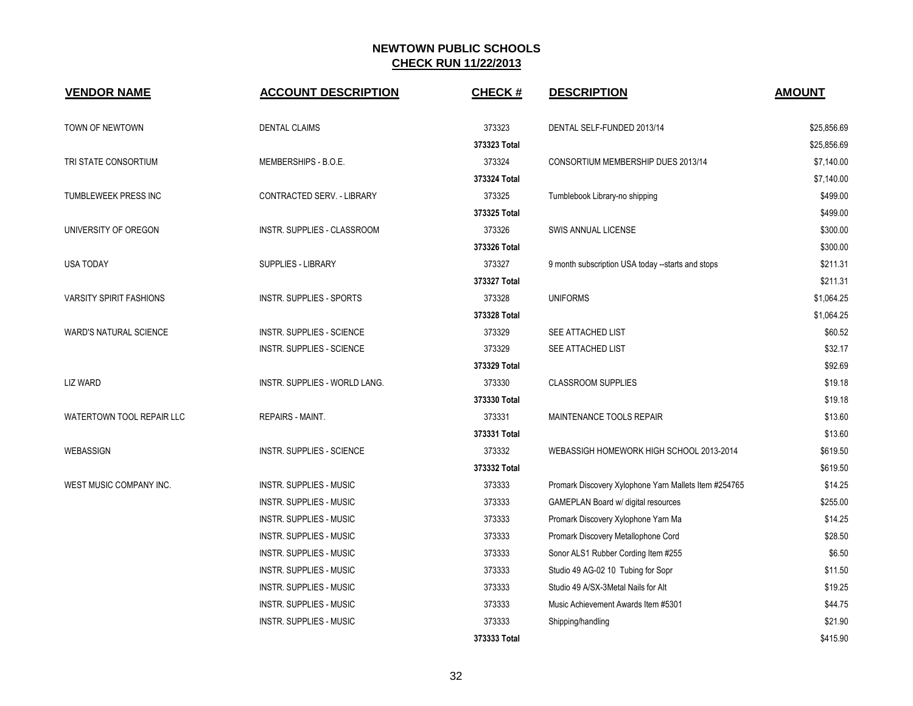# NEWTOWN PUBLIC SCHOOLS

## CHECK RUN 11/22/2013

| VENDOR NAME | ACCOUNT DESCRIPTION | CHECK # | DESCRIPTION | AMOUNT |
|---|---|---|---|---|
| TOWN OF NEWTOWN | DENTAL CLAIMS | 373323 | DENTAL SELF-FUNDED 2013/14 | $25,856.69 |
| | | **373323 Total** | | $25,856.69 |
| TRI STATE CONSORTIUM | MEMBERSHIPS - B.O.E. | 373324 | CONSORTIUM MEMBERSHIP DUES 2013/14 | $7,140.00 |
| | | **373324 Total** | | $7,140.00 |
| TUMBLEWEEK PRESS INC | CONTRACTED SERV. - LIBRARY | 373325 | Tumblebook Library-no shipping | $499.00 |
| | | **373325 Total** | | $499.00 |
| UNIVERSITY OF OREGON | INSTR. SUPPLIES - CLASSROOM | 373326 | SWIS ANNUAL LICENSE | $300.00 |
| | | **373326 Total** | | $300.00 |
| USA TODAY | SUPPLIES - LIBRARY | 373327 | 9 month subscription USA today --starts and stops | $211.31 |
| | | **373327 Total** | | $211.31 |
| VARSITY SPIRIT FASHIONS | INSTR. SUPPLIES - SPORTS | 373328 | UNIFORMS | $1,064.25 |
| | | **373328 Total** | | $1,064.25 |
| WARD'S NATURAL SCIENCE | INSTR. SUPPLIES - SCIENCE | 373329 | SEE ATTACHED LIST | $60.52 |
| | INSTR. SUPPLIES - SCIENCE | 373329 | SEE ATTACHED LIST | $32.17 |
| | | **373329 Total** | | $92.69 |
| LIZ WARD | INSTR. SUPPLIES - WORLD LANG. | 373330 | CLASSROOM SUPPLIES | $19.18 |
| | | **373330 Total** | | $19.18 |
| WATERTOWN TOOL REPAIR LLC | REPAIRS - MAINT. | 373331 | MAINTENANCE TOOLS REPAIR | $13.60 |
| | | **373331 Total** | | $13.60 |
| WEBASSIGN | INSTR. SUPPLIES - SCIENCE | 373332 | WEBASSIGH HOMEWORK HIGH SCHOOL 2013-2014 | $619.50 |
| | | **373332 Total** | | $619.50 |
| WEST MUSIC COMPANY INC. | INSTR. SUPPLIES - MUSIC | 373333 | Promark Discovery Xylophone Yarn Mallets Item #254765 | $14.25 |
| | INSTR. SUPPLIES - MUSIC | 373333 | GAMEPLAN Board w/ digital resources | $255.00 |
| | INSTR. SUPPLIES - MUSIC | 373333 | Promark Discovery Xylophone Yarn Ma | $14.25 |
| | INSTR. SUPPLIES - MUSIC | 373333 | Promark Discovery Metallophone Cord | $28.50 |
| | INSTR. SUPPLIES - MUSIC | 373333 | Sonor ALS1 Rubber Cording Item #255 | $6.50 |
| | INSTR. SUPPLIES - MUSIC | 373333 | Studio 49 AG-02 10 Tubing for Sopr | $11.50 |
| | INSTR. SUPPLIES - MUSIC | 373333 | Studio 49 A/SX-3Metal Nails for Alt | $19.25 |
| | INSTR. SUPPLIES - MUSIC | 373333 | Music Achievement Awards Item #5301 | $44.75 |
| | INSTR. SUPPLIES - MUSIC | 373333 | Shipping/handling | $21.90 |
| | | **373333 Total** | | $415.90 |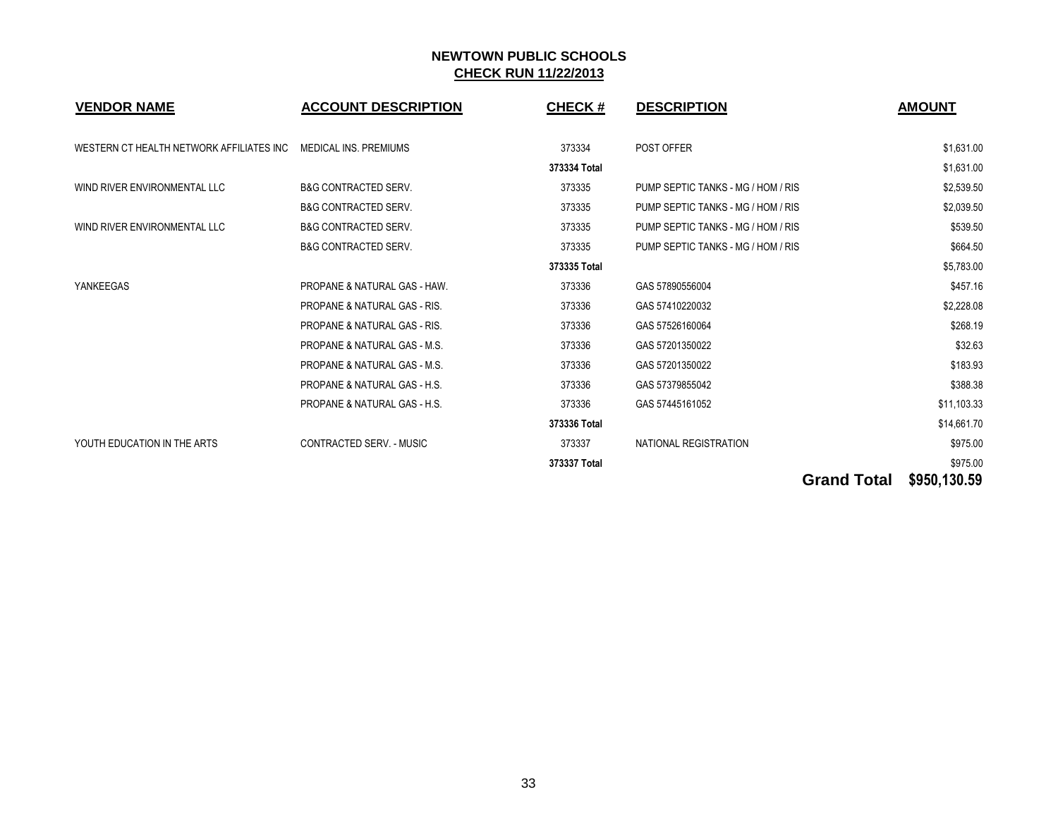**NEWTOWN PUBLIC SCHOOLS**

**CHECK RUN 11/22/2013**

| VENDOR NAME | ACCOUNT DESCRIPTION | CHECK # | DESCRIPTION | AMOUNT |
|---|---|---|---|---|
| WESTERN CT HEALTH NETWORK AFFILIATES INC | MEDICAL INS. PREMIUMS | 373334 | POST OFFER | $1,631.00 |
| | | **373334 Total** | | $1,631.00 |
| WIND RIVER ENVIRONMENTAL LLC | B&G CONTRACTED SERV. | 373335 | PUMP SEPTIC TANKS - MG / HOM / RIS | $2,539.50 |
| | B&G CONTRACTED SERV. | 373335 | PUMP SEPTIC TANKS - MG / HOM / RIS | $2,039.50 |
| WIND RIVER ENVIRONMENTAL LLC | B&G CONTRACTED SERV. | 373335 | PUMP SEPTIC TANKS - MG / HOM / RIS | $539.50 |
| | B&G CONTRACTED SERV. | 373335 | PUMP SEPTIC TANKS - MG / HOM / RIS | $664.50 |
| | | **373335 Total** | | $5,783.00 |
| YANKEEGAS | PROPANE & NATURAL GAS - HAW. | 373336 | GAS 57890556004 | $457.16 |
| | PROPANE & NATURAL GAS - RIS. | 373336 | GAS 57410220032 | $2,228.08 |
| | PROPANE & NATURAL GAS - RIS. | 373336 | GAS 57526160064 | $268.19 |
| | PROPANE & NATURAL GAS - M.S. | 373336 | GAS 57201350022 | $32.63 |
| | PROPANE & NATURAL GAS - M.S. | 373336 | GAS 57201350022 | $183.93 |
| | PROPANE & NATURAL GAS - H.S. | 373336 | GAS 57379855042 | $388.38 |
| | PROPANE & NATURAL GAS - H.S. | 373336 | GAS 57445161052 | $11,103.33 |
| | | **373336 Total** | | $14,661.70 |
| YOUTH EDUCATION IN THE ARTS | CONTRACTED SERV. - MUSIC | 373337 | NATIONAL REGISTRATION | $975.00 |
| | | **373337 Total** | | $975.00 |
| | | | **Grand Total** | **$950,130.59** |